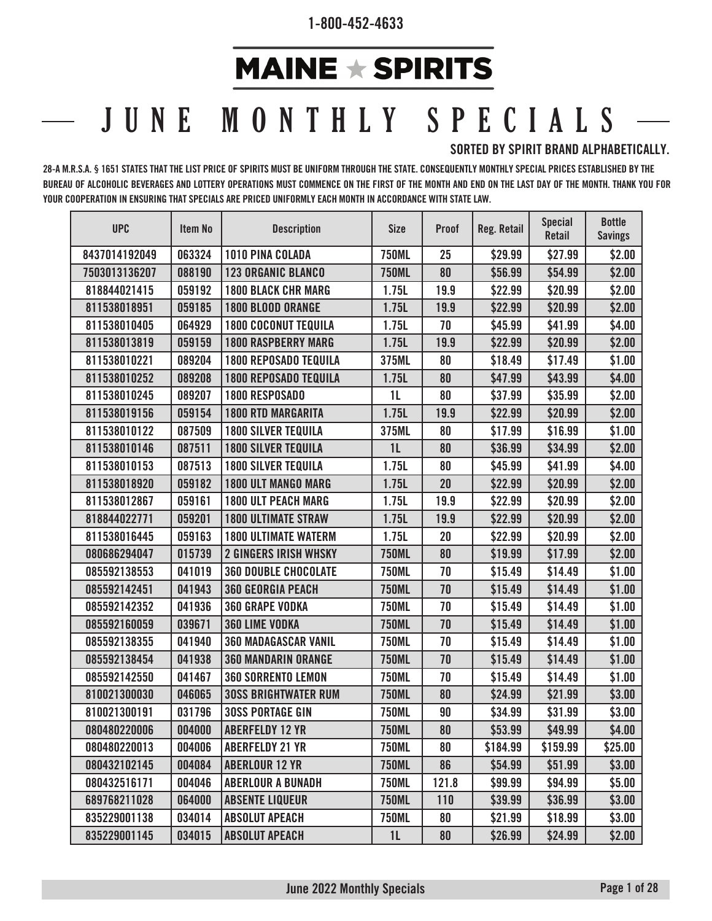1-800-452-4633

# MAINE ★ SPIRITS

## JUNE MONTHLY SPECIALS

**SORTED BY SPIRIT BRAND ALPHABETICALLY.**

28-A M.R.S.A. § 1651 STATES THAT THE LIST PRICE OF SPIRITS MUST BE UNIFORM THROUGH THE STATE. CONSEQUENTLY MONTHLY SPECIAL PRICES ESTABLISHED BY THE BUREAU OF ALCOHOLIC BEVERAGES AND LOTTERY OPERATIONS MUST COMMENCE ON THE FIRST OF THE MONTH AND END ON THE LAST DAY OF THE MONTH. THANK YOU FOR YOUR COOPERATION IN ENSURING THAT SPECIALS ARE PRICED UNIFORMLY EACH MONTH IN ACCORDANCE WITH STATE LAW.

| UPC | Item No | Description | Size | Proof | Reg. Retail | Special Retail | Bottle Savings |
|---|---|---|---|---|---|---|---|
| 8437014192049 | 063324 | 1010 PINA COLADA | 750ML | 25 | $29.99 | $27.99 | $2.00 |
| 7503013136207 | 088190 | 123 ORGANIC BLANCO | 750ML | 80 | $56.99 | $54.99 | $2.00 |
| 818844021415 | 059192 | 1800 BLACK CHR MARG | 1.75L | 19.9 | $22.99 | $20.99 | $2.00 |
| 811538018951 | 059185 | 1800 BLOOD ORANGE | 1.75L | 19.9 | $22.99 | $20.99 | $2.00 |
| 811538010405 | 064929 | 1800 COCONUT TEQUILA | 1.75L | 70 | $45.99 | $41.99 | $4.00 |
| 811538013819 | 059159 | 1800 RASPBERRY MARG | 1.75L | 19.9 | $22.99 | $20.99 | $2.00 |
| 811538010221 | 089204 | 1800 REPOSADO TEQUILA | 375ML | 80 | $18.49 | $17.49 | $1.00 |
| 811538010252 | 089208 | 1800 REPOSADO TEQUILA | 1.75L | 80 | $47.99 | $43.99 | $4.00 |
| 811538010245 | 089207 | 1800 RESPOSADO | 1L | 80 | $37.99 | $35.99 | $2.00 |
| 811538019156 | 059154 | 1800 RTD MARGARITA | 1.75L | 19.9 | $22.99 | $20.99 | $2.00 |
| 811538010122 | 087509 | 1800 SILVER TEQUILA | 375ML | 80 | $17.99 | $16.99 | $1.00 |
| 811538010146 | 087511 | 1800 SILVER TEQUILA | 1L | 80 | $36.99 | $34.99 | $2.00 |
| 811538010153 | 087513 | 1800 SILVER TEQUILA | 1.75L | 80 | $45.99 | $41.99 | $4.00 |
| 811538018920 | 059182 | 1800 ULT MANGO MARG | 1.75L | 20 | $22.99 | $20.99 | $2.00 |
| 811538012867 | 059161 | 1800 ULT PEACH MARG | 1.75L | 19.9 | $22.99 | $20.99 | $2.00 |
| 818844022771 | 059201 | 1800 ULTIMATE STRAW | 1.75L | 19.9 | $22.99 | $20.99 | $2.00 |
| 811538016445 | 059163 | 1800 ULTIMATE WATERM | 1.75L | 20 | $22.99 | $20.99 | $2.00 |
| 080686294047 | 015739 | 2 GINGERS IRISH WHSKY | 750ML | 80 | $19.99 | $17.99 | $2.00 |
| 085592138553 | 041019 | 360 DOUBLE CHOCOLATE | 750ML | 70 | $15.49 | $14.49 | $1.00 |
| 085592142451 | 041943 | 360 GEORGIA PEACH | 750ML | 70 | $15.49 | $14.49 | $1.00 |
| 085592142352 | 041936 | 360 GRAPE VODKA | 750ML | 70 | $15.49 | $14.49 | $1.00 |
| 085592160059 | 039671 | 360 LIME VODKA | 750ML | 70 | $15.49 | $14.49 | $1.00 |
| 085592138355 | 041940 | 360 MADAGASCAR VANIL | 750ML | 70 | $15.49 | $14.49 | $1.00 |
| 085592138454 | 041938 | 360 MANDARIN ORANGE | 750ML | 70 | $15.49 | $14.49 | $1.00 |
| 085592142550 | 041467 | 360 SORRENTO LEMON | 750ML | 70 | $15.49 | $14.49 | $1.00 |
| 810021300030 | 046065 | 3OSS BRIGHTWATER RUM | 750ML | 80 | $24.99 | $21.99 | $3.00 |
| 810021300191 | 031796 | 3OSS PORTAGE GIN | 750ML | 90 | $34.99 | $31.99 | $3.00 |
| 080480220006 | 004000 | ABERFELDY 12 YR | 750ML | 80 | $53.99 | $49.99 | $4.00 |
| 080480220013 | 004006 | ABERFELDY 21 YR | 750ML | 80 | $184.99 | $159.99 | $25.00 |
| 080432102145 | 004084 | ABERLOUR 12 YR | 750ML | 86 | $54.99 | $51.99 | $3.00 |
| 080432516171 | 004046 | ABERLOUR A BUNADH | 750ML | 121.8 | $99.99 | $94.99 | $5.00 |
| 689768211028 | 064000 | ABSENTE LIQUEUR | 750ML | 110 | $39.99 | $36.99 | $3.00 |
| 835229001138 | 034014 | ABSOLUT APEACH | 750ML | 80 | $21.99 | $18.99 | $3.00 |
| 835229001145 | 034015 | ABSOLUT APEACH | 1L | 80 | $26.99 | $24.99 | $2.00 |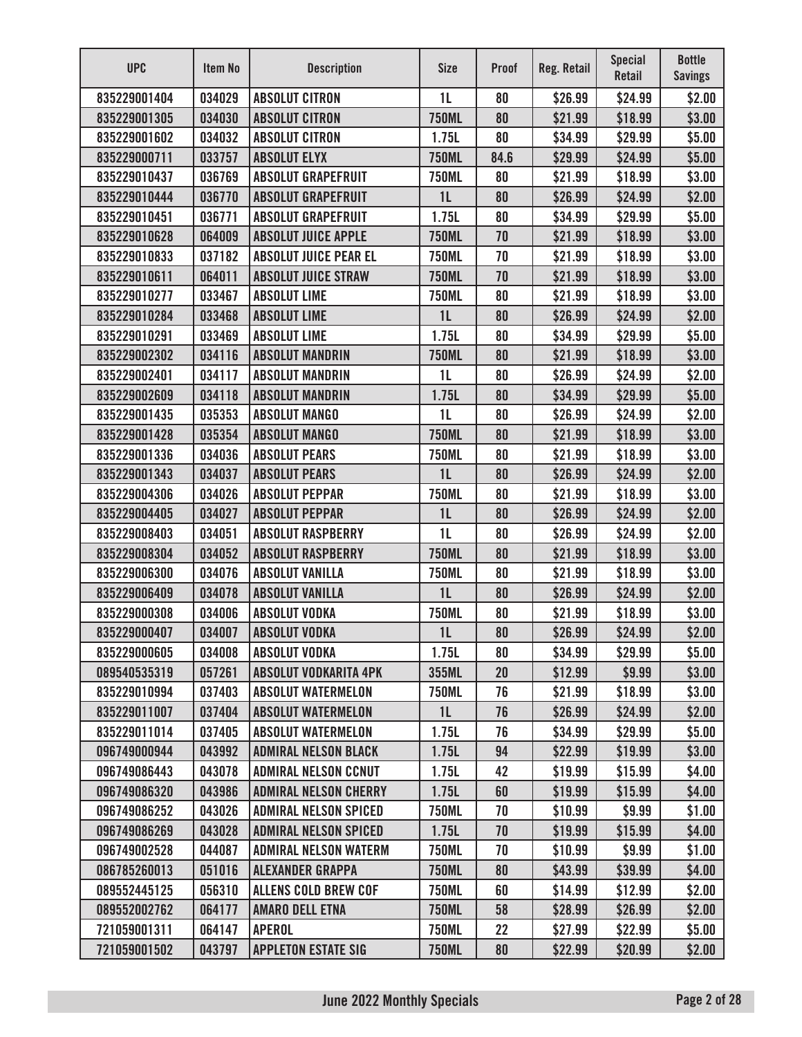| UPC | Item No | Description | Size | Proof | Reg. Retail | Special Retail | Bottle Savings |
|---|---|---|---|---|---|---|---|
| 835229001404 | 034029 | ABSOLUT CITRON | 1L | 80 | $26.99 | $24.99 | $2.00 |
| 835229001305 | 034030 | ABSOLUT CITRON | 750ML | 80 | $21.99 | $18.99 | $3.00 |
| 835229001602 | 034032 | ABSOLUT CITRON | 1.75L | 80 | $34.99 | $29.99 | $5.00 |
| 835229000711 | 033757 | ABSOLUT ELYX | 750ML | 84.6 | $29.99 | $24.99 | $5.00 |
| 835229010437 | 036769 | ABSOLUT GRAPEFRUIT | 750ML | 80 | $21.99 | $18.99 | $3.00 |
| 835229010444 | 036770 | ABSOLUT GRAPEFRUIT | 1L | 80 | $26.99 | $24.99 | $2.00 |
| 835229010451 | 036771 | ABSOLUT GRAPEFRUIT | 1.75L | 80 | $34.99 | $29.99 | $5.00 |
| 835229010628 | 064009 | ABSOLUT JUICE APPLE | 750ML | 70 | $21.99 | $18.99 | $3.00 |
| 835229010833 | 037182 | ABSOLUT JUICE PEAR EL | 750ML | 70 | $21.99 | $18.99 | $3.00 |
| 835229010611 | 064011 | ABSOLUT JUICE STRAW | 750ML | 70 | $21.99 | $18.99 | $3.00 |
| 835229010277 | 033467 | ABSOLUT LIME | 750ML | 80 | $21.99 | $18.99 | $3.00 |
| 835229010284 | 033468 | ABSOLUT LIME | 1L | 80 | $26.99 | $24.99 | $2.00 |
| 835229010291 | 033469 | ABSOLUT LIME | 1.75L | 80 | $34.99 | $29.99 | $5.00 |
| 835229002302 | 034116 | ABSOLUT MANDRIN | 750ML | 80 | $21.99 | $18.99 | $3.00 |
| 835229002401 | 034117 | ABSOLUT MANDRIN | 1L | 80 | $26.99 | $24.99 | $2.00 |
| 835229002609 | 034118 | ABSOLUT MANDRIN | 1.75L | 80 | $34.99 | $29.99 | $5.00 |
| 835229001435 | 035353 | ABSOLUT MANGO | 1L | 80 | $26.99 | $24.99 | $2.00 |
| 835229001428 | 035354 | ABSOLUT MANGO | 750ML | 80 | $21.99 | $18.99 | $3.00 |
| 835229001336 | 034036 | ABSOLUT PEARS | 750ML | 80 | $21.99 | $18.99 | $3.00 |
| 835229001343 | 034037 | ABSOLUT PEARS | 1L | 80 | $26.99 | $24.99 | $2.00 |
| 835229004306 | 034026 | ABSOLUT PEPPAR | 750ML | 80 | $21.99 | $18.99 | $3.00 |
| 835229004405 | 034027 | ABSOLUT PEPPAR | 1L | 80 | $26.99 | $24.99 | $2.00 |
| 835229008403 | 034051 | ABSOLUT RASPBERRY | 1L | 80 | $26.99 | $24.99 | $2.00 |
| 835229008304 | 034052 | ABSOLUT RASPBERRY | 750ML | 80 | $21.99 | $18.99 | $3.00 |
| 835229006300 | 034076 | ABSOLUT VANILLA | 750ML | 80 | $21.99 | $18.99 | $3.00 |
| 835229006409 | 034078 | ABSOLUT VANILLA | 1L | 80 | $26.99 | $24.99 | $2.00 |
| 835229000308 | 034006 | ABSOLUT VODKA | 750ML | 80 | $21.99 | $18.99 | $3.00 |
| 835229000407 | 034007 | ABSOLUT VODKA | 1L | 80 | $26.99 | $24.99 | $2.00 |
| 835229000605 | 034008 | ABSOLUT VODKA | 1.75L | 80 | $34.99 | $29.99 | $5.00 |
| 089540535319 | 057261 | ABSOLUT VODKARITA 4PK | 355ML | 20 | $12.99 | $9.99 | $3.00 |
| 835229010994 | 037403 | ABSOLUT WATERMELON | 750ML | 76 | $21.99 | $18.99 | $3.00 |
| 835229011007 | 037404 | ABSOLUT WATERMELON | 1L | 76 | $26.99 | $24.99 | $2.00 |
| 835229011014 | 037405 | ABSOLUT WATERMELON | 1.75L | 76 | $34.99 | $29.99 | $5.00 |
| 096749000944 | 043992 | ADMIRAL NELSON BLACK | 1.75L | 94 | $22.99 | $19.99 | $3.00 |
| 096749086443 | 043078 | ADMIRAL NELSON CCNUT | 1.75L | 42 | $19.99 | $15.99 | $4.00 |
| 096749086320 | 043986 | ADMIRAL NELSON CHERRY | 1.75L | 60 | $19.99 | $15.99 | $4.00 |
| 096749086252 | 043026 | ADMIRAL NELSON SPICED | 750ML | 70 | $10.99 | $9.99 | $1.00 |
| 096749086269 | 043028 | ADMIRAL NELSON SPICED | 1.75L | 70 | $19.99 | $15.99 | $4.00 |
| 096749002528 | 044087 | ADMIRAL NELSON WATERM | 750ML | 70 | $10.99 | $9.99 | $1.00 |
| 086785260013 | 051016 | ALEXANDER GRAPPA | 750ML | 80 | $43.99 | $39.99 | $4.00 |
| 089552445125 | 056310 | ALLENS COLD BREW COF | 750ML | 60 | $14.99 | $12.99 | $2.00 |
| 089552002762 | 064177 | AMARO DELL ETNA | 750ML | 58 | $28.99 | $26.99 | $2.00 |
| 721059001311 | 064147 | APEROL | 750ML | 22 | $27.99 | $22.99 | $5.00 |
| 721059001502 | 043797 | APPLETON ESTATE SIG | 750ML | 80 | $22.99 | $20.99 | $2.00 |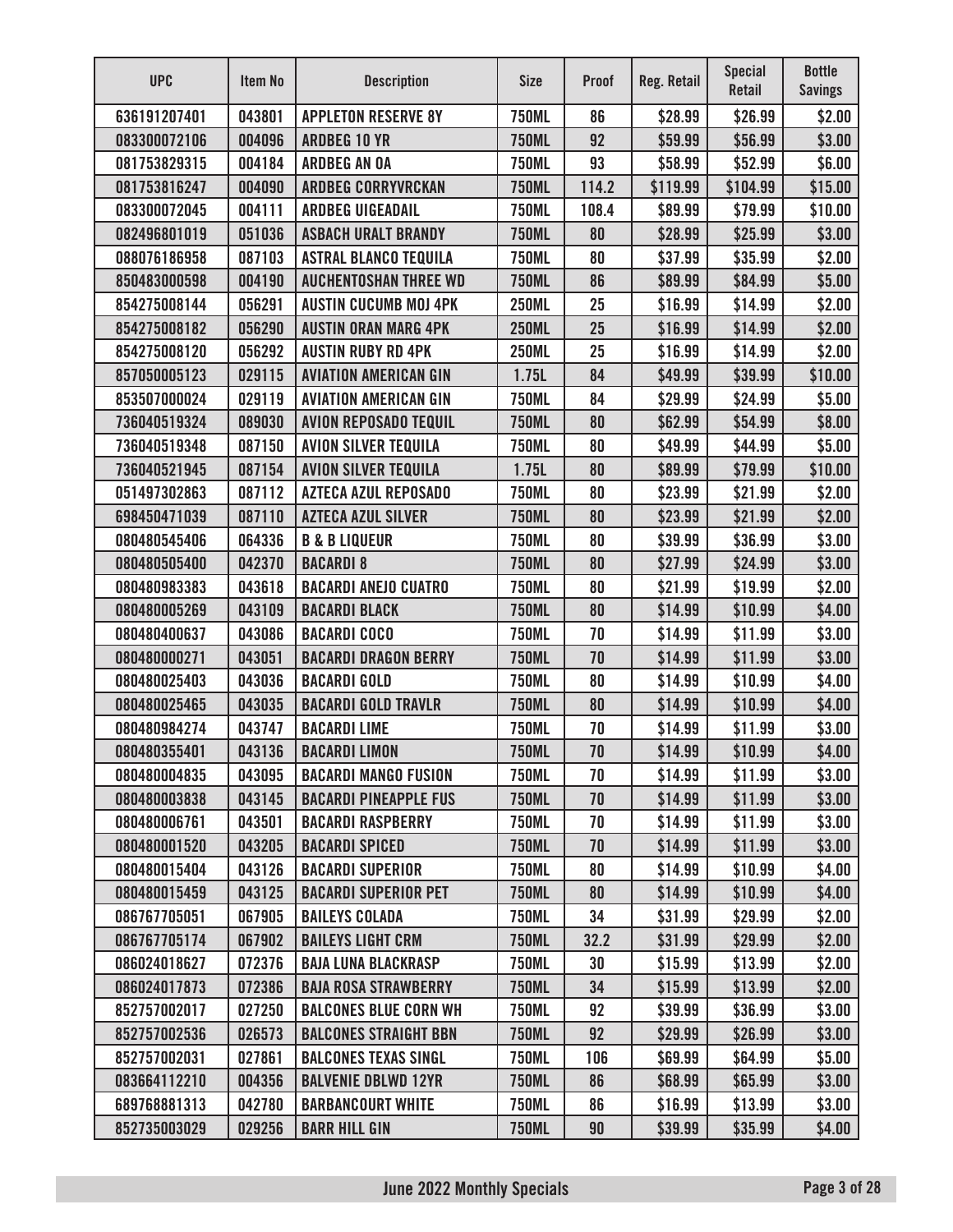| UPC | Item No | Description | Size | Proof | Reg. Retail | Special Retail | Bottle Savings |
|---|---|---|---|---|---|---|---|
| 636191207401 | 043801 | APPLETON RESERVE 8Y | 750ML | 86 | $28.99 | $26.99 | $2.00 |
| 083300072106 | 004096 | ARDBEG 10 YR | 750ML | 92 | $59.99 | $56.99 | $3.00 |
| 081753829315 | 004184 | ARDBEG AN OA | 750ML | 93 | $58.99 | $52.99 | $6.00 |
| 081753816247 | 004090 | ARDBEG CORRYVRCKAN | 750ML | 114.2 | $119.99 | $104.99 | $15.00 |
| 083300072045 | 004111 | ARDBEG UIGEADAIL | 750ML | 108.4 | $89.99 | $79.99 | $10.00 |
| 082496801019 | 051036 | ASBACH URALT BRANDY | 750ML | 80 | $28.99 | $25.99 | $3.00 |
| 088076186958 | 087103 | ASTRAL BLANCO TEQUILA | 750ML | 80 | $37.99 | $35.99 | $2.00 |
| 850483000598 | 004190 | AUCHENTOSHAN THREE WD | 750ML | 86 | $89.99 | $84.99 | $5.00 |
| 854275008144 | 056291 | AUSTIN CUCUMB MOJ 4PK | 250ML | 25 | $16.99 | $14.99 | $2.00 |
| 854275008182 | 056290 | AUSTIN ORAN MARG 4PK | 250ML | 25 | $16.99 | $14.99 | $2.00 |
| 854275008120 | 056292 | AUSTIN RUBY RD 4PK | 250ML | 25 | $16.99 | $14.99 | $2.00 |
| 857050005123 | 029115 | AVIATION AMERICAN GIN | 1.75L | 84 | $49.99 | $39.99 | $10.00 |
| 853507000024 | 029119 | AVIATION AMERICAN GIN | 750ML | 84 | $29.99 | $24.99 | $5.00 |
| 736040519324 | 089030 | AVION REPOSADO TEQUIL | 750ML | 80 | $62.99 | $54.99 | $8.00 |
| 736040519348 | 087150 | AVION SILVER TEQUILA | 750ML | 80 | $49.99 | $44.99 | $5.00 |
| 736040521945 | 087154 | AVION SILVER TEQUILA | 1.75L | 80 | $89.99 | $79.99 | $10.00 |
| 051497302863 | 087112 | AZTECA AZUL REPOSADO | 750ML | 80 | $23.99 | $21.99 | $2.00 |
| 698450471039 | 087110 | AZTECA AZUL SILVER | 750ML | 80 | $23.99 | $21.99 | $2.00 |
| 080480545406 | 064336 | B & B LIQUEUR | 750ML | 80 | $39.99 | $36.99 | $3.00 |
| 080480505400 | 042370 | BACARDI 8 | 750ML | 80 | $27.99 | $24.99 | $3.00 |
| 080480983383 | 043618 | BACARDI ANEJO CUATRO | 750ML | 80 | $21.99 | $19.99 | $2.00 |
| 080480005269 | 043109 | BACARDI BLACK | 750ML | 80 | $14.99 | $10.99 | $4.00 |
| 080480400637 | 043086 | BACARDI COCO | 750ML | 70 | $14.99 | $11.99 | $3.00 |
| 080480000271 | 043051 | BACARDI DRAGON BERRY | 750ML | 70 | $14.99 | $11.99 | $3.00 |
| 080480025403 | 043036 | BACARDI GOLD | 750ML | 80 | $14.99 | $10.99 | $4.00 |
| 080480025465 | 043035 | BACARDI GOLD TRAVLR | 750ML | 80 | $14.99 | $10.99 | $4.00 |
| 080480984274 | 043747 | BACARDI LIME | 750ML | 70 | $14.99 | $11.99 | $3.00 |
| 080480355401 | 043136 | BACARDI LIMON | 750ML | 70 | $14.99 | $10.99 | $4.00 |
| 080480004835 | 043095 | BACARDI MANGO FUSION | 750ML | 70 | $14.99 | $11.99 | $3.00 |
| 080480003838 | 043145 | BACARDI PINEAPPLE FUS | 750ML | 70 | $14.99 | $11.99 | $3.00 |
| 080480006761 | 043501 | BACARDI RASPBERRY | 750ML | 70 | $14.99 | $11.99 | $3.00 |
| 080480001520 | 043205 | BACARDI SPICED | 750ML | 70 | $14.99 | $11.99 | $3.00 |
| 080480015404 | 043126 | BACARDI SUPERIOR | 750ML | 80 | $14.99 | $10.99 | $4.00 |
| 080480015459 | 043125 | BACARDI SUPERIOR PET | 750ML | 80 | $14.99 | $10.99 | $4.00 |
| 086767705051 | 067905 | BAILEYS COLADA | 750ML | 34 | $31.99 | $29.99 | $2.00 |
| 086767705174 | 067902 | BAILEYS LIGHT CRM | 750ML | 32.2 | $31.99 | $29.99 | $2.00 |
| 086024018627 | 072376 | BAJA LUNA BLACKRASP | 750ML | 30 | $15.99 | $13.99 | $2.00 |
| 086024017873 | 072386 | BAJA ROSA STRAWBERRY | 750ML | 34 | $15.99 | $13.99 | $2.00 |
| 852757002017 | 027250 | BALCONES BLUE CORN WH | 750ML | 92 | $39.99 | $36.99 | $3.00 |
| 852757002536 | 026573 | BALCONES STRAIGHT BBN | 750ML | 92 | $29.99 | $26.99 | $3.00 |
| 852757002031 | 027861 | BALCONES TEXAS SINGL | 750ML | 106 | $69.99 | $64.99 | $5.00 |
| 083664112210 | 004356 | BALVENIE DBLWD 12YR | 750ML | 86 | $68.99 | $65.99 | $3.00 |
| 689768881313 | 042780 | BARBANCOURT WHITE | 750ML | 86 | $16.99 | $13.99 | $3.00 |
| 852735003029 | 029256 | BARR HILL GIN | 750ML | 90 | $39.99 | $35.99 | $4.00 |

June 2022 Monthly Specials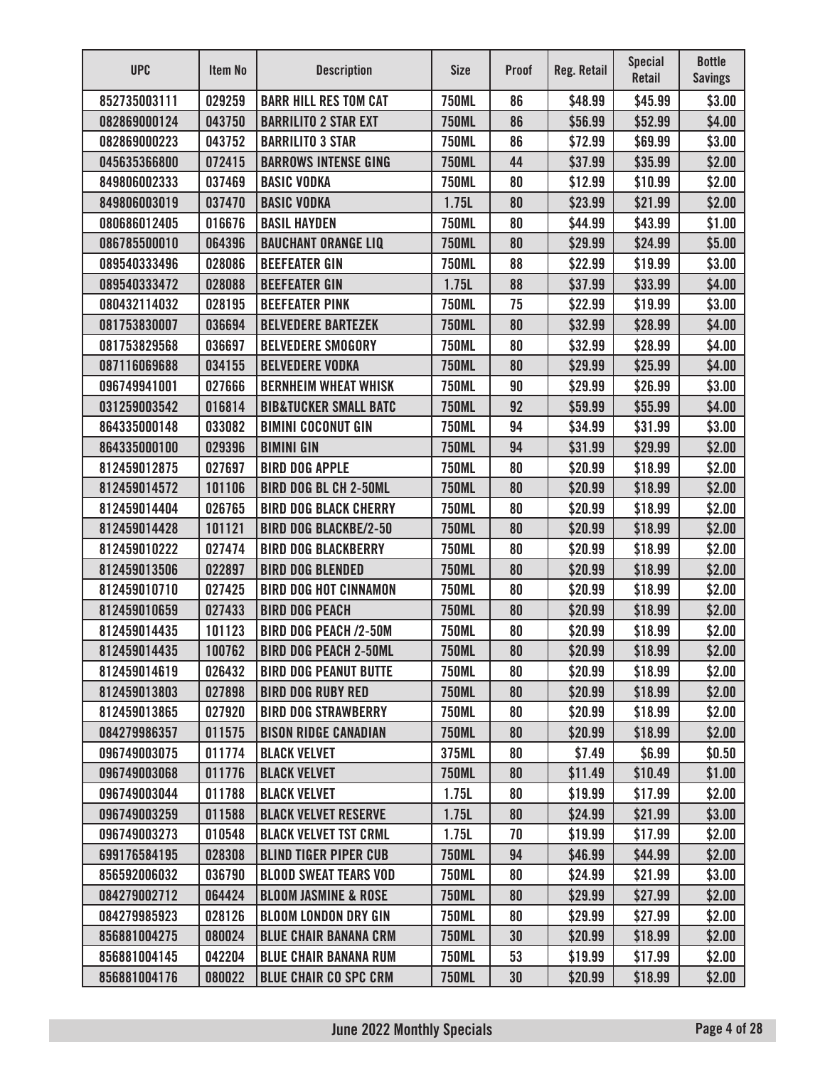| UPC | Item No | Description | Size | Proof | Reg. Retail | Special Retail | Bottle Savings |
|---|---|---|---|---|---|---|---|
| 852735003111 | 029259 | BARR HILL RES TOM CAT | 750ML | 86 | $48.99 | $45.99 | $3.00 |
| 082869000124 | 043750 | BARRILITO 2 STAR EXT | 750ML | 86 | $56.99 | $52.99 | $4.00 |
| 082869000223 | 043752 | BARRILITO 3 STAR | 750ML | 86 | $72.99 | $69.99 | $3.00 |
| 045635366800 | 072415 | BARROWS INTENSE GING | 750ML | 44 | $37.99 | $35.99 | $2.00 |
| 849806002333 | 037469 | BASIC VODKA | 750ML | 80 | $12.99 | $10.99 | $2.00 |
| 849806003019 | 037470 | BASIC VODKA | 1.75L | 80 | $23.99 | $21.99 | $2.00 |
| 080686012405 | 016676 | BASIL HAYDEN | 750ML | 80 | $44.99 | $43.99 | $1.00 |
| 086785500010 | 064396 | BAUCHANT ORANGE LIQ | 750ML | 80 | $29.99 | $24.99 | $5.00 |
| 089540333496 | 028086 | BEEFEATER GIN | 750ML | 88 | $22.99 | $19.99 | $3.00 |
| 089540333472 | 028088 | BEEFEATER GIN | 1.75L | 88 | $37.99 | $33.99 | $4.00 |
| 080432114032 | 028195 | BEEFEATER PINK | 750ML | 75 | $22.99 | $19.99 | $3.00 |
| 081753830007 | 036694 | BELVEDERE BARTEZEK | 750ML | 80 | $32.99 | $28.99 | $4.00 |
| 081753829568 | 036697 | BELVEDERE SMOGORY | 750ML | 80 | $32.99 | $28.99 | $4.00 |
| 087116069688 | 034155 | BELVEDERE VODKA | 750ML | 80 | $29.99 | $25.99 | $4.00 |
| 096749941001 | 027666 | BERNHEIM WHEAT WHISK | 750ML | 90 | $29.99 | $26.99 | $3.00 |
| 031259003542 | 016814 | BIB&TUCKER SMALL BATC | 750ML | 92 | $59.99 | $55.99 | $4.00 |
| 864335000148 | 033082 | BIMINI COCONUT GIN | 750ML | 94 | $34.99 | $31.99 | $3.00 |
| 864335000100 | 029396 | BIMINI GIN | 750ML | 94 | $31.99 | $29.99 | $2.00 |
| 812459012875 | 027697 | BIRD DOG APPLE | 750ML | 80 | $20.99 | $18.99 | $2.00 |
| 812459014572 | 101106 | BIRD DOG BL CH 2-50ML | 750ML | 80 | $20.99 | $18.99 | $2.00 |
| 812459014404 | 026765 | BIRD DOG BLACK CHERRY | 750ML | 80 | $20.99 | $18.99 | $2.00 |
| 812459014428 | 101121 | BIRD DOG BLACKBE/2-50 | 750ML | 80 | $20.99 | $18.99 | $2.00 |
| 812459010222 | 027474 | BIRD DOG BLACKBERRY | 750ML | 80 | $20.99 | $18.99 | $2.00 |
| 812459013506 | 022897 | BIRD DOG BLENDED | 750ML | 80 | $20.99 | $18.99 | $2.00 |
| 812459010710 | 027425 | BIRD DOG HOT CINNAMON | 750ML | 80 | $20.99 | $18.99 | $2.00 |
| 812459010659 | 027433 | BIRD DOG PEACH | 750ML | 80 | $20.99 | $18.99 | $2.00 |
| 812459014435 | 101123 | BIRD DOG PEACH /2-50M | 750ML | 80 | $20.99 | $18.99 | $2.00 |
| 812459014435 | 100762 | BIRD DOG PEACH 2-50ML | 750ML | 80 | $20.99 | $18.99 | $2.00 |
| 812459014619 | 026432 | BIRD DOG PEANUT BUTTE | 750ML | 80 | $20.99 | $18.99 | $2.00 |
| 812459013803 | 027898 | BIRD DOG RUBY RED | 750ML | 80 | $20.99 | $18.99 | $2.00 |
| 812459013865 | 027920 | BIRD DOG STRAWBERRY | 750ML | 80 | $20.99 | $18.99 | $2.00 |
| 084279986357 | 011575 | BISON RIDGE CANADIAN | 750ML | 80 | $20.99 | $18.99 | $2.00 |
| 096749003075 | 011774 | BLACK VELVET | 375ML | 80 | $7.49 | $6.99 | $0.50 |
| 096749003068 | 011776 | BLACK VELVET | 750ML | 80 | $11.49 | $10.49 | $1.00 |
| 096749003044 | 011788 | BLACK VELVET | 1.75L | 80 | $19.99 | $17.99 | $2.00 |
| 096749003259 | 011588 | BLACK VELVET RESERVE | 1.75L | 80 | $24.99 | $21.99 | $3.00 |
| 096749003273 | 010548 | BLACK VELVET TST CRML | 1.75L | 70 | $19.99 | $17.99 | $2.00 |
| 699176584195 | 028308 | BLIND TIGER PIPER CUB | 750ML | 94 | $46.99 | $44.99 | $2.00 |
| 856592006032 | 036790 | BLOOD SWEAT TEARS VOD | 750ML | 80 | $24.99 | $21.99 | $3.00 |
| 084279002712 | 064424 | BLOOM JASMINE & ROSE | 750ML | 80 | $29.99 | $27.99 | $2.00 |
| 084279985923 | 028126 | BLOOM LONDON DRY GIN | 750ML | 80 | $29.99 | $27.99 | $2.00 |
| 856881004275 | 080024 | BLUE CHAIR BANANA CRM | 750ML | 30 | $20.99 | $18.99 | $2.00 |
| 856881004145 | 042204 | BLUE CHAIR BANANA RUM | 750ML | 53 | $19.99 | $17.99 | $2.00 |
| 856881004176 | 080022 | BLUE CHAIR CO SPC CRM | 750ML | 30 | $20.99 | $18.99 | $2.00 |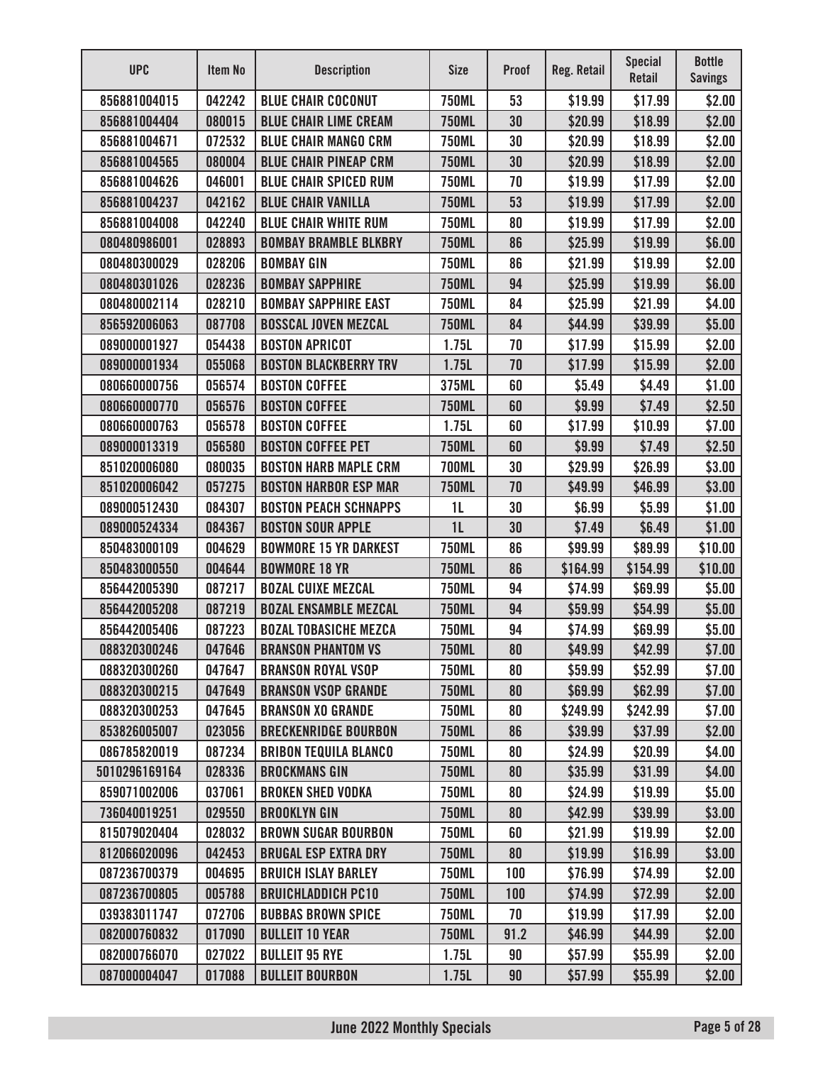| UPC | Item No | Description | Size | Proof | Reg. Retail | Special Retail | Bottle Savings |
|---|---|---|---|---|---|---|---|
| 856881004015 | 042242 | BLUE CHAIR COCONUT | 750ML | 53 | $19.99 | $17.99 | $2.00 |
| 856881004404 | 080015 | BLUE CHAIR LIME CREAM | 750ML | 30 | $20.99 | $18.99 | $2.00 |
| 856881004671 | 072532 | BLUE CHAIR MANGO CRM | 750ML | 30 | $20.99 | $18.99 | $2.00 |
| 856881004565 | 080004 | BLUE CHAIR PINEAP CRM | 750ML | 30 | $20.99 | $18.99 | $2.00 |
| 856881004626 | 046001 | BLUE CHAIR SPICED RUM | 750ML | 70 | $19.99 | $17.99 | $2.00 |
| 856881004237 | 042162 | BLUE CHAIR VANILLA | 750ML | 53 | $19.99 | $17.99 | $2.00 |
| 856881004008 | 042240 | BLUE CHAIR WHITE RUM | 750ML | 80 | $19.99 | $17.99 | $2.00 |
| 080480986001 | 028893 | BOMBAY BRAMBLE BLKBRY | 750ML | 86 | $25.99 | $19.99 | $6.00 |
| 080480300029 | 028206 | BOMBAY GIN | 750ML | 86 | $21.99 | $19.99 | $2.00 |
| 080480301026 | 028236 | BOMBAY SAPPHIRE | 750ML | 94 | $25.99 | $19.99 | $6.00 |
| 080480002114 | 028210 | BOMBAY SAPPHIRE EAST | 750ML | 84 | $25.99 | $21.99 | $4.00 |
| 856592006063 | 087708 | BOSSCAL JOVEN MEZCAL | 750ML | 84 | $44.99 | $39.99 | $5.00 |
| 089000001927 | 054438 | BOSTON APRICOT | 1.75L | 70 | $17.99 | $15.99 | $2.00 |
| 089000001934 | 055068 | BOSTON BLACKBERRY TRV | 1.75L | 70 | $17.99 | $15.99 | $2.00 |
| 080660000756 | 056574 | BOSTON COFFEE | 375ML | 60 | $5.49 | $4.49 | $1.00 |
| 080660000770 | 056576 | BOSTON COFFEE | 750ML | 60 | $9.99 | $7.49 | $2.50 |
| 080660000763 | 056578 | BOSTON COFFEE | 1.75L | 60 | $17.99 | $10.99 | $7.00 |
| 089000013319 | 056580 | BOSTON COFFEE PET | 750ML | 60 | $9.99 | $7.49 | $2.50 |
| 851020006080 | 080035 | BOSTON HARB MAPLE CRM | 700ML | 30 | $29.99 | $26.99 | $3.00 |
| 851020006042 | 057275 | BOSTON HARBOR ESP MAR | 750ML | 70 | $49.99 | $46.99 | $3.00 |
| 089000512430 | 084307 | BOSTON PEACH SCHNAPPS | 1L | 30 | $6.99 | $5.99 | $1.00 |
| 089000524334 | 084367 | BOSTON SOUR APPLE | 1L | 30 | $7.49 | $6.49 | $1.00 |
| 850483000109 | 004629 | BOWMORE 15 YR DARKEST | 750ML | 86 | $99.99 | $89.99 | $10.00 |
| 850483000550 | 004644 | BOWMORE 18 YR | 750ML | 86 | $164.99 | $154.99 | $10.00 |
| 856442005390 | 087217 | BOZAL CUIXE MEZCAL | 750ML | 94 | $74.99 | $69.99 | $5.00 |
| 856442005208 | 087219 | BOZAL ENSAMBLE MEZCAL | 750ML | 94 | $59.99 | $54.99 | $5.00 |
| 856442005406 | 087223 | BOZAL TOBASICHE MEZCA | 750ML | 94 | $74.99 | $69.99 | $5.00 |
| 088320300246 | 047646 | BRANSON PHANTOM VS | 750ML | 80 | $49.99 | $42.99 | $7.00 |
| 088320300260 | 047647 | BRANSON ROYAL VSOP | 750ML | 80 | $59.99 | $52.99 | $7.00 |
| 088320300215 | 047649 | BRANSON VSOP GRANDE | 750ML | 80 | $69.99 | $62.99 | $7.00 |
| 088320300253 | 047645 | BRANSON XO GRANDE | 750ML | 80 | $249.99 | $242.99 | $7.00 |
| 853826005007 | 023056 | BRECKENRIDGE BOURBON | 750ML | 86 | $39.99 | $37.99 | $2.00 |
| 086785820019 | 087234 | BRIBON TEQUILA BLANCO | 750ML | 80 | $24.99 | $20.99 | $4.00 |
| 5010296169164 | 028336 | BROCKMANS GIN | 750ML | 80 | $35.99 | $31.99 | $4.00 |
| 859071002006 | 037061 | BROKEN SHED VODKA | 750ML | 80 | $24.99 | $19.99 | $5.00 |
| 736040019251 | 029550 | BROOKLYN GIN | 750ML | 80 | $42.99 | $39.99 | $3.00 |
| 815079020404 | 028032 | BROWN SUGAR BOURBON | 750ML | 60 | $21.99 | $19.99 | $2.00 |
| 812066020096 | 042453 | BRUGAL ESP EXTRA DRY | 750ML | 80 | $19.99 | $16.99 | $3.00 |
| 087236700379 | 004695 | BRUICH ISLAY BARLEY | 750ML | 100 | $76.99 | $74.99 | $2.00 |
| 087236700805 | 005788 | BRUICHLADDICH PC10 | 750ML | 100 | $74.99 | $72.99 | $2.00 |
| 039383011747 | 072706 | BUBBAS BROWN SPICE | 750ML | 70 | $19.99 | $17.99 | $2.00 |
| 082000760832 | 017090 | BULLEIT 10 YEAR | 750ML | 91.2 | $46.99 | $44.99 | $2.00 |
| 082000766070 | 027022 | BULLEIT 95 RYE | 1.75L | 90 | $57.99 | $55.99 | $2.00 |
| 087000004047 | 017088 | BULLEIT BOURBON | 1.75L | 90 | $57.99 | $55.99 | $2.00 |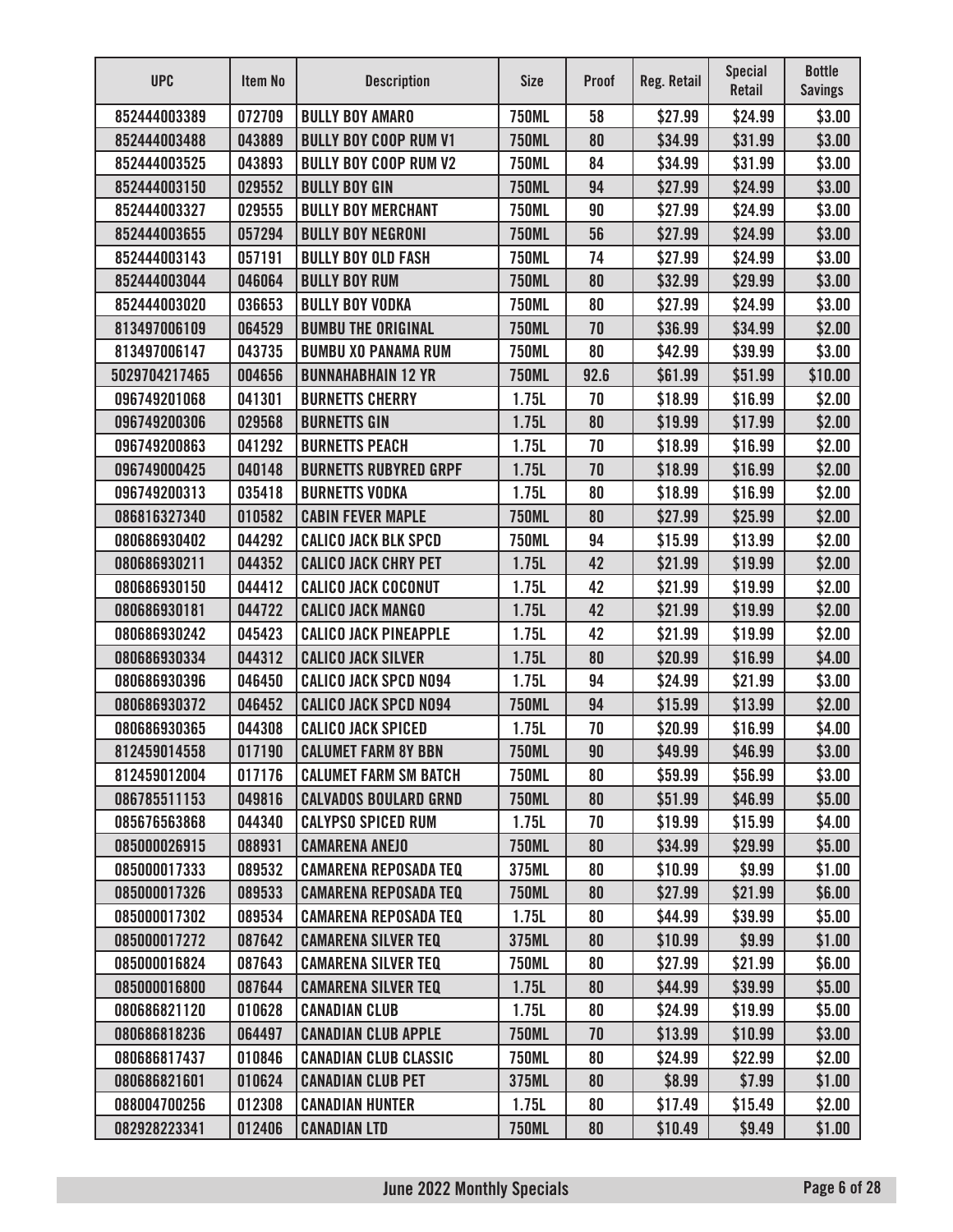| UPC | Item No | Description | Size | Proof | Reg. Retail | Special Retail | Bottle Savings |
|---|---|---|---|---|---|---|---|
| 852444003389 | 072709 | BULLY BOY AMARO | 750ML | 58 | $27.99 | $24.99 | $3.00 |
| 852444003488 | 043889 | BULLY BOY COOP RUM V1 | 750ML | 80 | $34.99 | $31.99 | $3.00 |
| 852444003525 | 043893 | BULLY BOY COOP RUM V2 | 750ML | 84 | $34.99 | $31.99 | $3.00 |
| 852444003150 | 029552 | BULLY BOY GIN | 750ML | 94 | $27.99 | $24.99 | $3.00 |
| 852444003327 | 029555 | BULLY BOY MERCHANT | 750ML | 90 | $27.99 | $24.99 | $3.00 |
| 852444003655 | 057294 | BULLY BOY NEGRONI | 750ML | 56 | $27.99 | $24.99 | $3.00 |
| 852444003143 | 057191 | BULLY BOY OLD FASH | 750ML | 74 | $27.99 | $24.99 | $3.00 |
| 852444003044 | 046064 | BULLY BOY RUM | 750ML | 80 | $32.99 | $29.99 | $3.00 |
| 852444003020 | 036653 | BULLY BOY VODKA | 750ML | 80 | $27.99 | $24.99 | $3.00 |
| 813497006109 | 064529 | BUMBU THE ORIGINAL | 750ML | 70 | $36.99 | $34.99 | $2.00 |
| 813497006147 | 043735 | BUMBU XO PANAMA RUM | 750ML | 80 | $42.99 | $39.99 | $3.00 |
| 5029704217465 | 004656 | BUNNAHABHAIN 12 YR | 750ML | 92.6 | $61.99 | $51.99 | $10.00 |
| 096749201068 | 041301 | BURNETTS CHERRY | 1.75L | 70 | $18.99 | $16.99 | $2.00 |
| 096749200306 | 029568 | BURNETTS GIN | 1.75L | 80 | $19.99 | $17.99 | $2.00 |
| 096749200863 | 041292 | BURNETTS PEACH | 1.75L | 70 | $18.99 | $16.99 | $2.00 |
| 096749000425 | 040148 | BURNETTS RUBYRED GRPF | 1.75L | 70 | $18.99 | $16.99 | $2.00 |
| 096749200313 | 035418 | BURNETTS VODKA | 1.75L | 80 | $18.99 | $16.99 | $2.00 |
| 086816327340 | 010582 | CABIN FEVER MAPLE | 750ML | 80 | $27.99 | $25.99 | $2.00 |
| 080686930402 | 044292 | CALICO JACK BLK SPCD | 750ML | 94 | $15.99 | $13.99 | $2.00 |
| 080686930211 | 044352 | CALICO JACK CHRY PET | 1.75L | 42 | $21.99 | $19.99 | $2.00 |
| 080686930150 | 044412 | CALICO JACK COCONUT | 1.75L | 42 | $21.99 | $19.99 | $2.00 |
| 080686930181 | 044722 | CALICO JACK MANGO | 1.75L | 42 | $21.99 | $19.99 | $2.00 |
| 080686930242 | 045423 | CALICO JACK PINEAPPLE | 1.75L | 42 | $21.99 | $19.99 | $2.00 |
| 080686930334 | 044312 | CALICO JACK SILVER | 1.75L | 80 | $20.99 | $16.99 | $4.00 |
| 080686930396 | 046450 | CALICO JACK SPCD NO94 | 1.75L | 94 | $24.99 | $21.99 | $3.00 |
| 080686930372 | 046452 | CALICO JACK SPCD NO94 | 750ML | 94 | $15.99 | $13.99 | $2.00 |
| 080686930365 | 044308 | CALICO JACK SPICED | 1.75L | 70 | $20.99 | $16.99 | $4.00 |
| 812459014558 | 017190 | CALUMET FARM 8Y BBN | 750ML | 90 | $49.99 | $46.99 | $3.00 |
| 812459012004 | 017176 | CALUMET FARM SM BATCH | 750ML | 80 | $59.99 | $56.99 | $3.00 |
| 086785511153 | 049816 | CALVADOS BOULARD GRND | 750ML | 80 | $51.99 | $46.99 | $5.00 |
| 085676563868 | 044340 | CALYPSO SPICED RUM | 1.75L | 70 | $19.99 | $15.99 | $4.00 |
| 085000026915 | 088931 | CAMARENA ANEJO | 750ML | 80 | $34.99 | $29.99 | $5.00 |
| 085000017333 | 089532 | CAMARENA REPOSADA TEQ | 375ML | 80 | $10.99 | $9.99 | $1.00 |
| 085000017326 | 089533 | CAMARENA REPOSADA TEQ | 750ML | 80 | $27.99 | $21.99 | $6.00 |
| 085000017302 | 089534 | CAMARENA REPOSADA TEQ | 1.75L | 80 | $44.99 | $39.99 | $5.00 |
| 085000017272 | 087642 | CAMARENA SILVER TEQ | 375ML | 80 | $10.99 | $9.99 | $1.00 |
| 085000016824 | 087643 | CAMARENA SILVER TEQ | 750ML | 80 | $27.99 | $21.99 | $6.00 |
| 085000016800 | 087644 | CAMARENA SILVER TEQ | 1.75L | 80 | $44.99 | $39.99 | $5.00 |
| 080686821120 | 010628 | CANADIAN CLUB | 1.75L | 80 | $24.99 | $19.99 | $5.00 |
| 080686818236 | 064497 | CANADIAN CLUB APPLE | 750ML | 70 | $13.99 | $10.99 | $3.00 |
| 080686817437 | 010846 | CANADIAN CLUB CLASSIC | 750ML | 80 | $24.99 | $22.99 | $2.00 |
| 080686821601 | 010624 | CANADIAN CLUB PET | 375ML | 80 | $8.99 | $7.99 | $1.00 |
| 088004700256 | 012308 | CANADIAN HUNTER | 1.75L | 80 | $17.49 | $15.49 | $2.00 |
| 082928223341 | 012406 | CANADIAN LTD | 750ML | 80 | $10.49 | $9.49 | $1.00 |

June 2022 Monthly Specials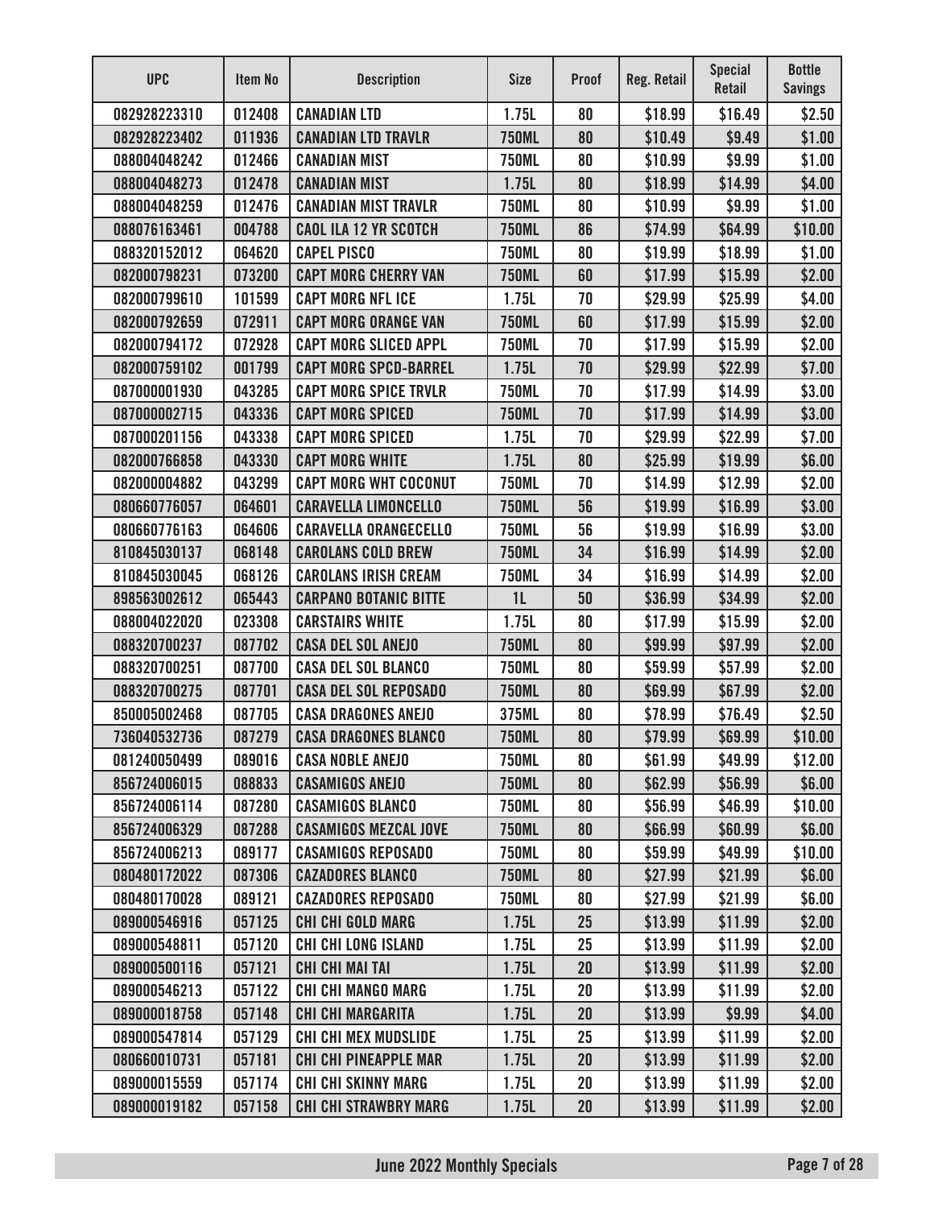| UPC | Item No | Description | Size | Proof | Reg. Retail | Special Retail | Bottle Savings |
|---|---|---|---|---|---|---|---|
| 082928223310 | 012408 | CANADIAN LTD | 1.75L | 80 | $18.99 | $16.49 | $2.50 |
| 082928223402 | 011936 | CANADIAN LTD TRAVLR | 750ML | 80 | $10.49 | $9.49 | $1.00 |
| 088004048242 | 012466 | CANADIAN MIST | 750ML | 80 | $10.99 | $9.99 | $1.00 |
| 088004048273 | 012478 | CANADIAN MIST | 1.75L | 80 | $18.99 | $14.99 | $4.00 |
| 088004048259 | 012476 | CANADIAN MIST TRAVLR | 750ML | 80 | $10.99 | $9.99 | $1.00 |
| 088076163461 | 004788 | CAOL ILA 12 YR SCOTCH | 750ML | 86 | $74.99 | $64.99 | $10.00 |
| 088320152012 | 064620 | CAPEL PISCO | 750ML | 80 | $19.99 | $18.99 | $1.00 |
| 082000798231 | 073200 | CAPT MORG CHERRY VAN | 750ML | 60 | $17.99 | $15.99 | $2.00 |
| 082000799610 | 101599 | CAPT MORG NFL ICE | 1.75L | 70 | $29.99 | $25.99 | $4.00 |
| 082000792659 | 072911 | CAPT MORG ORANGE VAN | 750ML | 60 | $17.99 | $15.99 | $2.00 |
| 082000794172 | 072928 | CAPT MORG SLICED APPL | 750ML | 70 | $17.99 | $15.99 | $2.00 |
| 082000759102 | 001799 | CAPT MORG SPCD-BARREL | 1.75L | 70 | $29.99 | $22.99 | $7.00 |
| 087000001930 | 043285 | CAPT MORG SPICE TRVLR | 750ML | 70 | $17.99 | $14.99 | $3.00 |
| 087000002715 | 043336 | CAPT MORG SPICED | 750ML | 70 | $17.99 | $14.99 | $3.00 |
| 087000201156 | 043338 | CAPT MORG SPICED | 1.75L | 70 | $29.99 | $22.99 | $7.00 |
| 082000766858 | 043330 | CAPT MORG WHITE | 1.75L | 80 | $25.99 | $19.99 | $6.00 |
| 082000004882 | 043299 | CAPT MORG WHT COCONUT | 750ML | 70 | $14.99 | $12.99 | $2.00 |
| 080660776057 | 064601 | CARAVELLA LIMONCELLO | 750ML | 56 | $19.99 | $16.99 | $3.00 |
| 080660776163 | 064606 | CARAVELLA ORANGECELLO | 750ML | 56 | $19.99 | $16.99 | $3.00 |
| 810845030137 | 068148 | CAROLANS COLD BREW | 750ML | 34 | $16.99 | $14.99 | $2.00 |
| 810845030045 | 068126 | CAROLANS IRISH CREAM | 750ML | 34 | $16.99 | $14.99 | $2.00 |
| 898563002612 | 065443 | CARPANO BOTANIC BITTE | 1L | 50 | $36.99 | $34.99 | $2.00 |
| 088004022020 | 023308 | CARSTAIRS WHITE | 1.75L | 80 | $17.99 | $15.99 | $2.00 |
| 088320700237 | 087702 | CASA DEL SOL ANEJO | 750ML | 80 | $99.99 | $97.99 | $2.00 |
| 088320700251 | 087700 | CASA DEL SOL BLANCO | 750ML | 80 | $59.99 | $57.99 | $2.00 |
| 088320700275 | 087701 | CASA DEL SOL REPOSADO | 750ML | 80 | $69.99 | $67.99 | $2.00 |
| 850005002468 | 087705 | CASA DRAGONES ANEJO | 375ML | 80 | $78.99 | $76.49 | $2.50 |
| 736040532736 | 087279 | CASA DRAGONES BLANCO | 750ML | 80 | $79.99 | $69.99 | $10.00 |
| 081240050499 | 089016 | CASA NOBLE ANEJO | 750ML | 80 | $61.99 | $49.99 | $12.00 |
| 856724006015 | 088833 | CASAMIGOS ANEJO | 750ML | 80 | $62.99 | $56.99 | $6.00 |
| 856724006114 | 087280 | CASAMIGOS BLANCO | 750ML | 80 | $56.99 | $46.99 | $10.00 |
| 856724006329 | 087288 | CASAMIGOS MEZCAL JOVE | 750ML | 80 | $66.99 | $60.99 | $6.00 |
| 856724006213 | 089177 | CASAMIGOS REPOSADO | 750ML | 80 | $59.99 | $49.99 | $10.00 |
| 080480172022 | 087306 | CAZADORES BLANCO | 750ML | 80 | $27.99 | $21.99 | $6.00 |
| 080480170028 | 089121 | CAZADORES REPOSADO | 750ML | 80 | $27.99 | $21.99 | $6.00 |
| 089000546916 | 057125 | CHI CHI GOLD MARG | 1.75L | 25 | $13.99 | $11.99 | $2.00 |
| 089000548811 | 057120 | CHI CHI LONG ISLAND | 1.75L | 25 | $13.99 | $11.99 | $2.00 |
| 089000500116 | 057121 | CHI CHI MAI TAI | 1.75L | 20 | $13.99 | $11.99 | $2.00 |
| 089000546213 | 057122 | CHI CHI MANGO MARG | 1.75L | 20 | $13.99 | $11.99 | $2.00 |
| 089000018758 | 057148 | CHI CHI MARGARITA | 1.75L | 20 | $13.99 | $9.99 | $4.00 |
| 089000547814 | 057129 | CHI CHI MEX MUDSLIDE | 1.75L | 25 | $13.99 | $11.99 | $2.00 |
| 080660010731 | 057181 | CHI CHI PINEAPPLE MAR | 1.75L | 20 | $13.99 | $11.99 | $2.00 |
| 089000015559 | 057174 | CHI CHI SKINNY MARG | 1.75L | 20 | $13.99 | $11.99 | $2.00 |
| 089000019182 | 057158 | CHI CHI STRAWBRY MARG | 1.75L | 20 | $13.99 | $11.99 | $2.00 |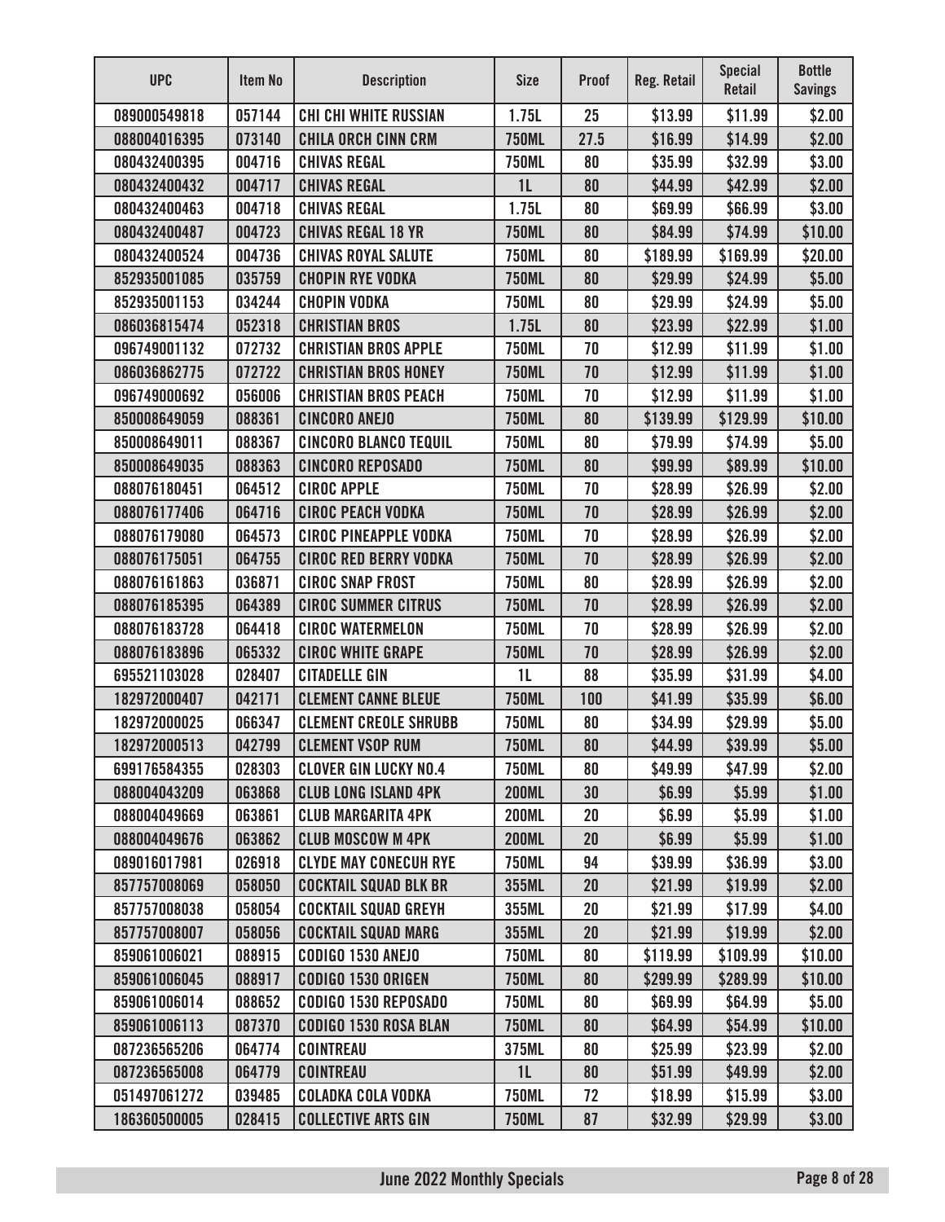| UPC | Item No | Description | Size | Proof | Reg. Retail | Special Retail | Bottle Savings |
|---|---|---|---|---|---|---|---|
| 089000549818 | 057144 | CHI CHI WHITE RUSSIAN | 1.75L | 25 | $13.99 | $11.99 | $2.00 |
| 088004016395 | 073140 | CHILA ORCH CINN CRM | 750ML | 27.5 | $16.99 | $14.99 | $2.00 |
| 080432400395 | 004716 | CHIVAS REGAL | 750ML | 80 | $35.99 | $32.99 | $3.00 |
| 080432400432 | 004717 | CHIVAS REGAL | 1L | 80 | $44.99 | $42.99 | $2.00 |
| 080432400463 | 004718 | CHIVAS REGAL | 1.75L | 80 | $69.99 | $66.99 | $3.00 |
| 080432400487 | 004723 | CHIVAS REGAL 18 YR | 750ML | 80 | $84.99 | $74.99 | $10.00 |
| 080432400524 | 004736 | CHIVAS ROYAL SALUTE | 750ML | 80 | $189.99 | $169.99 | $20.00 |
| 852935001085 | 035759 | CHOPIN RYE VODKA | 750ML | 80 | $29.99 | $24.99 | $5.00 |
| 852935001153 | 034244 | CHOPIN VODKA | 750ML | 80 | $29.99 | $24.99 | $5.00 |
| 086036815474 | 052318 | CHRISTIAN BROS | 1.75L | 80 | $23.99 | $22.99 | $1.00 |
| 096749001132 | 072732 | CHRISTIAN BROS APPLE | 750ML | 70 | $12.99 | $11.99 | $1.00 |
| 086036862775 | 072722 | CHRISTIAN BROS HONEY | 750ML | 70 | $12.99 | $11.99 | $1.00 |
| 096749000692 | 056006 | CHRISTIAN BROS PEACH | 750ML | 70 | $12.99 | $11.99 | $1.00 |
| 850008649059 | 088361 | CINCORO ANEJO | 750ML | 80 | $139.99 | $129.99 | $10.00 |
| 850008649011 | 088367 | CINCORO BLANCO TEQUIL | 750ML | 80 | $79.99 | $74.99 | $5.00 |
| 850008649035 | 088363 | CINCORO REPOSADO | 750ML | 80 | $99.99 | $89.99 | $10.00 |
| 088076180451 | 064512 | CIROC APPLE | 750ML | 70 | $28.99 | $26.99 | $2.00 |
| 088076177406 | 064716 | CIROC PEACH VODKA | 750ML | 70 | $28.99 | $26.99 | $2.00 |
| 088076179080 | 064573 | CIROC PINEAPPLE VODKA | 750ML | 70 | $28.99 | $26.99 | $2.00 |
| 088076175051 | 064755 | CIROC RED BERRY VODKA | 750ML | 70 | $28.99 | $26.99 | $2.00 |
| 088076161863 | 036871 | CIROC SNAP FROST | 750ML | 80 | $28.99 | $26.99 | $2.00 |
| 088076185395 | 064389 | CIROC SUMMER CITRUS | 750ML | 70 | $28.99 | $26.99 | $2.00 |
| 088076183728 | 064418 | CIROC WATERMELON | 750ML | 70 | $28.99 | $26.99 | $2.00 |
| 088076183896 | 065332 | CIROC WHITE GRAPE | 750ML | 70 | $28.99 | $26.99 | $2.00 |
| 695521103028 | 028407 | CITADELLE GIN | 1L | 88 | $35.99 | $31.99 | $4.00 |
| 182972000407 | 042171 | CLEMENT CANNE BLEUE | 750ML | 100 | $41.99 | $35.99 | $6.00 |
| 182972000025 | 066347 | CLEMENT CREOLE SHRUBB | 750ML | 80 | $34.99 | $29.99 | $5.00 |
| 182972000513 | 042799 | CLEMENT VSOP RUM | 750ML | 80 | $44.99 | $39.99 | $5.00 |
| 699176584355 | 028303 | CLOVER GIN LUCKY NO.4 | 750ML | 80 | $49.99 | $47.99 | $2.00 |
| 088004043209 | 063868 | CLUB LONG ISLAND 4PK | 200ML | 30 | $6.99 | $5.99 | $1.00 |
| 088004049669 | 063861 | CLUB MARGARITA 4PK | 200ML | 20 | $6.99 | $5.99 | $1.00 |
| 088004049676 | 063862 | CLUB MOSCOW M 4PK | 200ML | 20 | $6.99 | $5.99 | $1.00 |
| 089016017981 | 026918 | CLYDE MAY CONECUH RYE | 750ML | 94 | $39.99 | $36.99 | $3.00 |
| 857757008069 | 058050 | COCKTAIL SQUAD BLK BR | 355ML | 20 | $21.99 | $19.99 | $2.00 |
| 857757008038 | 058054 | COCKTAIL SQUAD GREYH | 355ML | 20 | $21.99 | $17.99 | $4.00 |
| 857757008007 | 058056 | COCKTAIL SQUAD MARG | 355ML | 20 | $21.99 | $19.99 | $2.00 |
| 859061006021 | 088915 | CODIGO 1530 ANEJO | 750ML | 80 | $119.99 | $109.99 | $10.00 |
| 859061006045 | 088917 | CODIGO 1530 ORIGEN | 750ML | 80 | $299.99 | $289.99 | $10.00 |
| 859061006014 | 088652 | CODIGO 1530 REPOSADO | 750ML | 80 | $69.99 | $64.99 | $5.00 |
| 859061006113 | 087370 | CODIGO 1530 ROSA BLAN | 750ML | 80 | $64.99 | $54.99 | $10.00 |
| 087236565206 | 064774 | COINTREAU | 375ML | 80 | $25.99 | $23.99 | $2.00 |
| 087236565008 | 064779 | COINTREAU | 1L | 80 | $51.99 | $49.99 | $2.00 |
| 051497061272 | 039485 | COLADKA COLA VODKA | 750ML | 72 | $18.99 | $15.99 | $3.00 |
| 186360500005 | 028415 | COLLECTIVE ARTS GIN | 750ML | 87 | $32.99 | $29.99 | $3.00 |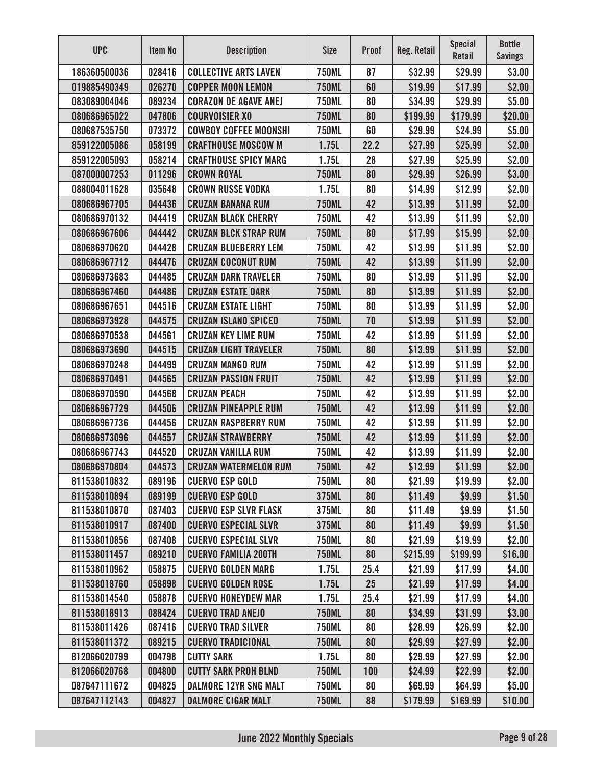| UPC | Item No | Description | Size | Proof | Reg. Retail | Special Retail | Bottle Savings |
|---|---|---|---|---|---|---|---|
| 186360500036 | 028416 | COLLECTIVE ARTS LAVEN | 750ML | 87 | $32.99 | $29.99 | $3.00 |
| 019885490349 | 026270 | COPPER MOON LEMON | 750ML | 60 | $19.99 | $17.99 | $2.00 |
| 083089004046 | 089234 | CORAZON DE AGAVE ANEJ | 750ML | 80 | $34.99 | $29.99 | $5.00 |
| 080686965022 | 047806 | COURVOISIER XO | 750ML | 80 | $199.99 | $179.99 | $20.00 |
| 080687535750 | 073372 | COWBOY COFFEE MOONSHI | 750ML | 60 | $29.99 | $24.99 | $5.00 |
| 859122005086 | 058199 | CRAFTHOUSE MOSCOW M | 1.75L | 22.2 | $27.99 | $25.99 | $2.00 |
| 859122005093 | 058214 | CRAFTHOUSE SPICY MARG | 1.75L | 28 | $27.99 | $25.99 | $2.00 |
| 087000007253 | 011296 | CROWN ROYAL | 750ML | 80 | $29.99 | $26.99 | $3.00 |
| 088004011628 | 035648 | CROWN RUSSE VODKA | 1.75L | 80 | $14.99 | $12.99 | $2.00 |
| 080686967705 | 044436 | CRUZAN BANANA RUM | 750ML | 42 | $13.99 | $11.99 | $2.00 |
| 080686970132 | 044419 | CRUZAN BLACK CHERRY | 750ML | 42 | $13.99 | $11.99 | $2.00 |
| 080686967606 | 044442 | CRUZAN BLCK STRAP RUM | 750ML | 80 | $17.99 | $15.99 | $2.00 |
| 080686970620 | 044428 | CRUZAN BLUEBERRY LEM | 750ML | 42 | $13.99 | $11.99 | $2.00 |
| 080686967712 | 044476 | CRUZAN COCONUT RUM | 750ML | 42 | $13.99 | $11.99 | $2.00 |
| 080686973683 | 044485 | CRUZAN DARK TRAVELER | 750ML | 80 | $13.99 | $11.99 | $2.00 |
| 080686967460 | 044486 | CRUZAN ESTATE DARK | 750ML | 80 | $13.99 | $11.99 | $2.00 |
| 080686967651 | 044516 | CRUZAN ESTATE LIGHT | 750ML | 80 | $13.99 | $11.99 | $2.00 |
| 080686973928 | 044575 | CRUZAN ISLAND SPICED | 750ML | 70 | $13.99 | $11.99 | $2.00 |
| 080686970538 | 044561 | CRUZAN KEY LIME RUM | 750ML | 42 | $13.99 | $11.99 | $2.00 |
| 080686973690 | 044515 | CRUZAN LIGHT TRAVELER | 750ML | 80 | $13.99 | $11.99 | $2.00 |
| 080686970248 | 044499 | CRUZAN MANGO RUM | 750ML | 42 | $13.99 | $11.99 | $2.00 |
| 080686970491 | 044565 | CRUZAN PASSION FRUIT | 750ML | 42 | $13.99 | $11.99 | $2.00 |
| 080686970590 | 044568 | CRUZAN PEACH | 750ML | 42 | $13.99 | $11.99 | $2.00 |
| 080686967729 | 044506 | CRUZAN PINEAPPLE RUM | 750ML | 42 | $13.99 | $11.99 | $2.00 |
| 080686967736 | 044456 | CRUZAN RASPBERRY RUM | 750ML | 42 | $13.99 | $11.99 | $2.00 |
| 080686973096 | 044557 | CRUZAN STRAWBERRY | 750ML | 42 | $13.99 | $11.99 | $2.00 |
| 080686967743 | 044520 | CRUZAN VANILLA RUM | 750ML | 42 | $13.99 | $11.99 | $2.00 |
| 080686970804 | 044573 | CRUZAN WATERMELON RUM | 750ML | 42 | $13.99 | $11.99 | $2.00 |
| 811538010832 | 089196 | CUERVO ESP GOLD | 750ML | 80 | $21.99 | $19.99 | $2.00 |
| 811538010894 | 089199 | CUERVO ESP GOLD | 375ML | 80 | $11.49 | $9.99 | $1.50 |
| 811538010870 | 087403 | CUERVO ESP SLVR FLASK | 375ML | 80 | $11.49 | $9.99 | $1.50 |
| 811538010917 | 087400 | CUERVO ESPECIAL SLVR | 375ML | 80 | $11.49 | $9.99 | $1.50 |
| 811538010856 | 087408 | CUERVO ESPECIAL SLVR | 750ML | 80 | $21.99 | $19.99 | $2.00 |
| 811538011457 | 089210 | CUERVO FAMILIA 200TH | 750ML | 80 | $215.99 | $199.99 | $16.00 |
| 811538010962 | 058875 | CUERVO GOLDEN MARG | 1.75L | 25.4 | $21.99 | $17.99 | $4.00 |
| 811538018760 | 058898 | CUERVO GOLDEN ROSE | 1.75L | 25 | $21.99 | $17.99 | $4.00 |
| 811538014540 | 058878 | CUERVO HONEYDEW MAR | 1.75L | 25.4 | $21.99 | $17.99 | $4.00 |
| 811538018913 | 088424 | CUERVO TRAD ANEJO | 750ML | 80 | $34.99 | $31.99 | $3.00 |
| 811538011426 | 087416 | CUERVO TRAD SILVER | 750ML | 80 | $28.99 | $26.99 | $2.00 |
| 811538011372 | 089215 | CUERVO TRADICIONAL | 750ML | 80 | $29.99 | $27.99 | $2.00 |
| 812066020799 | 004798 | CUTTY SARK | 1.75L | 80 | $29.99 | $27.99 | $2.00 |
| 812066020768 | 004800 | CUTTY SARK PROH BLND | 750ML | 100 | $24.99 | $22.99 | $2.00 |
| 087647111672 | 004825 | DALMORE 12YR SNG MALT | 750ML | 80 | $69.99 | $64.99 | $5.00 |
| 087647112143 | 004827 | DALMORE CIGAR MALT | 750ML | 88 | $179.99 | $169.99 | $10.00 |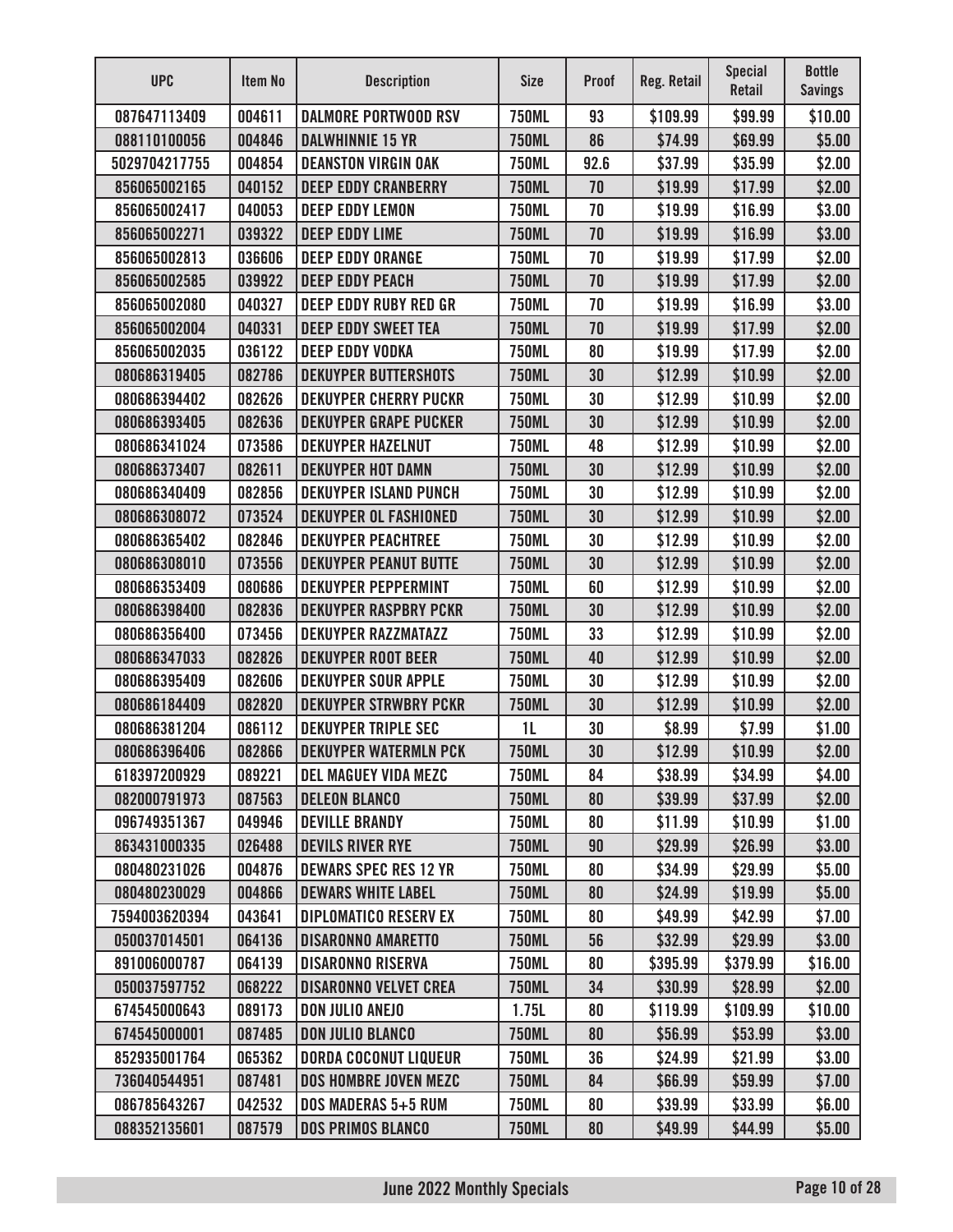| UPC | Item No | Description | Size | Proof | Reg. Retail | Special Retail | Bottle Savings |
|---|---|---|---|---|---|---|---|
| 087647113409 | 004611 | DALMORE PORTWOOD RSV | 750ML | 93 | $109.99 | $99.99 | $10.00 |
| 088110100056 | 004846 | DALWHINNIE 15 YR | 750ML | 86 | $74.99 | $69.99 | $5.00 |
| 5029704217755 | 004854 | DEANSTON VIRGIN OAK | 750ML | 92.6 | $37.99 | $35.99 | $2.00 |
| 856065002165 | 040152 | DEEP EDDY CRANBERRY | 750ML | 70 | $19.99 | $17.99 | $2.00 |
| 856065002417 | 040053 | DEEP EDDY LEMON | 750ML | 70 | $19.99 | $16.99 | $3.00 |
| 856065002271 | 039322 | DEEP EDDY LIME | 750ML | 70 | $19.99 | $16.99 | $3.00 |
| 856065002813 | 036606 | DEEP EDDY ORANGE | 750ML | 70 | $19.99 | $17.99 | $2.00 |
| 856065002585 | 039922 | DEEP EDDY PEACH | 750ML | 70 | $19.99 | $17.99 | $2.00 |
| 856065002080 | 040327 | DEEP EDDY RUBY RED GR | 750ML | 70 | $19.99 | $16.99 | $3.00 |
| 856065002004 | 040331 | DEEP EDDY SWEET TEA | 750ML | 70 | $19.99 | $17.99 | $2.00 |
| 856065002035 | 036122 | DEEP EDDY VODKA | 750ML | 80 | $19.99 | $17.99 | $2.00 |
| 080686319405 | 082786 | DEKUYPER BUTTERSHOTS | 750ML | 30 | $12.99 | $10.99 | $2.00 |
| 080686394402 | 082626 | DEKUYPER CHERRY PUCKR | 750ML | 30 | $12.99 | $10.99 | $2.00 |
| 080686393405 | 082636 | DEKUYPER GRAPE PUCKER | 750ML | 30 | $12.99 | $10.99 | $2.00 |
| 080686341024 | 073586 | DEKUYPER HAZELNUT | 750ML | 48 | $12.99 | $10.99 | $2.00 |
| 080686373407 | 082611 | DEKUYPER HOT DAMN | 750ML | 30 | $12.99 | $10.99 | $2.00 |
| 080686340409 | 082856 | DEKUYPER ISLAND PUNCH | 750ML | 30 | $12.99 | $10.99 | $2.00 |
| 080686308072 | 073524 | DEKUYPER OL FASHIONED | 750ML | 30 | $12.99 | $10.99 | $2.00 |
| 080686365402 | 082846 | DEKUYPER PEACHTREE | 750ML | 30 | $12.99 | $10.99 | $2.00 |
| 080686308010 | 073556 | DEKUYPER PEANUT BUTTE | 750ML | 30 | $12.99 | $10.99 | $2.00 |
| 080686353409 | 080686 | DEKUYPER PEPPERMINT | 750ML | 60 | $12.99 | $10.99 | $2.00 |
| 080686398400 | 082836 | DEKUYPER RASPBRY PCKR | 750ML | 30 | $12.99 | $10.99 | $2.00 |
| 080686356400 | 073456 | DEKUYPER RAZZMATAZZ | 750ML | 33 | $12.99 | $10.99 | $2.00 |
| 080686347033 | 082826 | DEKUYPER ROOT BEER | 750ML | 40 | $12.99 | $10.99 | $2.00 |
| 080686395409 | 082606 | DEKUYPER SOUR APPLE | 750ML | 30 | $12.99 | $10.99 | $2.00 |
| 080686184409 | 082820 | DEKUYPER STRWBRY PCKR | 750ML | 30 | $12.99 | $10.99 | $2.00 |
| 080686381204 | 086112 | DEKUYPER TRIPLE SEC | 1L | 30 | $8.99 | $7.99 | $1.00 |
| 080686396406 | 082866 | DEKUYPER WATERMLN PCK | 750ML | 30 | $12.99 | $10.99 | $2.00 |
| 618397200929 | 089221 | DEL MAGUEY VIDA MEZC | 750ML | 84 | $38.99 | $34.99 | $4.00 |
| 082000791973 | 087563 | DELEON BLANCO | 750ML | 80 | $39.99 | $37.99 | $2.00 |
| 096749351367 | 049946 | DEVILLE BRANDY | 750ML | 80 | $11.99 | $10.99 | $1.00 |
| 863431000335 | 026488 | DEVILS RIVER RYE | 750ML | 90 | $29.99 | $26.99 | $3.00 |
| 080480231026 | 004876 | DEWARS SPEC RES 12 YR | 750ML | 80 | $34.99 | $29.99 | $5.00 |
| 080480230029 | 004866 | DEWARS WHITE LABEL | 750ML | 80 | $24.99 | $19.99 | $5.00 |
| 7594003620394 | 043641 | DIPLOMATICO RESERV EX | 750ML | 80 | $49.99 | $42.99 | $7.00 |
| 050037014501 | 064136 | DISARONNO AMARETTO | 750ML | 56 | $32.99 | $29.99 | $3.00 |
| 891006000787 | 064139 | DISARONNO RISERVA | 750ML | 80 | $395.99 | $379.99 | $16.00 |
| 050037597752 | 068222 | DISARONNO VELVET CREA | 750ML | 34 | $30.99 | $28.99 | $2.00 |
| 674545000643 | 089173 | DON JULIO ANEJO | 1.75L | 80 | $119.99 | $109.99 | $10.00 |
| 674545000001 | 087485 | DON JULIO BLANCO | 750ML | 80 | $56.99 | $53.99 | $3.00 |
| 852935001764 | 065362 | DORDA COCONUT LIQUEUR | 750ML | 36 | $24.99 | $21.99 | $3.00 |
| 736040544951 | 087481 | DOS HOMBRE JOVEN MEZC | 750ML | 84 | $66.99 | $59.99 | $7.00 |
| 086785643267 | 042532 | DOS MADERAS 5+5 RUM | 750ML | 80 | $39.99 | $33.99 | $6.00 |
| 088352135601 | 087579 | DOS PRIMOS BLANCO | 750ML | 80 | $49.99 | $44.99 | $5.00 |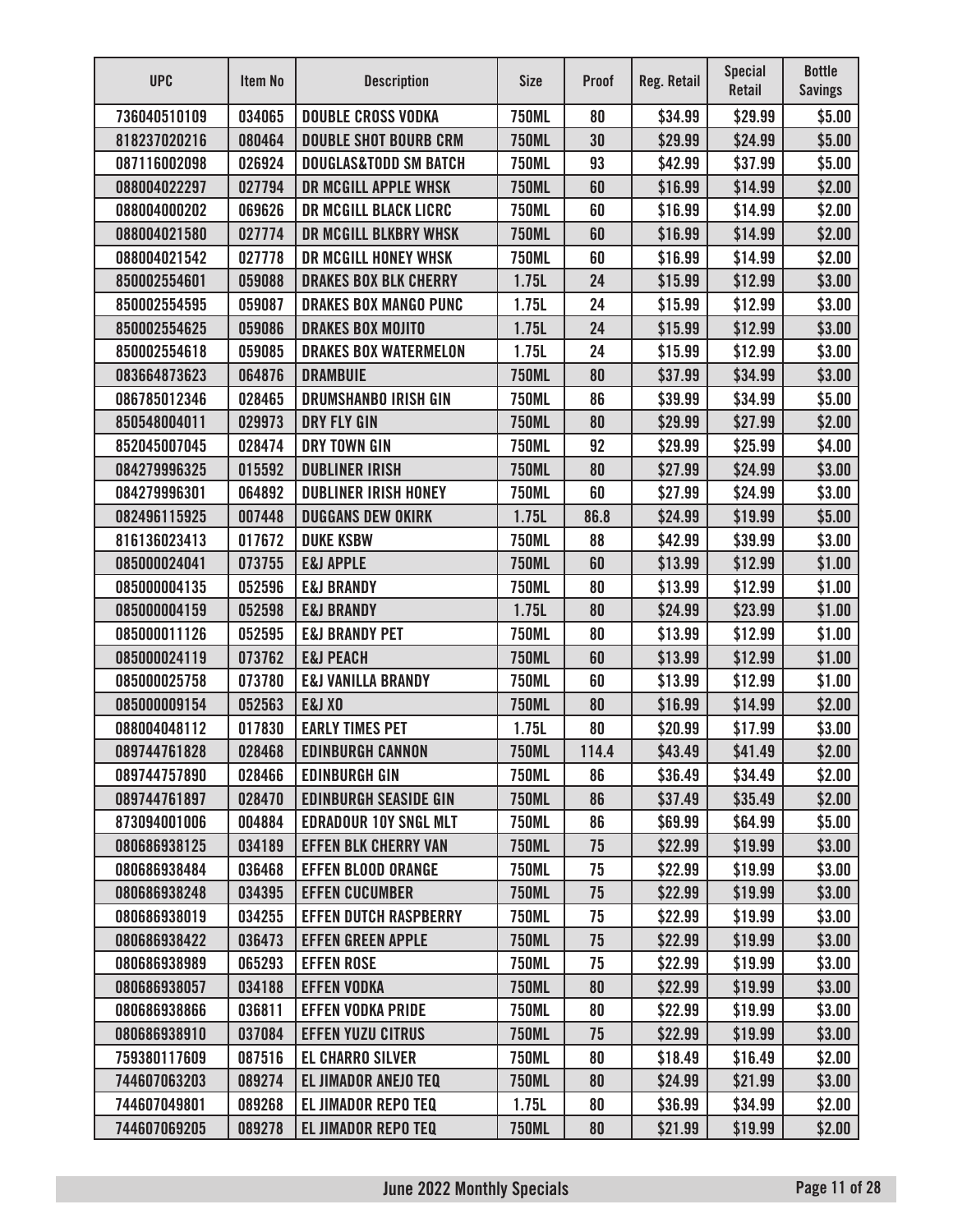| UPC | Item No | Description | Size | Proof | Reg. Retail | Special Retail | Bottle Savings |
|---|---|---|---|---|---|---|---|
| 736040510109 | 034065 | DOUBLE CROSS VODKA | 750ML | 80 | $34.99 | $29.99 | $5.00 |
| 818237020216 | 080464 | DOUBLE SHOT BOURB CRM | 750ML | 30 | $29.99 | $24.99 | $5.00 |
| 087116002098 | 026924 | DOUGLAS&TODD SM BATCH | 750ML | 93 | $42.99 | $37.99 | $5.00 |
| 088004022297 | 027794 | DR MCGILL APPLE WHSK | 750ML | 60 | $16.99 | $14.99 | $2.00 |
| 088004000202 | 069626 | DR MCGILL BLACK LICRC | 750ML | 60 | $16.99 | $14.99 | $2.00 |
| 088004021580 | 027774 | DR MCGILL BLKBRY WHSK | 750ML | 60 | $16.99 | $14.99 | $2.00 |
| 088004021542 | 027778 | DR MCGILL HONEY WHSK | 750ML | 60 | $16.99 | $14.99 | $2.00 |
| 850002554601 | 059088 | DRAKES BOX BLK CHERRY | 1.75L | 24 | $15.99 | $12.99 | $3.00 |
| 850002554595 | 059087 | DRAKES BOX MANGO PUNC | 1.75L | 24 | $15.99 | $12.99 | $3.00 |
| 850002554625 | 059086 | DRAKES BOX MOJITO | 1.75L | 24 | $15.99 | $12.99 | $3.00 |
| 850002554618 | 059085 | DRAKES BOX WATERMELON | 1.75L | 24 | $15.99 | $12.99 | $3.00 |
| 083664873623 | 064876 | DRAMBUIE | 750ML | 80 | $37.99 | $34.99 | $3.00 |
| 086785012346 | 028465 | DRUMSHANBO IRISH GIN | 750ML | 86 | $39.99 | $34.99 | $5.00 |
| 850548004011 | 029973 | DRY FLY GIN | 750ML | 80 | $29.99 | $27.99 | $2.00 |
| 852045007045 | 028474 | DRY TOWN GIN | 750ML | 92 | $29.99 | $25.99 | $4.00 |
| 084279996325 | 015592 | DUBLINER IRISH | 750ML | 80 | $27.99 | $24.99 | $3.00 |
| 084279996301 | 064892 | DUBLINER IRISH HONEY | 750ML | 60 | $27.99 | $24.99 | $3.00 |
| 082496115925 | 007448 | DUGGANS DEW OKIRK | 1.75L | 86.8 | $24.99 | $19.99 | $5.00 |
| 816136023413 | 017672 | DUKE KSBW | 750ML | 88 | $42.99 | $39.99 | $3.00 |
| 085000024041 | 073755 | E&J APPLE | 750ML | 60 | $13.99 | $12.99 | $1.00 |
| 085000004135 | 052596 | E&J BRANDY | 750ML | 80 | $13.99 | $12.99 | $1.00 |
| 085000004159 | 052598 | E&J BRANDY | 1.75L | 80 | $24.99 | $23.99 | $1.00 |
| 085000011126 | 052595 | E&J BRANDY PET | 750ML | 80 | $13.99 | $12.99 | $1.00 |
| 085000024119 | 073762 | E&J PEACH | 750ML | 60 | $13.99 | $12.99 | $1.00 |
| 085000025758 | 073780 | E&J VANILLA BRANDY | 750ML | 60 | $13.99 | $12.99 | $1.00 |
| 085000009154 | 052563 | E&J XO | 750ML | 80 | $16.99 | $14.99 | $2.00 |
| 088004048112 | 017830 | EARLY TIMES PET | 1.75L | 80 | $20.99 | $17.99 | $3.00 |
| 089744761828 | 028468 | EDINBURGH CANNON | 750ML | 114.4 | $43.49 | $41.49 | $2.00 |
| 089744757890 | 028466 | EDINBURGH GIN | 750ML | 86 | $36.49 | $34.49 | $2.00 |
| 089744761897 | 028470 | EDINBURGH SEASIDE GIN | 750ML | 86 | $37.49 | $35.49 | $2.00 |
| 873094001006 | 004884 | EDRADOUR 10Y SNGL MLT | 750ML | 86 | $69.99 | $64.99 | $5.00 |
| 080686938125 | 034189 | EFFEN BLK CHERRY VAN | 750ML | 75 | $22.99 | $19.99 | $3.00 |
| 080686938484 | 036468 | EFFEN BLOOD ORANGE | 750ML | 75 | $22.99 | $19.99 | $3.00 |
| 080686938248 | 034395 | EFFEN CUCUMBER | 750ML | 75 | $22.99 | $19.99 | $3.00 |
| 080686938019 | 034255 | EFFEN DUTCH RASPBERRY | 750ML | 75 | $22.99 | $19.99 | $3.00 |
| 080686938422 | 036473 | EFFEN GREEN APPLE | 750ML | 75 | $22.99 | $19.99 | $3.00 |
| 080686938989 | 065293 | EFFEN ROSE | 750ML | 75 | $22.99 | $19.99 | $3.00 |
| 080686938057 | 034188 | EFFEN VODKA | 750ML | 80 | $22.99 | $19.99 | $3.00 |
| 080686938866 | 036811 | EFFEN VODKA PRIDE | 750ML | 80 | $22.99 | $19.99 | $3.00 |
| 080686938910 | 037084 | EFFEN YUZU CITRUS | 750ML | 75 | $22.99 | $19.99 | $3.00 |
| 759380117609 | 087516 | EL CHARRO SILVER | 750ML | 80 | $18.49 | $16.49 | $2.00 |
| 744607063203 | 089274 | EL JIMADOR ANEJO TEQ | 750ML | 80 | $24.99 | $21.99 | $3.00 |
| 744607049801 | 089268 | EL JIMADOR REPO TEQ | 1.75L | 80 | $36.99 | $34.99 | $2.00 |
| 744607069205 | 089278 | EL JIMADOR REPO TEQ | 750ML | 80 | $21.99 | $19.99 | $2.00 |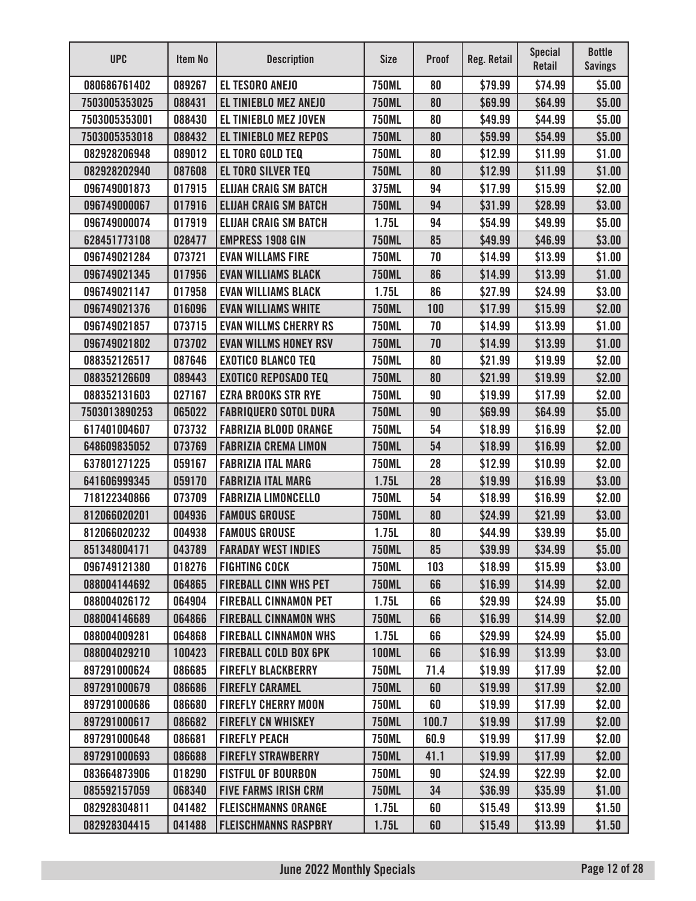| UPC | Item No | Description | Size | Proof | Reg. Retail | Special Retail | Bottle Savings |
|---|---|---|---|---|---|---|---|
| 080686761402 | 089267 | EL TESORO ANEJO | 750ML | 80 | $79.99 | $74.99 | $5.00 |
| 7503005353025 | 088431 | EL TINIEBLO MEZ ANEJO | 750ML | 80 | $69.99 | $64.99 | $5.00 |
| 7503005353001 | 088430 | EL TINIEBLO MEZ JOVEN | 750ML | 80 | $49.99 | $44.99 | $5.00 |
| 7503005353018 | 088432 | EL TINIEBLO MEZ REPOS | 750ML | 80 | $59.99 | $54.99 | $5.00 |
| 082928206948 | 089012 | EL TORO GOLD TEQ | 750ML | 80 | $12.99 | $11.99 | $1.00 |
| 082928202940 | 087608 | EL TORO SILVER TEQ | 750ML | 80 | $12.99 | $11.99 | $1.00 |
| 096749001873 | 017915 | ELIJAH CRAIG SM BATCH | 375ML | 94 | $17.99 | $15.99 | $2.00 |
| 096749000067 | 017916 | ELIJAH CRAIG SM BATCH | 750ML | 94 | $31.99 | $28.99 | $3.00 |
| 096749000074 | 017919 | ELIJAH CRAIG SM BATCH | 1.75L | 94 | $54.99 | $49.99 | $5.00 |
| 628451773108 | 028477 | EMPRESS 1908 GIN | 750ML | 85 | $49.99 | $46.99 | $3.00 |
| 096749021284 | 073721 | EVAN WILLAMS FIRE | 750ML | 70 | $14.99 | $13.99 | $1.00 |
| 096749021345 | 017956 | EVAN WILLIAMS BLACK | 750ML | 86 | $14.99 | $13.99 | $1.00 |
| 096749021147 | 017958 | EVAN WILLIAMS BLACK | 1.75L | 86 | $27.99 | $24.99 | $3.00 |
| 096749021376 | 016096 | EVAN WILLIAMS WHITE | 750ML | 100 | $17.99 | $15.99 | $2.00 |
| 096749021857 | 073715 | EVAN WILLMS CHERRY RS | 750ML | 70 | $14.99 | $13.99 | $1.00 |
| 096749021802 | 073702 | EVAN WILLMS HONEY RSV | 750ML | 70 | $14.99 | $13.99 | $1.00 |
| 088352126517 | 087646 | EXOTICO BLANCO TEQ | 750ML | 80 | $21.99 | $19.99 | $2.00 |
| 088352126609 | 089443 | EXOTICO REPOSADO TEQ | 750ML | 80 | $21.99 | $19.99 | $2.00 |
| 088352131603 | 027167 | EZRA BROOKS STR RYE | 750ML | 90 | $19.99 | $17.99 | $2.00 |
| 7503013890253 | 065022 | FABRIQUERO SOTOL DURA | 750ML | 90 | $69.99 | $64.99 | $5.00 |
| 617401004607 | 073732 | FABRIZIA BLOOD ORANGE | 750ML | 54 | $18.99 | $16.99 | $2.00 |
| 648609835052 | 073769 | FABRIZIA CREMA LIMON | 750ML | 54 | $18.99 | $16.99 | $2.00 |
| 637801271225 | 059167 | FABRIZIA ITAL MARG | 750ML | 28 | $12.99 | $10.99 | $2.00 |
| 641606999345 | 059170 | FABRIZIA ITAL MARG | 1.75L | 28 | $19.99 | $16.99 | $3.00 |
| 718122340866 | 073709 | FABRIZIA LIMONCELLO | 750ML | 54 | $18.99 | $16.99 | $2.00 |
| 812066020201 | 004936 | FAMOUS GROUSE | 750ML | 80 | $24.99 | $21.99 | $3.00 |
| 812066020232 | 004938 | FAMOUS GROUSE | 1.75L | 80 | $44.99 | $39.99 | $5.00 |
| 851348004171 | 043789 | FARADAY WEST INDIES | 750ML | 85 | $39.99 | $34.99 | $5.00 |
| 096749121380 | 018276 | FIGHTING COCK | 750ML | 103 | $18.99 | $15.99 | $3.00 |
| 088004144692 | 064865 | FIREBALL CINN WHS PET | 750ML | 66 | $16.99 | $14.99 | $2.00 |
| 088004026172 | 064904 | FIREBALL CINNAMON PET | 1.75L | 66 | $29.99 | $24.99 | $5.00 |
| 088004146689 | 064866 | FIREBALL CINNAMON WHS | 750ML | 66 | $16.99 | $14.99 | $2.00 |
| 088004009281 | 064868 | FIREBALL CINNAMON WHS | 1.75L | 66 | $29.99 | $24.99 | $5.00 |
| 088004029210 | 100423 | FIREBALL COLD BOX 6PK | 100ML | 66 | $16.99 | $13.99 | $3.00 |
| 897291000624 | 086685 | FIREFLY BLACKBERRY | 750ML | 71.4 | $19.99 | $17.99 | $2.00 |
| 897291000679 | 086686 | FIREFLY CARAMEL | 750ML | 60 | $19.99 | $17.99 | $2.00 |
| 897291000686 | 086680 | FIREFLY CHERRY MOON | 750ML | 60 | $19.99 | $17.99 | $2.00 |
| 897291000617 | 086682 | FIREFLY CN WHISKEY | 750ML | 100.7 | $19.99 | $17.99 | $2.00 |
| 897291000648 | 086681 | FIREFLY PEACH | 750ML | 60.9 | $19.99 | $17.99 | $2.00 |
| 897291000693 | 086688 | FIREFLY STRAWBERRY | 750ML | 41.1 | $19.99 | $17.99 | $2.00 |
| 083664873906 | 018290 | FISTFUL OF BOURBON | 750ML | 90 | $24.99 | $22.99 | $2.00 |
| 085592157059 | 068340 | FIVE FARMS IRISH CRM | 750ML | 34 | $36.99 | $35.99 | $1.00 |
| 082928304811 | 041482 | FLEISCHMANNS ORANGE | 1.75L | 60 | $15.49 | $13.99 | $1.50 |
| 082928304415 | 041488 | FLEISCHMANNS RASPBRY | 1.75L | 60 | $15.49 | $13.99 | $1.50 |

June 2022 Monthly Specials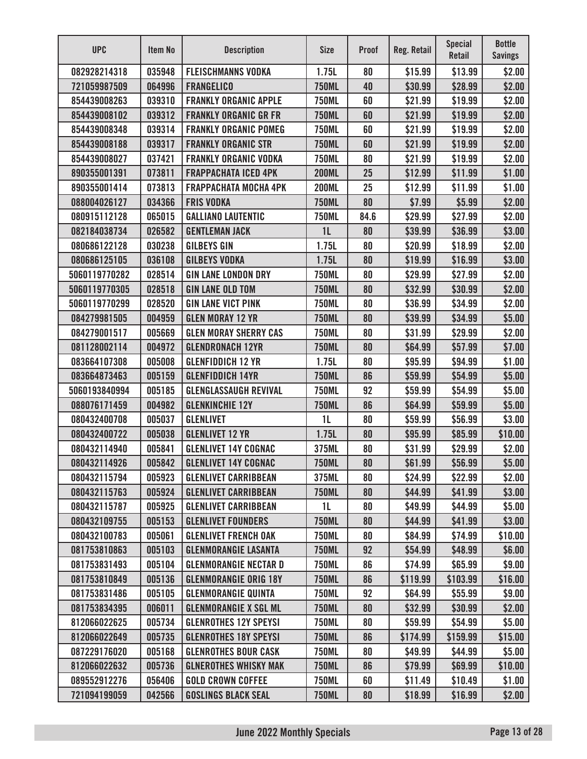| UPC | Item No | Description | Size | Proof | Reg. Retail | Special Retail | Bottle Savings |
|---|---|---|---|---|---|---|---|
| 082928214318 | 035948 | FLEISCHMANNS VODKA | 1.75L | 80 | $15.99 | $13.99 | $2.00 |
| 721059987509 | 064996 | FRANGELICO | 750ML | 40 | $30.99 | $28.99 | $2.00 |
| 854439008263 | 039310 | FRANKLY ORGANIC APPLE | 750ML | 60 | $21.99 | $19.99 | $2.00 |
| 854439008102 | 039312 | FRANKLY ORGANIC GR FR | 750ML | 60 | $21.99 | $19.99 | $2.00 |
| 854439008348 | 039314 | FRANKLY ORGANIC POMEG | 750ML | 60 | $21.99 | $19.99 | $2.00 |
| 854439008188 | 039317 | FRANKLY ORGANIC STR | 750ML | 60 | $21.99 | $19.99 | $2.00 |
| 854439008027 | 037421 | FRANKLY ORGANIC VODKA | 750ML | 80 | $21.99 | $19.99 | $2.00 |
| 890355001391 | 073811 | FRAPPACHATA ICED 4PK | 200ML | 25 | $12.99 | $11.99 | $1.00 |
| 890355001414 | 073813 | FRAPPACHATA MOCHA 4PK | 200ML | 25 | $12.99 | $11.99 | $1.00 |
| 088004026127 | 034366 | FRIS VODKA | 750ML | 80 | $7.99 | $5.99 | $2.00 |
| 080915112128 | 065015 | GALLIANO LAUTENTIC | 750ML | 84.6 | $29.99 | $27.99 | $2.00 |
| 082184038734 | 026582 | GENTLEMAN JACK | 1L | 80 | $39.99 | $36.99 | $3.00 |
| 080686122128 | 030238 | GILBEYS GIN | 1.75L | 80 | $20.99 | $18.99 | $2.00 |
| 080686125105 | 036108 | GILBEYS VODKA | 1.75L | 80 | $19.99 | $16.99 | $3.00 |
| 5060119770282 | 028514 | GIN LANE LONDON DRY | 750ML | 80 | $29.99 | $27.99 | $2.00 |
| 5060119770305 | 028518 | GIN LANE OLD TOM | 750ML | 80 | $32.99 | $30.99 | $2.00 |
| 5060119770299 | 028520 | GIN LANE VICT PINK | 750ML | 80 | $36.99 | $34.99 | $2.00 |
| 084279981505 | 004959 | GLEN MORAY 12 YR | 750ML | 80 | $39.99 | $34.99 | $5.00 |
| 084279001517 | 005669 | GLEN MORAY SHERRY CAS | 750ML | 80 | $31.99 | $29.99 | $2.00 |
| 081128002114 | 004972 | GLENDRONACH 12YR | 750ML | 80 | $64.99 | $57.99 | $7.00 |
| 083664107308 | 005008 | GLENFIDDICH 12 YR | 1.75L | 80 | $95.99 | $94.99 | $1.00 |
| 083664873463 | 005159 | GLENFIDDICH 14YR | 750ML | 86 | $59.99 | $54.99 | $5.00 |
| 5060193840994 | 005185 | GLENGLASSAUGH REVIVAL | 750ML | 92 | $59.99 | $54.99 | $5.00 |
| 088076171459 | 004982 | GLENKINCHIE 12Y | 750ML | 86 | $64.99 | $59.99 | $5.00 |
| 080432400708 | 005037 | GLENLIVET | 1L | 80 | $59.99 | $56.99 | $3.00 |
| 080432400722 | 005038 | GLENLIVET 12 YR | 1.75L | 80 | $95.99 | $85.99 | $10.00 |
| 080432114940 | 005841 | GLENLIVET 14Y COGNAC | 375ML | 80 | $31.99 | $29.99 | $2.00 |
| 080432114926 | 005842 | GLENLIVET 14Y COGNAC | 750ML | 80 | $61.99 | $56.99 | $5.00 |
| 080432115794 | 005923 | GLENLIVET CARRIBBEAN | 375ML | 80 | $24.99 | $22.99 | $2.00 |
| 080432115763 | 005924 | GLENLIVET CARRIBBEAN | 750ML | 80 | $44.99 | $41.99 | $3.00 |
| 080432115787 | 005925 | GLENLIVET CARRIBBEAN | 1L | 80 | $49.99 | $44.99 | $5.00 |
| 080432109755 | 005153 | GLENLIVET FOUNDERS | 750ML | 80 | $44.99 | $41.99 | $3.00 |
| 080432100783 | 005061 | GLENLIVET FRENCH OAK | 750ML | 80 | $84.99 | $74.99 | $10.00 |
| 081753810863 | 005103 | GLENMORANGIE LASANTA | 750ML | 92 | $54.99 | $48.99 | $6.00 |
| 081753831493 | 005104 | GLENMORANGIE NECTAR D | 750ML | 86 | $74.99 | $65.99 | $9.00 |
| 081753810849 | 005136 | GLENMORANGIE ORIG 18Y | 750ML | 86 | $119.99 | $103.99 | $16.00 |
| 081753831486 | 005105 | GLENMORANGIE QUINTA | 750ML | 92 | $64.99 | $55.99 | $9.00 |
| 081753834395 | 006011 | GLENMORANGIE X SGL ML | 750ML | 80 | $32.99 | $30.99 | $2.00 |
| 812066022625 | 005734 | GLENROTHES 12Y SPEYSI | 750ML | 80 | $59.99 | $54.99 | $5.00 |
| 812066022649 | 005735 | GLENROTHES 18Y SPEYSI | 750ML | 86 | $174.99 | $159.99 | $15.00 |
| 087229176020 | 005168 | GLENROTHES BOUR CASK | 750ML | 80 | $49.99 | $44.99 | $5.00 |
| 812066022632 | 005736 | GLNEROTHES WHISKY MAK | 750ML | 86 | $79.99 | $69.99 | $10.00 |
| 089552912276 | 056406 | GOLD CROWN COFFEE | 750ML | 60 | $11.49 | $10.49 | $1.00 |
| 721094199059 | 042566 | GOSLINGS BLACK SEAL | 750ML | 80 | $18.99 | $16.99 | $2.00 |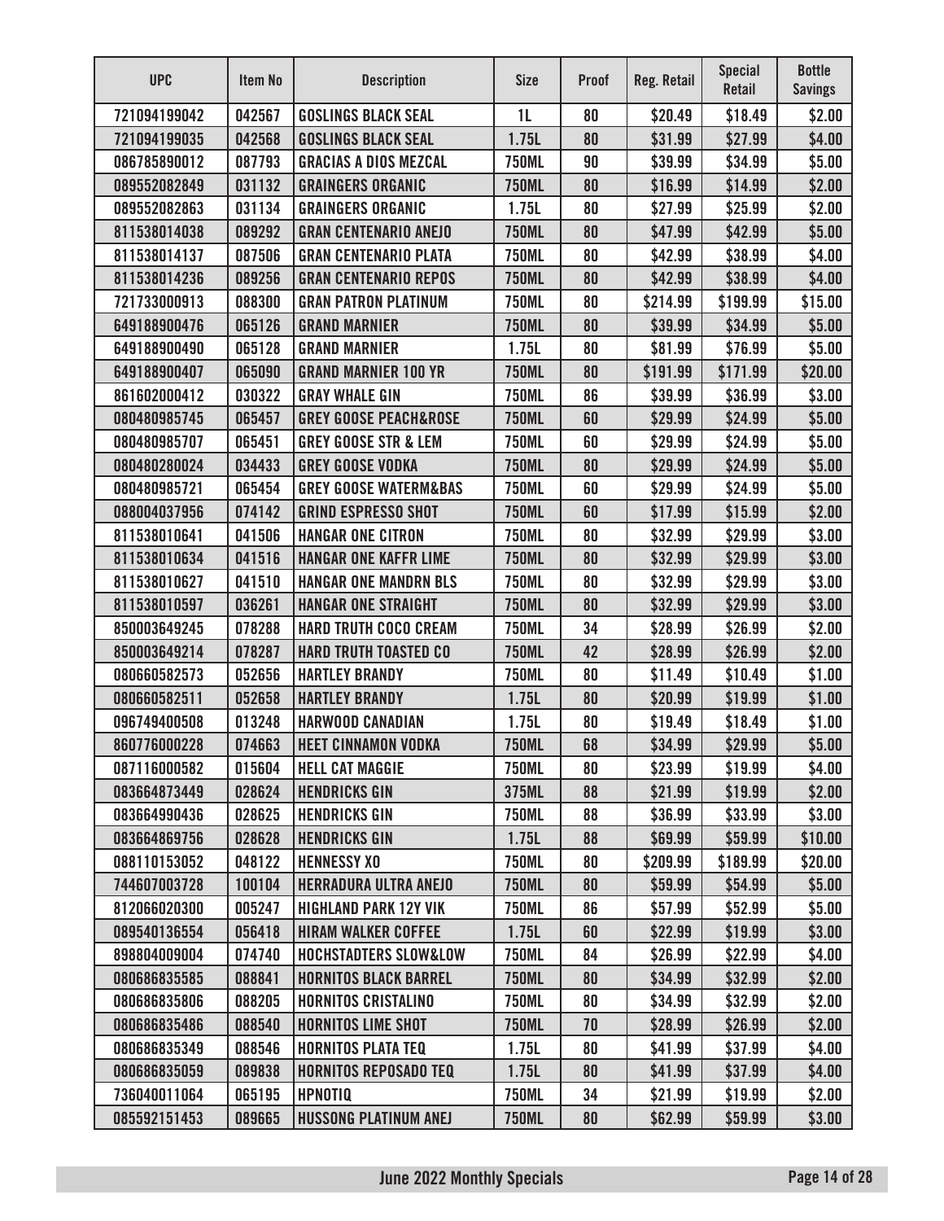| UPC | Item No | Description | Size | Proof | Reg. Retail | Special Retail | Bottle Savings |
|---|---|---|---|---|---|---|---|
| 721094199042 | 042567 | GOSLINGS BLACK SEAL | 1L | 80 | $20.49 | $18.49 | $2.00 |
| 721094199035 | 042568 | GOSLINGS BLACK SEAL | 1.75L | 80 | $31.99 | $27.99 | $4.00 |
| 086785890012 | 087793 | GRACIAS A DIOS MEZCAL | 750ML | 90 | $39.99 | $34.99 | $5.00 |
| 089552082849 | 031132 | GRAINGERS ORGANIC | 750ML | 80 | $16.99 | $14.99 | $2.00 |
| 089552082863 | 031134 | GRAINGERS ORGANIC | 1.75L | 80 | $27.99 | $25.99 | $2.00 |
| 811538014038 | 089292 | GRAN CENTENARIO ANEJO | 750ML | 80 | $47.99 | $42.99 | $5.00 |
| 811538014137 | 087506 | GRAN CENTENARIO PLATA | 750ML | 80 | $42.99 | $38.99 | $4.00 |
| 811538014236 | 089256 | GRAN CENTENARIO REPOS | 750ML | 80 | $42.99 | $38.99 | $4.00 |
| 721733000913 | 088300 | GRAN PATRON PLATINUM | 750ML | 80 | $214.99 | $199.99 | $15.00 |
| 649188900476 | 065126 | GRAND MARNIER | 750ML | 80 | $39.99 | $34.99 | $5.00 |
| 649188900490 | 065128 | GRAND MARNIER | 1.75L | 80 | $81.99 | $76.99 | $5.00 |
| 649188900407 | 065090 | GRAND MARNIER 100 YR | 750ML | 80 | $191.99 | $171.99 | $20.00 |
| 861602000412 | 030322 | GRAY WHALE GIN | 750ML | 86 | $39.99 | $36.99 | $3.00 |
| 080480985745 | 065457 | GREY GOOSE PEACH&ROSE | 750ML | 60 | $29.99 | $24.99 | $5.00 |
| 080480985707 | 065451 | GREY GOOSE STR & LEM | 750ML | 60 | $29.99 | $24.99 | $5.00 |
| 080480280024 | 034433 | GREY GOOSE VODKA | 750ML | 80 | $29.99 | $24.99 | $5.00 |
| 080480985721 | 065454 | GREY GOOSE WATERM&BAS | 750ML | 60 | $29.99 | $24.99 | $5.00 |
| 088004037956 | 074142 | GRIND ESPRESSO SHOT | 750ML | 60 | $17.99 | $15.99 | $2.00 |
| 811538010641 | 041506 | HANGAR ONE CITRON | 750ML | 80 | $32.99 | $29.99 | $3.00 |
| 811538010634 | 041516 | HANGAR ONE KAFFR LIME | 750ML | 80 | $32.99 | $29.99 | $3.00 |
| 811538010627 | 041510 | HANGAR ONE MANDRN BLS | 750ML | 80 | $32.99 | $29.99 | $3.00 |
| 811538010597 | 036261 | HANGAR ONE STRAIGHT | 750ML | 80 | $32.99 | $29.99 | $3.00 |
| 850003649245 | 078288 | HARD TRUTH COCO CREAM | 750ML | 34 | $28.99 | $26.99 | $2.00 |
| 850003649214 | 078287 | HARD TRUTH TOASTED CO | 750ML | 42 | $28.99 | $26.99 | $2.00 |
| 080660582573 | 052656 | HARTLEY BRANDY | 750ML | 80 | $11.49 | $10.49 | $1.00 |
| 080660582511 | 052658 | HARTLEY BRANDY | 1.75L | 80 | $20.99 | $19.99 | $1.00 |
| 096749400508 | 013248 | HARWOOD CANADIAN | 1.75L | 80 | $19.49 | $18.49 | $1.00 |
| 860776000228 | 074663 | HEET CINNAMON VODKA | 750ML | 68 | $34.99 | $29.99 | $5.00 |
| 087116000582 | 015604 | HELL CAT MAGGIE | 750ML | 80 | $23.99 | $19.99 | $4.00 |
| 083664873449 | 028624 | HENDRICKS GIN | 375ML | 88 | $21.99 | $19.99 | $2.00 |
| 083664990436 | 028625 | HENDRICKS GIN | 750ML | 88 | $36.99 | $33.99 | $3.00 |
| 083664869756 | 028628 | HENDRICKS GIN | 1.75L | 88 | $69.99 | $59.99 | $10.00 |
| 088110153052 | 048122 | HENNESSY XO | 750ML | 80 | $209.99 | $189.99 | $20.00 |
| 744607003728 | 100104 | HERRADURA ULTRA ANEJO | 750ML | 80 | $59.99 | $54.99 | $5.00 |
| 812066020300 | 005247 | HIGHLAND PARK 12Y VIK | 750ML | 86 | $57.99 | $52.99 | $5.00 |
| 089540136554 | 056418 | HIRAM WALKER COFFEE | 1.75L | 60 | $22.99 | $19.99 | $3.00 |
| 898804009004 | 074740 | HOCHSTADTERS SLOW&LOW | 750ML | 84 | $26.99 | $22.99 | $4.00 |
| 080686835585 | 088841 | HORNITOS BLACK BARREL | 750ML | 80 | $34.99 | $32.99 | $2.00 |
| 080686835806 | 088205 | HORNITOS CRISTALINO | 750ML | 80 | $34.99 | $32.99 | $2.00 |
| 080686835486 | 088540 | HORNITOS LIME SHOT | 750ML | 70 | $28.99 | $26.99 | $2.00 |
| 080686835349 | 088546 | HORNITOS PLATA TEQ | 1.75L | 80 | $41.99 | $37.99 | $4.00 |
| 080686835059 | 089838 | HORNITOS REPOSADO TEQ | 1.75L | 80 | $41.99 | $37.99 | $4.00 |
| 736040011064 | 065195 | HPNOTIQ | 750ML | 34 | $21.99 | $19.99 | $2.00 |
| 085592151453 | 089665 | HUSSONG PLATINUM ANEJ | 750ML | 80 | $62.99 | $59.99 | $3.00 |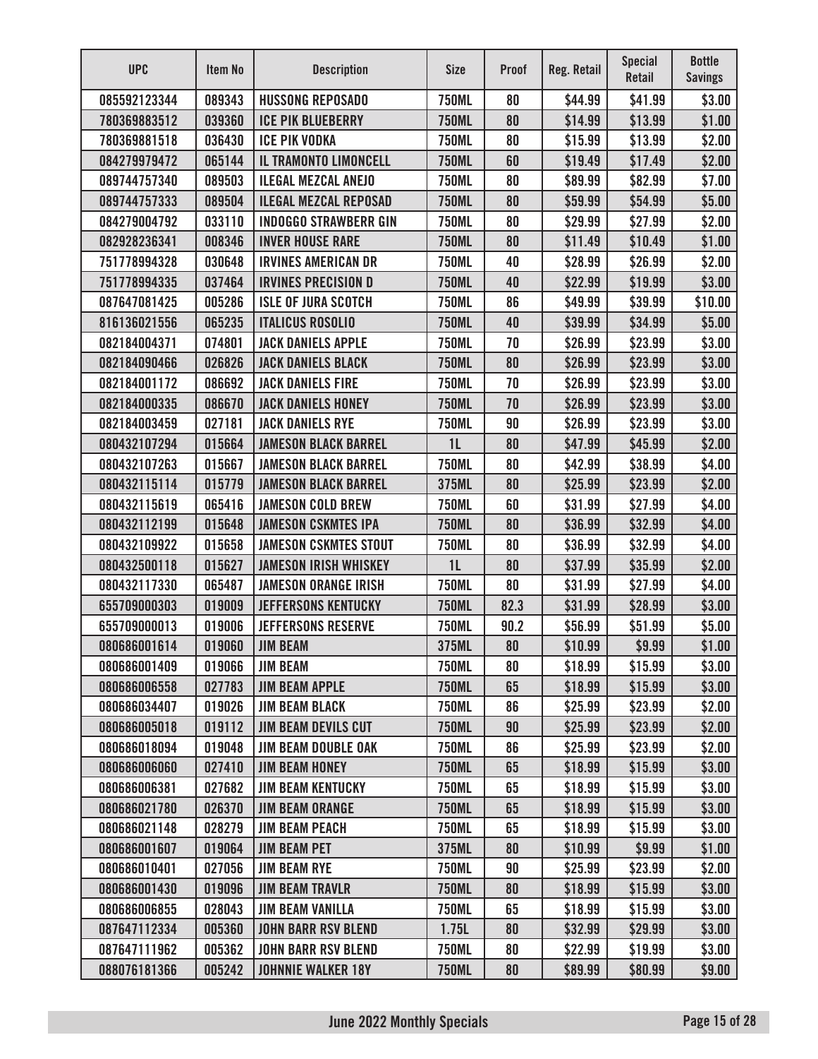| UPC | Item No | Description | Size | Proof | Reg. Retail | Special Retail | Bottle Savings |
|---|---|---|---|---|---|---|---|
| 085592123344 | 089343 | HUSSONG REPOSADO | 750ML | 80 | $44.99 | $41.99 | $3.00 |
| 780369883512 | 039360 | ICE PIK BLUEBERRY | 750ML | 80 | $14.99 | $13.99 | $1.00 |
| 780369881518 | 036430 | ICE PIK VODKA | 750ML | 80 | $15.99 | $13.99 | $2.00 |
| 084279979472 | 065144 | IL TRAMONTO LIMONCELL | 750ML | 60 | $19.49 | $17.49 | $2.00 |
| 089744757340 | 089503 | ILEGAL MEZCAL ANEJO | 750ML | 80 | $89.99 | $82.99 | $7.00 |
| 089744757333 | 089504 | ILEGAL MEZCAL REPOSAD | 750ML | 80 | $59.99 | $54.99 | $5.00 |
| 084279004792 | 033110 | INDOGGO STRAWBERR GIN | 750ML | 80 | $29.99 | $27.99 | $2.00 |
| 082928236341 | 008346 | INVER HOUSE RARE | 750ML | 80 | $11.49 | $10.49 | $1.00 |
| 751778994328 | 030648 | IRVINES AMERICAN DR | 750ML | 40 | $28.99 | $26.99 | $2.00 |
| 751778994335 | 037464 | IRVINES PRECISION D | 750ML | 40 | $22.99 | $19.99 | $3.00 |
| 087647081425 | 005286 | ISLE OF JURA SCOTCH | 750ML | 86 | $49.99 | $39.99 | $10.00 |
| 816136021556 | 065235 | ITALICUS ROSOLIO | 750ML | 40 | $39.99 | $34.99 | $5.00 |
| 082184004371 | 074801 | JACK DANIELS APPLE | 750ML | 70 | $26.99 | $23.99 | $3.00 |
| 082184090466 | 026826 | JACK DANIELS BLACK | 750ML | 80 | $26.99 | $23.99 | $3.00 |
| 082184001172 | 086692 | JACK DANIELS FIRE | 750ML | 70 | $26.99 | $23.99 | $3.00 |
| 082184000335 | 086670 | JACK DANIELS HONEY | 750ML | 70 | $26.99 | $23.99 | $3.00 |
| 082184003459 | 027181 | JACK DANIELS RYE | 750ML | 90 | $26.99 | $23.99 | $3.00 |
| 080432107294 | 015664 | JAMESON BLACK BARREL | 1L | 80 | $47.99 | $45.99 | $2.00 |
| 080432107263 | 015667 | JAMESON BLACK BARREL | 750ML | 80 | $42.99 | $38.99 | $4.00 |
| 080432115114 | 015779 | JAMESON BLACK BARREL | 375ML | 80 | $25.99 | $23.99 | $2.00 |
| 080432115619 | 065416 | JAMESON COLD BREW | 750ML | 60 | $31.99 | $27.99 | $4.00 |
| 080432112199 | 015648 | JAMESON CSKMTES IPA | 750ML | 80 | $36.99 | $32.99 | $4.00 |
| 080432109922 | 015658 | JAMESON CSKMTES STOUT | 750ML | 80 | $36.99 | $32.99 | $4.00 |
| 080432500118 | 015627 | JAMESON IRISH WHISKEY | 1L | 80 | $37.99 | $35.99 | $2.00 |
| 080432117330 | 065487 | JAMESON ORANGE IRISH | 750ML | 80 | $31.99 | $27.99 | $4.00 |
| 655709000303 | 019009 | JEFFERSONS KENTUCKY | 750ML | 82.3 | $31.99 | $28.99 | $3.00 |
| 655709000013 | 019006 | JEFFERSONS RESERVE | 750ML | 90.2 | $56.99 | $51.99 | $5.00 |
| 080686001614 | 019060 | JIM BEAM | 375ML | 80 | $10.99 | $9.99 | $1.00 |
| 080686001409 | 019066 | JIM BEAM | 750ML | 80 | $18.99 | $15.99 | $3.00 |
| 080686006558 | 027783 | JIM BEAM APPLE | 750ML | 65 | $18.99 | $15.99 | $3.00 |
| 080686034407 | 019026 | JIM BEAM BLACK | 750ML | 86 | $25.99 | $23.99 | $2.00 |
| 080686005018 | 019112 | JIM BEAM DEVILS CUT | 750ML | 90 | $25.99 | $23.99 | $2.00 |
| 080686018094 | 019048 | JIM BEAM DOUBLE OAK | 750ML | 86 | $25.99 | $23.99 | $2.00 |
| 080686006060 | 027410 | JIM BEAM HONEY | 750ML | 65 | $18.99 | $15.99 | $3.00 |
| 080686006381 | 027682 | JIM BEAM KENTUCKY | 750ML | 65 | $18.99 | $15.99 | $3.00 |
| 080686021780 | 026370 | JIM BEAM ORANGE | 750ML | 65 | $18.99 | $15.99 | $3.00 |
| 080686021148 | 028279 | JIM BEAM PEACH | 750ML | 65 | $18.99 | $15.99 | $3.00 |
| 080686001607 | 019064 | JIM BEAM PET | 375ML | 80 | $10.99 | $9.99 | $1.00 |
| 080686010401 | 027056 | JIM BEAM RYE | 750ML | 90 | $25.99 | $23.99 | $2.00 |
| 080686001430 | 019096 | JIM BEAM TRAVLR | 750ML | 80 | $18.99 | $15.99 | $3.00 |
| 080686006855 | 028043 | JIM BEAM VANILLA | 750ML | 65 | $18.99 | $15.99 | $3.00 |
| 087647112334 | 005360 | JOHN BARR RSV BLEND | 1.75L | 80 | $32.99 | $29.99 | $3.00 |
| 087647111962 | 005362 | JOHN BARR RSV BLEND | 750ML | 80 | $22.99 | $19.99 | $3.00 |
| 088076181366 | 005242 | JOHNNIE WALKER 18Y | 750ML | 80 | $89.99 | $80.99 | $9.00 |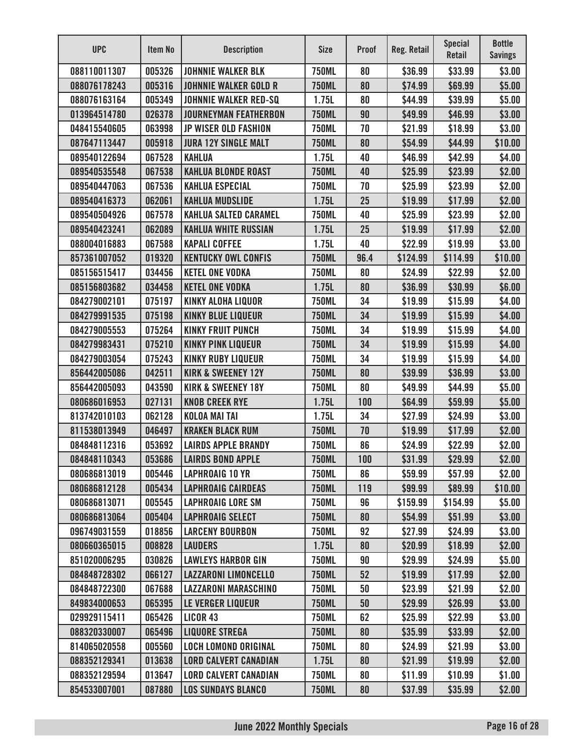| UPC | Item No | Description | Size | Proof | Reg. Retail | Special Retail | Bottle Savings |
|---|---|---|---|---|---|---|---|
| 088110011307 | 005326 | JOHNNIE WALKER BLK | 750ML | 80 | $36.99 | $33.99 | $3.00 |
| 088076178243 | 005316 | JOHNNIE WALKER GOLD R | 750ML | 80 | $74.99 | $69.99 | $5.00 |
| 088076163164 | 005349 | JOHNNIE WALKER RED-SQ | 1.75L | 80 | $44.99 | $39.99 | $5.00 |
| 013964514780 | 026378 | JOURNEYMAN FEATHERBON | 750ML | 90 | $49.99 | $46.99 | $3.00 |
| 048415540605 | 063998 | JP WISER OLD FASHION | 750ML | 70 | $21.99 | $18.99 | $3.00 |
| 087647113447 | 005918 | JURA 12Y SINGLE MALT | 750ML | 80 | $54.99 | $44.99 | $10.00 |
| 089540122694 | 067528 | KAHLUA | 1.75L | 40 | $46.99 | $42.99 | $4.00 |
| 089540535548 | 067538 | KAHLUA BLONDE ROAST | 750ML | 40 | $25.99 | $23.99 | $2.00 |
| 089540447063 | 067536 | KAHLUA ESPECIAL | 750ML | 70 | $25.99 | $23.99 | $2.00 |
| 089540416373 | 062061 | KAHLUA MUDSLIDE | 1.75L | 25 | $19.99 | $17.99 | $2.00 |
| 089540504926 | 067578 | KAHLUA SALTED CARAMEL | 750ML | 40 | $25.99 | $23.99 | $2.00 |
| 089540423241 | 062089 | KAHLUA WHITE RUSSIAN | 1.75L | 25 | $19.99 | $17.99 | $2.00 |
| 088004016883 | 067588 | KAPALI COFFEE | 1.75L | 40 | $22.99 | $19.99 | $3.00 |
| 857361007052 | 019320 | KENTUCKY OWL CONFIS | 750ML | 96.4 | $124.99 | $114.99 | $10.00 |
| 085156515417 | 034456 | KETEL ONE VODKA | 750ML | 80 | $24.99 | $22.99 | $2.00 |
| 085156803682 | 034458 | KETEL ONE VODKA | 1.75L | 80 | $36.99 | $30.99 | $6.00 |
| 084279002101 | 075197 | KINKY ALOHA LIQUOR | 750ML | 34 | $19.99 | $15.99 | $4.00 |
| 084279991535 | 075198 | KINKY BLUE LIQUEUR | 750ML | 34 | $19.99 | $15.99 | $4.00 |
| 084279005553 | 075264 | KINKY FRUIT PUNCH | 750ML | 34 | $19.99 | $15.99 | $4.00 |
| 084279983431 | 075210 | KINKY PINK LIQUEUR | 750ML | 34 | $19.99 | $15.99 | $4.00 |
| 084279003054 | 075243 | KINKY RUBY LIQUEUR | 750ML | 34 | $19.99 | $15.99 | $4.00 |
| 856442005086 | 042511 | KIRK & SWEENEY 12Y | 750ML | 80 | $39.99 | $36.99 | $3.00 |
| 856442005093 | 043590 | KIRK & SWEENEY 18Y | 750ML | 80 | $49.99 | $44.99 | $5.00 |
| 080686016953 | 027131 | KNOB CREEK RYE | 1.75L | 100 | $64.99 | $59.99 | $5.00 |
| 813742010103 | 062128 | KOLOA MAI TAI | 1.75L | 34 | $27.99 | $24.99 | $3.00 |
| 811538013949 | 046497 | KRAKEN BLACK RUM | 750ML | 70 | $19.99 | $17.99 | $2.00 |
| 084848112316 | 053692 | LAIRDS APPLE BRANDY | 750ML | 86 | $24.99 | $22.99 | $2.00 |
| 084848110343 | 053686 | LAIRDS BOND APPLE | 750ML | 100 | $31.99 | $29.99 | $2.00 |
| 080686813019 | 005446 | LAPHROAIG 10 YR | 750ML | 86 | $59.99 | $57.99 | $2.00 |
| 080686812128 | 005434 | LAPHROAIG CAIRDEAS | 750ML | 119 | $99.99 | $89.99 | $10.00 |
| 080686813071 | 005545 | LAPHROAIG LORE SM | 750ML | 96 | $159.99 | $154.99 | $5.00 |
| 080686813064 | 005404 | LAPHROAIG SELECT | 750ML | 80 | $54.99 | $51.99 | $3.00 |
| 096749031559 | 018856 | LARCENY BOURBON | 750ML | 92 | $27.99 | $24.99 | $3.00 |
| 080660365015 | 008828 | LAUDERS | 1.75L | 80 | $20.99 | $18.99 | $2.00 |
| 851020006295 | 030826 | LAWLEYS HARBOR GIN | 750ML | 90 | $29.99 | $24.99 | $5.00 |
| 084848728302 | 066127 | LAZZARONI LIMONCELLO | 750ML | 52 | $19.99 | $17.99 | $2.00 |
| 084848722300 | 067688 | LAZZARONI MARASCHINO | 750ML | 50 | $23.99 | $21.99 | $2.00 |
| 849834000653 | 065395 | LE VERGER LIQUEUR | 750ML | 50 | $29.99 | $26.99 | $3.00 |
| 029929115411 | 065426 | LICOR 43 | 750ML | 62 | $25.99 | $22.99 | $3.00 |
| 088320330007 | 065496 | LIQUORE STREGA | 750ML | 80 | $35.99 | $33.99 | $2.00 |
| 814065020558 | 005560 | LOCH LOMOND ORIGINAL | 750ML | 80 | $24.99 | $21.99 | $3.00 |
| 088352129341 | 013638 | LORD CALVERT CANADIAN | 1.75L | 80 | $21.99 | $19.99 | $2.00 |
| 088352129594 | 013647 | LORD CALVERT CANADIAN | 750ML | 80 | $11.99 | $10.99 | $1.00 |
| 854533007001 | 087880 | LOS SUNDAYS BLANCO | 750ML | 80 | $37.99 | $35.99 | $2.00 |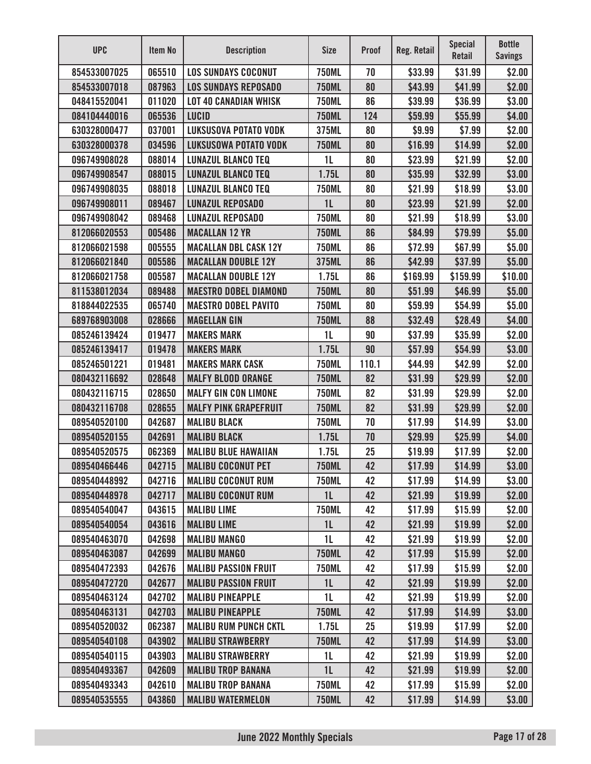| UPC | Item No | Description | Size | Proof | Reg. Retail | Special Retail | Bottle Savings |
|---|---|---|---|---|---|---|---|
| 854533007025 | 065510 | LOS SUNDAYS COCONUT | 750ML | 70 | $33.99 | $31.99 | $2.00 |
| 854533007018 | 087963 | LOS SUNDAYS REPOSADO | 750ML | 80 | $43.99 | $41.99 | $2.00 |
| 048415520041 | 011020 | LOT 40 CANADIAN WHISK | 750ML | 86 | $39.99 | $36.99 | $3.00 |
| 084104440016 | 065536 | LUCID | 750ML | 124 | $59.99 | $55.99 | $4.00 |
| 630328000477 | 037001 | LUKSUSOVA POTATO VODK | 375ML | 80 | $9.99 | $7.99 | $2.00 |
| 630328000378 | 034596 | LUKSUSOWA POTATO VODK | 750ML | 80 | $16.99 | $14.99 | $2.00 |
| 096749908028 | 088014 | LUNAZUL BLANCO TEQ | 1L | 80 | $23.99 | $21.99 | $2.00 |
| 096749908547 | 088015 | LUNAZUL BLANCO TEQ | 1.75L | 80 | $35.99 | $32.99 | $3.00 |
| 096749908035 | 088018 | LUNAZUL BLANCO TEQ | 750ML | 80 | $21.99 | $18.99 | $3.00 |
| 096749908011 | 089467 | LUNAZUL REPOSADO | 1L | 80 | $23.99 | $21.99 | $2.00 |
| 096749908042 | 089468 | LUNAZUL REPOSADO | 750ML | 80 | $21.99 | $18.99 | $3.00 |
| 812066020553 | 005486 | MACALLAN 12 YR | 750ML | 86 | $84.99 | $79.99 | $5.00 |
| 812066021598 | 005555 | MACALLAN DBL CASK 12Y | 750ML | 86 | $72.99 | $67.99 | $5.00 |
| 812066021840 | 005586 | MACALLAN DOUBLE 12Y | 375ML | 86 | $42.99 | $37.99 | $5.00 |
| 812066021758 | 005587 | MACALLAN DOUBLE 12Y | 1.75L | 86 | $169.99 | $159.99 | $10.00 |
| 811538012034 | 089488 | MAESTRO DOBEL DIAMOND | 750ML | 80 | $51.99 | $46.99 | $5.00 |
| 818844022535 | 065740 | MAESTRO DOBEL PAVITO | 750ML | 80 | $59.99 | $54.99 | $5.00 |
| 689768903008 | 028666 | MAGELLAN GIN | 750ML | 88 | $32.49 | $28.49 | $4.00 |
| 085246139424 | 019477 | MAKERS MARK | 1L | 90 | $37.99 | $35.99 | $2.00 |
| 085246139417 | 019478 | MAKERS MARK | 1.75L | 90 | $57.99 | $54.99 | $3.00 |
| 085246501221 | 019481 | MAKERS MARK CASK | 750ML | 110.1 | $44.99 | $42.99 | $2.00 |
| 080432116692 | 028648 | MALFY BLOOD ORANGE | 750ML | 82 | $31.99 | $29.99 | $2.00 |
| 080432116715 | 028650 | MALFY GIN CON LIMONE | 750ML | 82 | $31.99 | $29.99 | $2.00 |
| 080432116708 | 028655 | MALFY PINK GRAPEFRUIT | 750ML | 82 | $31.99 | $29.99 | $2.00 |
| 089540520100 | 042687 | MALIBU BLACK | 750ML | 70 | $17.99 | $14.99 | $3.00 |
| 089540520155 | 042691 | MALIBU BLACK | 1.75L | 70 | $29.99 | $25.99 | $4.00 |
| 089540520575 | 062369 | MALIBU BLUE HAWAIIAN | 1.75L | 25 | $19.99 | $17.99 | $2.00 |
| 089540466446 | 042715 | MALIBU COCONUT PET | 750ML | 42 | $17.99 | $14.99 | $3.00 |
| 089540448992 | 042716 | MALIBU COCONUT RUM | 750ML | 42 | $17.99 | $14.99 | $3.00 |
| 089540448978 | 042717 | MALIBU COCONUT RUM | 1L | 42 | $21.99 | $19.99 | $2.00 |
| 089540540047 | 043615 | MALIBU LIME | 750ML | 42 | $17.99 | $15.99 | $2.00 |
| 089540540054 | 043616 | MALIBU LIME | 1L | 42 | $21.99 | $19.99 | $2.00 |
| 089540463070 | 042698 | MALIBU MANGO | 1L | 42 | $21.99 | $19.99 | $2.00 |
| 089540463087 | 042699 | MALIBU MANGO | 750ML | 42 | $17.99 | $15.99 | $2.00 |
| 089540472393 | 042676 | MALIBU PASSION FRUIT | 750ML | 42 | $17.99 | $15.99 | $2.00 |
| 089540472720 | 042677 | MALIBU PASSION FRUIT | 1L | 42 | $21.99 | $19.99 | $2.00 |
| 089540463124 | 042702 | MALIBU PINEAPPLE | 1L | 42 | $21.99 | $19.99 | $2.00 |
| 089540463131 | 042703 | MALIBU PINEAPPLE | 750ML | 42 | $17.99 | $14.99 | $3.00 |
| 089540520032 | 062387 | MALIBU RUM PUNCH CKTL | 1.75L | 25 | $19.99 | $17.99 | $2.00 |
| 089540540108 | 043902 | MALIBU STRAWBERRY | 750ML | 42 | $17.99 | $14.99 | $3.00 |
| 089540540115 | 043903 | MALIBU STRAWBERRY | 1L | 42 | $21.99 | $19.99 | $2.00 |
| 089540493367 | 042609 | MALIBU TROP BANANA | 1L | 42 | $21.99 | $19.99 | $2.00 |
| 089540493343 | 042610 | MALIBU TROP BANANA | 750ML | 42 | $17.99 | $15.99 | $2.00 |
| 089540535555 | 043860 | MALIBU WATERMELON | 750ML | 42 | $17.99 | $14.99 | $3.00 |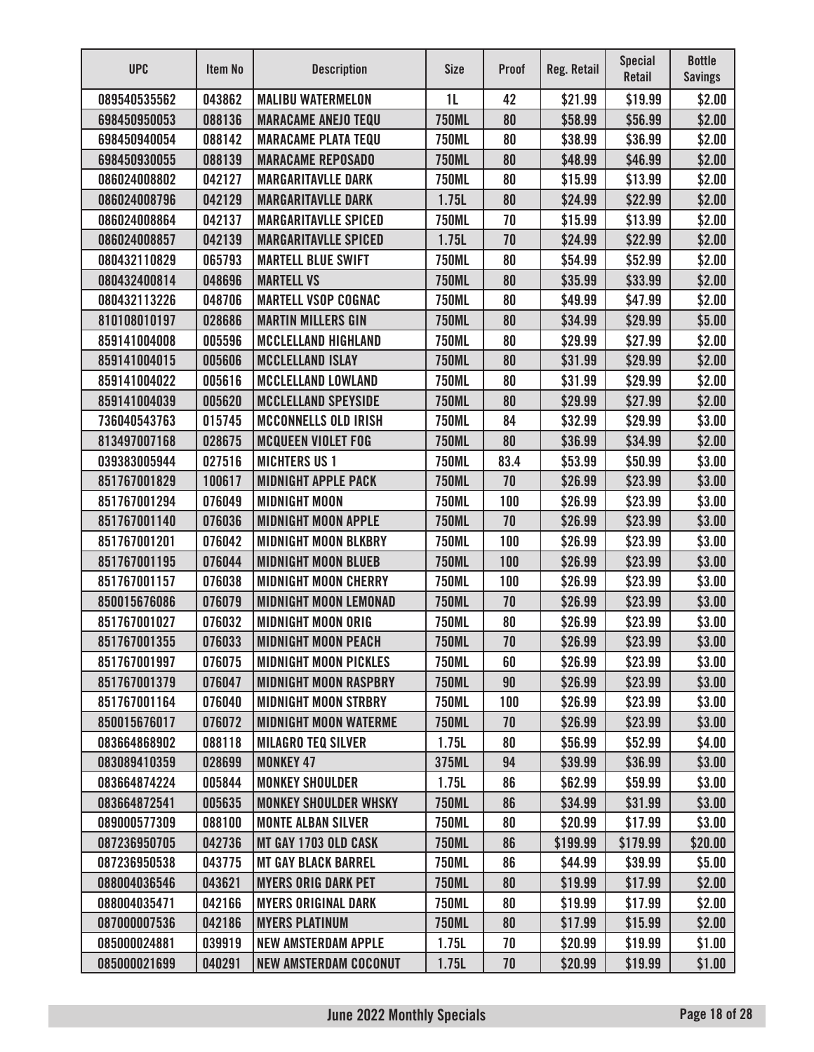| UPC | Item No | Description | Size | Proof | Reg. Retail | Special Retail | Bottle Savings |
|---|---|---|---|---|---|---|---|
| 089540535562 | 043862 | MALIBU WATERMELON | 1L | 42 | $21.99 | $19.99 | $2.00 |
| 698450950053 | 088136 | MARACAME ANEJO TEQU | 750ML | 80 | $58.99 | $56.99 | $2.00 |
| 698450940054 | 088142 | MARACAME PLATA TEQU | 750ML | 80 | $38.99 | $36.99 | $2.00 |
| 698450930055 | 088139 | MARACAME REPOSADO | 750ML | 80 | $48.99 | $46.99 | $2.00 |
| 086024008802 | 042127 | MARGARITAVLLE DARK | 750ML | 80 | $15.99 | $13.99 | $2.00 |
| 086024008796 | 042129 | MARGARITAVLLE DARK | 1.75L | 80 | $24.99 | $22.99 | $2.00 |
| 086024008864 | 042137 | MARGARITAVLLE SPICED | 750ML | 70 | $15.99 | $13.99 | $2.00 |
| 086024008857 | 042139 | MARGARITAVLLE SPICED | 1.75L | 70 | $24.99 | $22.99 | $2.00 |
| 080432110829 | 065793 | MARTELL BLUE SWIFT | 750ML | 80 | $54.99 | $52.99 | $2.00 |
| 080432400814 | 048696 | MARTELL VS | 750ML | 80 | $35.99 | $33.99 | $2.00 |
| 080432113226 | 048706 | MARTELL VSOP COGNAC | 750ML | 80 | $49.99 | $47.99 | $2.00 |
| 810108010197 | 028686 | MARTIN MILLERS GIN | 750ML | 80 | $34.99 | $29.99 | $5.00 |
| 859141004008 | 005596 | MCCLELLAND HIGHLAND | 750ML | 80 | $29.99 | $27.99 | $2.00 |
| 859141004015 | 005606 | MCCLELLAND ISLAY | 750ML | 80 | $31.99 | $29.99 | $2.00 |
| 859141004022 | 005616 | MCCLELLAND LOWLAND | 750ML | 80 | $31.99 | $29.99 | $2.00 |
| 859141004039 | 005620 | MCCLELLAND SPEYSIDE | 750ML | 80 | $29.99 | $27.99 | $2.00 |
| 736040543763 | 015745 | MCCONNELLS OLD IRISH | 750ML | 84 | $32.99 | $29.99 | $3.00 |
| 813497007168 | 028675 | MCQUEEN VIOLET FOG | 750ML | 80 | $36.99 | $34.99 | $2.00 |
| 039383005944 | 027516 | MICHTERS US 1 | 750ML | 83.4 | $53.99 | $50.99 | $3.00 |
| 851767001829 | 100617 | MIDNIGHT APPLE PACK | 750ML | 70 | $26.99 | $23.99 | $3.00 |
| 851767001294 | 076049 | MIDNIGHT MOON | 750ML | 100 | $26.99 | $23.99 | $3.00 |
| 851767001140 | 076036 | MIDNIGHT MOON APPLE | 750ML | 70 | $26.99 | $23.99 | $3.00 |
| 851767001201 | 076042 | MIDNIGHT MOON BLKBRY | 750ML | 100 | $26.99 | $23.99 | $3.00 |
| 851767001195 | 076044 | MIDNIGHT MOON BLUEB | 750ML | 100 | $26.99 | $23.99 | $3.00 |
| 851767001157 | 076038 | MIDNIGHT MOON CHERRY | 750ML | 100 | $26.99 | $23.99 | $3.00 |
| 850015676086 | 076079 | MIDNIGHT MOON LEMONAD | 750ML | 70 | $26.99 | $23.99 | $3.00 |
| 851767001027 | 076032 | MIDNIGHT MOON ORIG | 750ML | 80 | $26.99 | $23.99 | $3.00 |
| 851767001355 | 076033 | MIDNIGHT MOON PEACH | 750ML | 70 | $26.99 | $23.99 | $3.00 |
| 851767001997 | 076075 | MIDNIGHT MOON PICKLES | 750ML | 60 | $26.99 | $23.99 | $3.00 |
| 851767001379 | 076047 | MIDNIGHT MOON RASPBRY | 750ML | 90 | $26.99 | $23.99 | $3.00 |
| 851767001164 | 076040 | MIDNIGHT MOON STRBRY | 750ML | 100 | $26.99 | $23.99 | $3.00 |
| 850015676017 | 076072 | MIDNIGHT MOON WATERME | 750ML | 70 | $26.99 | $23.99 | $3.00 |
| 083664868902 | 088118 | MILAGRO TEQ SILVER | 1.75L | 80 | $56.99 | $52.99 | $4.00 |
| 083089410359 | 028699 | MONKEY 47 | 375ML | 94 | $39.99 | $36.99 | $3.00 |
| 083664874224 | 005844 | MONKEY SHOULDER | 1.75L | 86 | $62.99 | $59.99 | $3.00 |
| 083664872541 | 005635 | MONKEY SHOULDER WHSKY | 750ML | 86 | $34.99 | $31.99 | $3.00 |
| 089000577309 | 088100 | MONTE ALBAN SILVER | 750ML | 80 | $20.99 | $17.99 | $3.00 |
| 087236950705 | 042736 | MT GAY 1703 OLD CASK | 750ML | 86 | $199.99 | $179.99 | $20.00 |
| 087236950538 | 043775 | MT GAY BLACK BARREL | 750ML | 86 | $44.99 | $39.99 | $5.00 |
| 088004036546 | 043621 | MYERS ORIG DARK PET | 750ML | 80 | $19.99 | $17.99 | $2.00 |
| 088004035471 | 042166 | MYERS ORIGINAL DARK | 750ML | 80 | $19.99 | $17.99 | $2.00 |
| 087000007536 | 042186 | MYERS PLATINUM | 750ML | 80 | $17.99 | $15.99 | $2.00 |
| 085000024881 | 039919 | NEW AMSTERDAM APPLE | 1.75L | 70 | $20.99 | $19.99 | $1.00 |
| 085000021699 | 040291 | NEW AMSTERDAM COCONUT | 1.75L | 70 | $20.99 | $19.99 | $1.00 |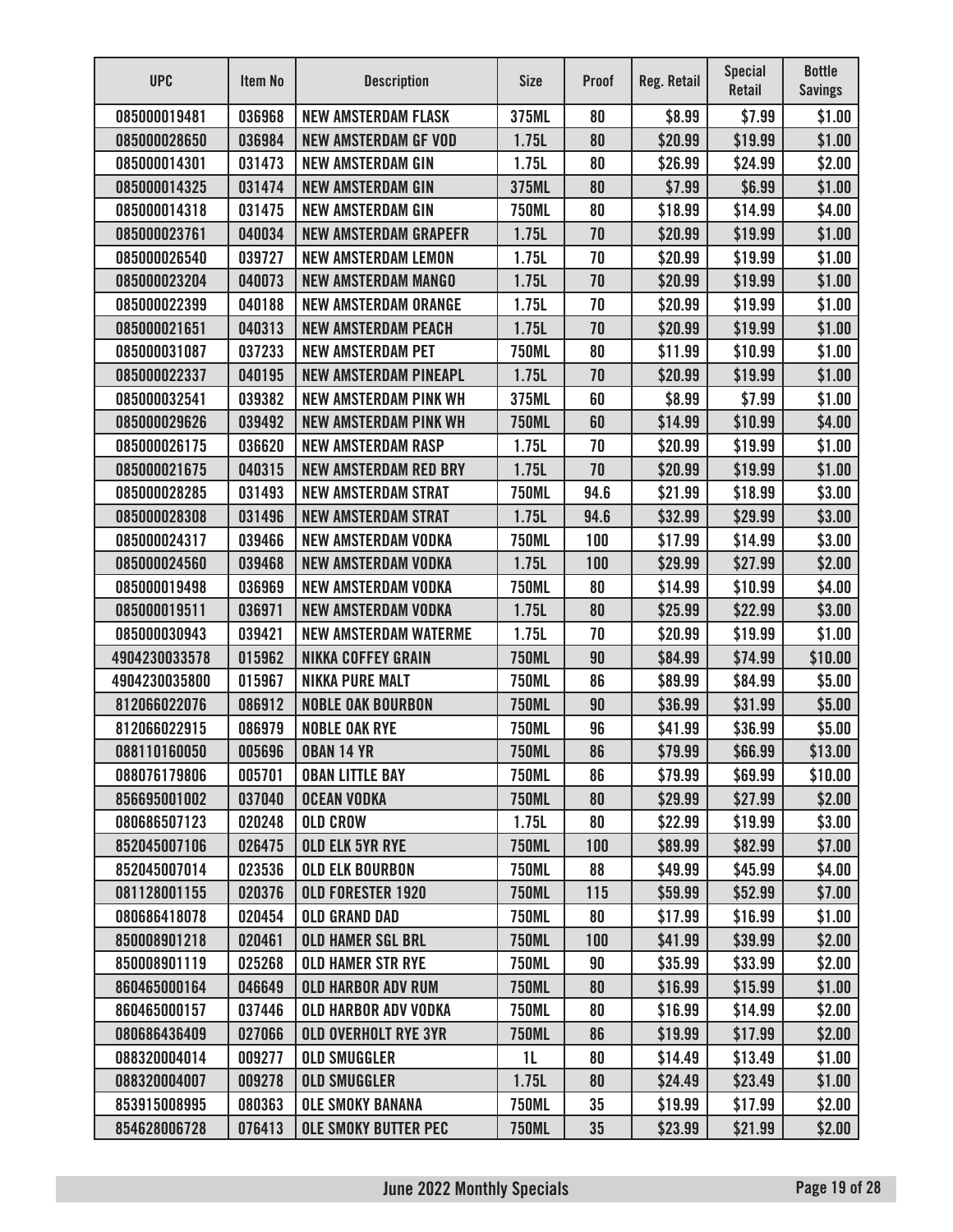| UPC | Item No | Description | Size | Proof | Reg. Retail | Special Retail | Bottle Savings |
|---|---|---|---|---|---|---|---|
| 085000019481 | 036968 | NEW AMSTERDAM FLASK | 375ML | 80 | $8.99 | $7.99 | $1.00 |
| 085000028650 | 036984 | NEW AMSTERDAM GF VOD | 1.75L | 80 | $20.99 | $19.99 | $1.00 |
| 085000014301 | 031473 | NEW AMSTERDAM GIN | 1.75L | 80 | $26.99 | $24.99 | $2.00 |
| 085000014325 | 031474 | NEW AMSTERDAM GIN | 375ML | 80 | $7.99 | $6.99 | $1.00 |
| 085000014318 | 031475 | NEW AMSTERDAM GIN | 750ML | 80 | $18.99 | $14.99 | $4.00 |
| 085000023761 | 040034 | NEW AMSTERDAM GRAPEFR | 1.75L | 70 | $20.99 | $19.99 | $1.00 |
| 085000026540 | 039727 | NEW AMSTERDAM LEMON | 1.75L | 70 | $20.99 | $19.99 | $1.00 |
| 085000023204 | 040073 | NEW AMSTERDAM MANGO | 1.75L | 70 | $20.99 | $19.99 | $1.00 |
| 085000022399 | 040188 | NEW AMSTERDAM ORANGE | 1.75L | 70 | $20.99 | $19.99 | $1.00 |
| 085000021651 | 040313 | NEW AMSTERDAM PEACH | 1.75L | 70 | $20.99 | $19.99 | $1.00 |
| 085000031087 | 037233 | NEW AMSTERDAM PET | 750ML | 80 | $11.99 | $10.99 | $1.00 |
| 085000022337 | 040195 | NEW AMSTERDAM PINEAPL | 1.75L | 70 | $20.99 | $19.99 | $1.00 |
| 085000032541 | 039382 | NEW AMSTERDAM PINK WH | 375ML | 60 | $8.99 | $7.99 | $1.00 |
| 085000029626 | 039492 | NEW AMSTERDAM PINK WH | 750ML | 60 | $14.99 | $10.99 | $4.00 |
| 085000026175 | 036620 | NEW AMSTERDAM RASP | 1.75L | 70 | $20.99 | $19.99 | $1.00 |
| 085000021675 | 040315 | NEW AMSTERDAM RED BRY | 1.75L | 70 | $20.99 | $19.99 | $1.00 |
| 085000028285 | 031493 | NEW AMSTERDAM STRAT | 750ML | 94.6 | $21.99 | $18.99 | $3.00 |
| 085000028308 | 031496 | NEW AMSTERDAM STRAT | 1.75L | 94.6 | $32.99 | $29.99 | $3.00 |
| 085000024317 | 039466 | NEW AMSTERDAM VODKA | 750ML | 100 | $17.99 | $14.99 | $3.00 |
| 085000024560 | 039468 | NEW AMSTERDAM VODKA | 1.75L | 100 | $29.99 | $27.99 | $2.00 |
| 085000019498 | 036969 | NEW AMSTERDAM VODKA | 750ML | 80 | $14.99 | $10.99 | $4.00 |
| 085000019511 | 036971 | NEW AMSTERDAM VODKA | 1.75L | 80 | $25.99 | $22.99 | $3.00 |
| 085000030943 | 039421 | NEW AMSTERDAM WATERME | 1.75L | 70 | $20.99 | $19.99 | $1.00 |
| 4904230033578 | 015962 | NIKKA COFFEY GRAIN | 750ML | 90 | $84.99 | $74.99 | $10.00 |
| 4904230035800 | 015967 | NIKKA PURE MALT | 750ML | 86 | $89.99 | $84.99 | $5.00 |
| 812066022076 | 086912 | NOBLE OAK BOURBON | 750ML | 90 | $36.99 | $31.99 | $5.00 |
| 812066022915 | 086979 | NOBLE OAK RYE | 750ML | 96 | $41.99 | $36.99 | $5.00 |
| 088110160050 | 005696 | OBAN 14 YR | 750ML | 86 | $79.99 | $66.99 | $13.00 |
| 088076179806 | 005701 | OBAN LITTLE BAY | 750ML | 86 | $79.99 | $69.99 | $10.00 |
| 856695001002 | 037040 | OCEAN VODKA | 750ML | 80 | $29.99 | $27.99 | $2.00 |
| 080686507123 | 020248 | OLD CROW | 1.75L | 80 | $22.99 | $19.99 | $3.00 |
| 852045007106 | 026475 | OLD ELK 5YR RYE | 750ML | 100 | $89.99 | $82.99 | $7.00 |
| 852045007014 | 023536 | OLD ELK BOURBON | 750ML | 88 | $49.99 | $45.99 | $4.00 |
| 081128001155 | 020376 | OLD FORESTER 1920 | 750ML | 115 | $59.99 | $52.99 | $7.00 |
| 080686418078 | 020454 | OLD GRAND DAD | 750ML | 80 | $17.99 | $16.99 | $1.00 |
| 850008901218 | 020461 | OLD HAMER SGL BRL | 750ML | 100 | $41.99 | $39.99 | $2.00 |
| 850008901119 | 025268 | OLD HAMER STR RYE | 750ML | 90 | $35.99 | $33.99 | $2.00 |
| 860465000164 | 046649 | OLD HARBOR ADV RUM | 750ML | 80 | $16.99 | $15.99 | $1.00 |
| 860465000157 | 037446 | OLD HARBOR ADV VODKA | 750ML | 80 | $16.99 | $14.99 | $2.00 |
| 080686436409 | 027066 | OLD OVERHOLT RYE 3YR | 750ML | 86 | $19.99 | $17.99 | $2.00 |
| 088320004014 | 009277 | OLD SMUGGLER | 1L | 80 | $14.49 | $13.49 | $1.00 |
| 088320004007 | 009278 | OLD SMUGGLER | 1.75L | 80 | $24.49 | $23.49 | $1.00 |
| 853915008995 | 080363 | OLE SMOKY BANANA | 750ML | 35 | $19.99 | $17.99 | $2.00 |
| 854628006728 | 076413 | OLE SMOKY BUTTER PEC | 750ML | 35 | $23.99 | $21.99 | $2.00 |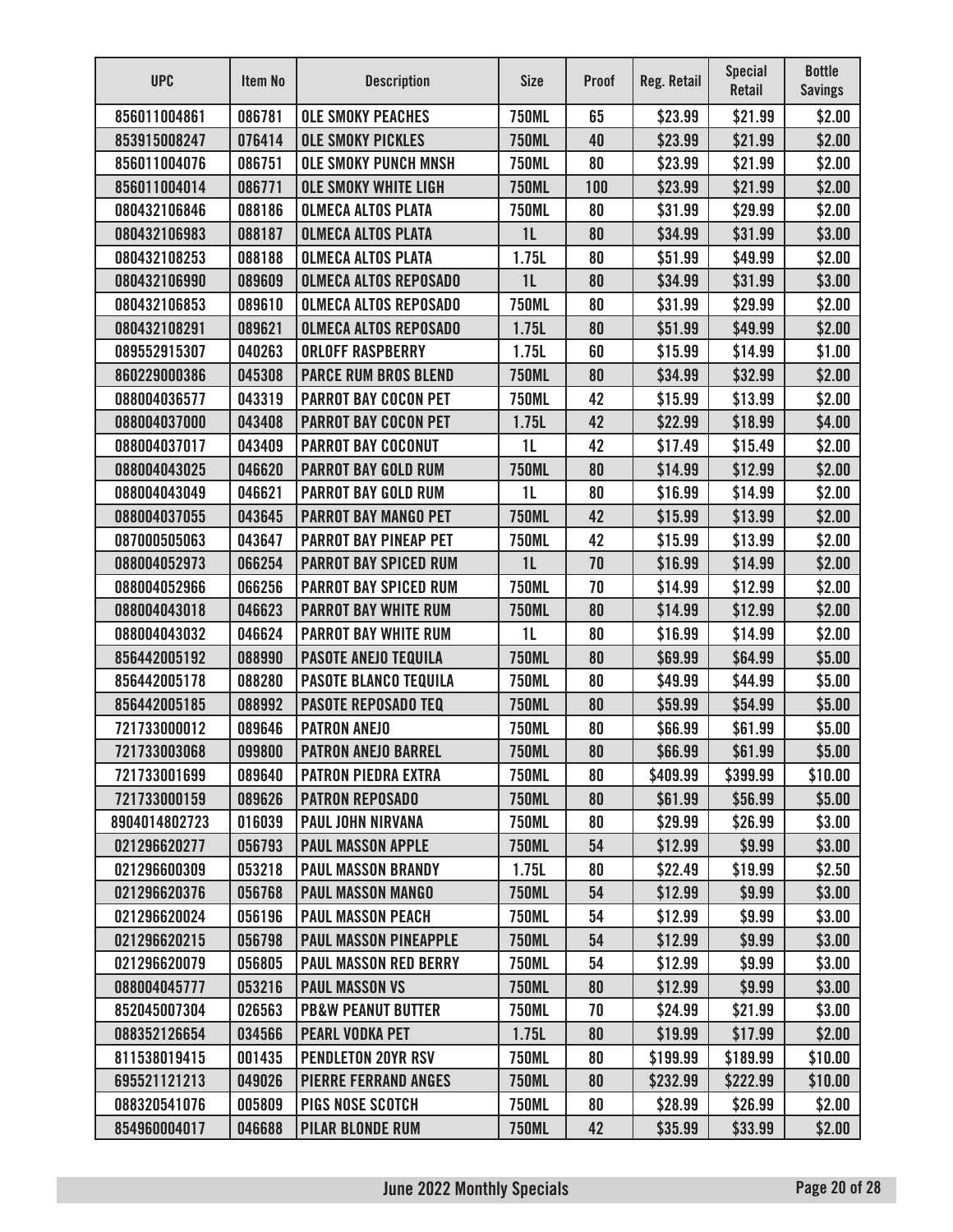| UPC | Item No | Description | Size | Proof | Reg. Retail | Special Retail | Bottle Savings |
|---|---|---|---|---|---|---|---|
| 856011004861 | 086781 | OLE SMOKY PEACHES | 750ML | 65 | $23.99 | $21.99 | $2.00 |
| 853915008247 | 076414 | OLE SMOKY PICKLES | 750ML | 40 | $23.99 | $21.99 | $2.00 |
| 856011004076 | 086751 | OLE SMOKY PUNCH MNSH | 750ML | 80 | $23.99 | $21.99 | $2.00 |
| 856011004014 | 086771 | OLE SMOKY WHITE LIGH | 750ML | 100 | $23.99 | $21.99 | $2.00 |
| 080432106846 | 088186 | OLMECA ALTOS PLATA | 750ML | 80 | $31.99 | $29.99 | $2.00 |
| 080432106983 | 088187 | OLMECA ALTOS PLATA | 1L | 80 | $34.99 | $31.99 | $3.00 |
| 080432108253 | 088188 | OLMECA ALTOS PLATA | 1.75L | 80 | $51.99 | $49.99 | $2.00 |
| 080432106990 | 089609 | OLMECA ALTOS REPOSADO | 1L | 80 | $34.99 | $31.99 | $3.00 |
| 080432106853 | 089610 | OLMECA ALTOS REPOSADO | 750ML | 80 | $31.99 | $29.99 | $2.00 |
| 080432108291 | 089621 | OLMECA ALTOS REPOSADO | 1.75L | 80 | $51.99 | $49.99 | $2.00 |
| 089552915307 | 040263 | ORLOFF RASPBERRY | 1.75L | 60 | $15.99 | $14.99 | $1.00 |
| 860229000386 | 045308 | PARCE RUM BROS BLEND | 750ML | 80 | $34.99 | $32.99 | $2.00 |
| 088004036577 | 043319 | PARROT BAY COCON PET | 750ML | 42 | $15.99 | $13.99 | $2.00 |
| 088004037000 | 043408 | PARROT BAY COCON PET | 1.75L | 42 | $22.99 | $18.99 | $4.00 |
| 088004037017 | 043409 | PARROT BAY COCONUT | 1L | 42 | $17.49 | $15.49 | $2.00 |
| 088004043025 | 046620 | PARROT BAY GOLD RUM | 750ML | 80 | $14.99 | $12.99 | $2.00 |
| 088004043049 | 046621 | PARROT BAY GOLD RUM | 1L | 80 | $16.99 | $14.99 | $2.00 |
| 088004037055 | 043645 | PARROT BAY MANGO PET | 750ML | 42 | $15.99 | $13.99 | $2.00 |
| 087000505063 | 043647 | PARROT BAY PINEAP PET | 750ML | 42 | $15.99 | $13.99 | $2.00 |
| 088004052973 | 066254 | PARROT BAY SPICED RUM | 1L | 70 | $16.99 | $14.99 | $2.00 |
| 088004052966 | 066256 | PARROT BAY SPICED RUM | 750ML | 70 | $14.99 | $12.99 | $2.00 |
| 088004043018 | 046623 | PARROT BAY WHITE RUM | 750ML | 80 | $14.99 | $12.99 | $2.00 |
| 088004043032 | 046624 | PARROT BAY WHITE RUM | 1L | 80 | $16.99 | $14.99 | $2.00 |
| 856442005192 | 088990 | PASOTE ANEJO TEQUILA | 750ML | 80 | $69.99 | $64.99 | $5.00 |
| 856442005178 | 088280 | PASOTE BLANCO TEQUILA | 750ML | 80 | $49.99 | $44.99 | $5.00 |
| 856442005185 | 088992 | PASOTE REPOSADO TEQ | 750ML | 80 | $59.99 | $54.99 | $5.00 |
| 721733000012 | 089646 | PATRON ANEJO | 750ML | 80 | $66.99 | $61.99 | $5.00 |
| 721733003068 | 099800 | PATRON ANEJO BARREL | 750ML | 80 | $66.99 | $61.99 | $5.00 |
| 721733001699 | 089640 | PATRON PIEDRA EXTRA | 750ML | 80 | $409.99 | $399.99 | $10.00 |
| 721733000159 | 089626 | PATRON REPOSADO | 750ML | 80 | $61.99 | $56.99 | $5.00 |
| 8904014802723 | 016039 | PAUL JOHN NIRVANA | 750ML | 80 | $29.99 | $26.99 | $3.00 |
| 021296620277 | 056793 | PAUL MASSON APPLE | 750ML | 54 | $12.99 | $9.99 | $3.00 |
| 021296600309 | 053218 | PAUL MASSON BRANDY | 1.75L | 80 | $22.49 | $19.99 | $2.50 |
| 021296620376 | 056768 | PAUL MASSON MANGO | 750ML | 54 | $12.99 | $9.99 | $3.00 |
| 021296620024 | 056196 | PAUL MASSON PEACH | 750ML | 54 | $12.99 | $9.99 | $3.00 |
| 021296620215 | 056798 | PAUL MASSON PINEAPPLE | 750ML | 54 | $12.99 | $9.99 | $3.00 |
| 021296620079 | 056805 | PAUL MASSON RED BERRY | 750ML | 54 | $12.99 | $9.99 | $3.00 |
| 088004045777 | 053216 | PAUL MASSON VS | 750ML | 80 | $12.99 | $9.99 | $3.00 |
| 852045007304 | 026563 | PB&W PEANUT BUTTER | 750ML | 70 | $24.99 | $21.99 | $3.00 |
| 088352126654 | 034566 | PEARL VODKA PET | 1.75L | 80 | $19.99 | $17.99 | $2.00 |
| 811538019415 | 001435 | PENDLETON 20YR RSV | 750ML | 80 | $199.99 | $189.99 | $10.00 |
| 695521121213 | 049026 | PIERRE FERRAND ANGES | 750ML | 80 | $232.99 | $222.99 | $10.00 |
| 088320541076 | 005809 | PIGS NOSE SCOTCH | 750ML | 80 | $28.99 | $26.99 | $2.00 |
| 854960004017 | 046688 | PILAR BLONDE RUM | 750ML | 42 | $35.99 | $33.99 | $2.00 |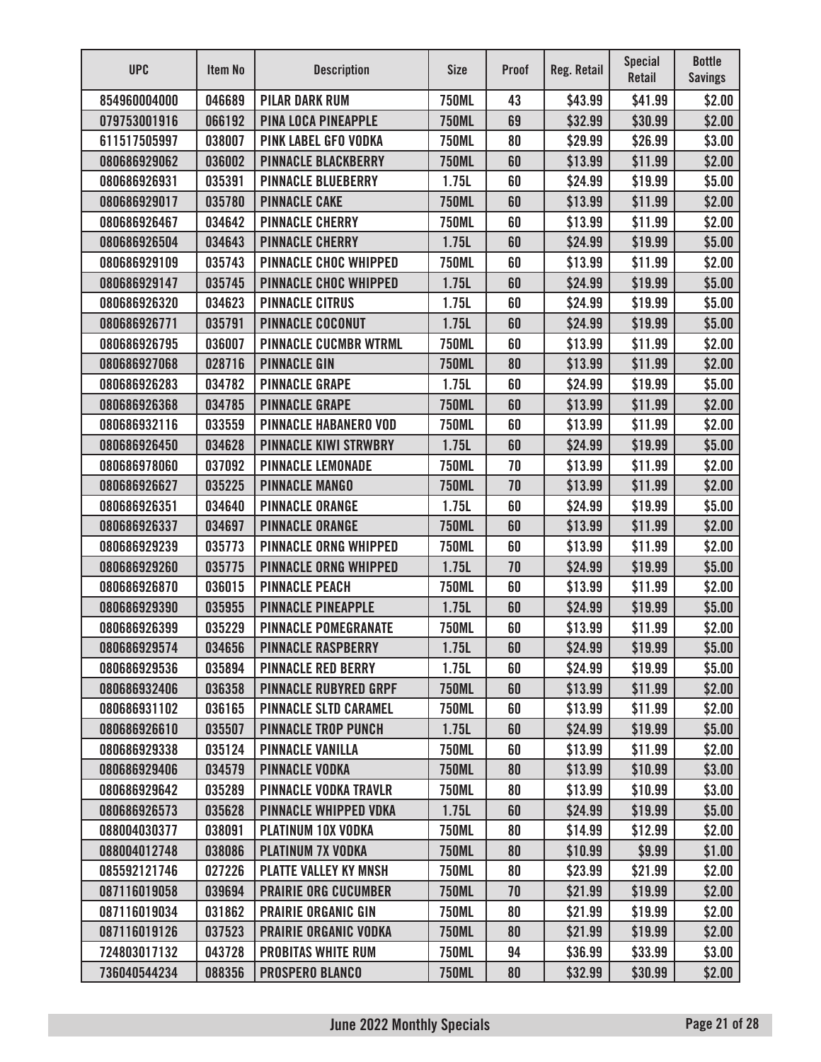| UPC | Item No | Description | Size | Proof | Reg. Retail | Special Retail | Bottle Savings |
|---|---|---|---|---|---|---|---|
| 854960004000 | 046689 | PILAR DARK RUM | 750ML | 43 | $43.99 | $41.99 | $2.00 |
| 079753001916 | 066192 | PINA LOCA PINEAPPLE | 750ML | 69 | $32.99 | $30.99 | $2.00 |
| 611517505997 | 038007 | PINK LABEL GFO VODKA | 750ML | 80 | $29.99 | $26.99 | $3.00 |
| 080686929062 | 036002 | PINNACLE BLACKBERRY | 750ML | 60 | $13.99 | $11.99 | $2.00 |
| 080686926931 | 035391 | PINNACLE BLUEBERRY | 1.75L | 60 | $24.99 | $19.99 | $5.00 |
| 080686929017 | 035780 | PINNACLE CAKE | 750ML | 60 | $13.99 | $11.99 | $2.00 |
| 080686926467 | 034642 | PINNACLE CHERRY | 750ML | 60 | $13.99 | $11.99 | $2.00 |
| 080686926504 | 034643 | PINNACLE CHERRY | 1.75L | 60 | $24.99 | $19.99 | $5.00 |
| 080686929109 | 035743 | PINNACLE CHOC WHIPPED | 750ML | 60 | $13.99 | $11.99 | $2.00 |
| 080686929147 | 035745 | PINNACLE CHOC WHIPPED | 1.75L | 60 | $24.99 | $19.99 | $5.00 |
| 080686926320 | 034623 | PINNACLE CITRUS | 1.75L | 60 | $24.99 | $19.99 | $5.00 |
| 080686926771 | 035791 | PINNACLE COCONUT | 1.75L | 60 | $24.99 | $19.99 | $5.00 |
| 080686926795 | 036007 | PINNACLE CUCMBR WTRML | 750ML | 60 | $13.99 | $11.99 | $2.00 |
| 080686927068 | 028716 | PINNACLE GIN | 750ML | 80 | $13.99 | $11.99 | $2.00 |
| 080686926283 | 034782 | PINNACLE GRAPE | 1.75L | 60 | $24.99 | $19.99 | $5.00 |
| 080686926368 | 034785 | PINNACLE GRAPE | 750ML | 60 | $13.99 | $11.99 | $2.00 |
| 080686932116 | 033559 | PINNACLE HABANERO VOD | 750ML | 60 | $13.99 | $11.99 | $2.00 |
| 080686926450 | 034628 | PINNACLE KIWI STRWBRY | 1.75L | 60 | $24.99 | $19.99 | $5.00 |
| 080686978060 | 037092 | PINNACLE LEMONADE | 750ML | 70 | $13.99 | $11.99 | $2.00 |
| 080686926627 | 035225 | PINNACLE MANGO | 750ML | 70 | $13.99 | $11.99 | $2.00 |
| 080686926351 | 034640 | PINNACLE ORANGE | 1.75L | 60 | $24.99 | $19.99 | $5.00 |
| 080686926337 | 034697 | PINNACLE ORANGE | 750ML | 60 | $13.99 | $11.99 | $2.00 |
| 080686929239 | 035773 | PINNACLE ORNG WHIPPED | 750ML | 60 | $13.99 | $11.99 | $2.00 |
| 080686929260 | 035775 | PINNACLE ORNG WHIPPED | 1.75L | 70 | $24.99 | $19.99 | $5.00 |
| 080686926870 | 036015 | PINNACLE PEACH | 750ML | 60 | $13.99 | $11.99 | $2.00 |
| 080686929390 | 035955 | PINNACLE PINEAPPLE | 1.75L | 60 | $24.99 | $19.99 | $5.00 |
| 080686926399 | 035229 | PINNACLE POMEGRANATE | 750ML | 60 | $13.99 | $11.99 | $2.00 |
| 080686929574 | 034656 | PINNACLE RASPBERRY | 1.75L | 60 | $24.99 | $19.99 | $5.00 |
| 080686929536 | 035894 | PINNACLE RED BERRY | 1.75L | 60 | $24.99 | $19.99 | $5.00 |
| 080686932406 | 036358 | PINNACLE RUBYRED GRPF | 750ML | 60 | $13.99 | $11.99 | $2.00 |
| 080686931102 | 036165 | PINNACLE SLTD CARAMEL | 750ML | 60 | $13.99 | $11.99 | $2.00 |
| 080686926610 | 035507 | PINNACLE TROP PUNCH | 1.75L | 60 | $24.99 | $19.99 | $5.00 |
| 080686929338 | 035124 | PINNACLE VANILLA | 750ML | 60 | $13.99 | $11.99 | $2.00 |
| 080686929406 | 034579 | PINNACLE VODKA | 750ML | 80 | $13.99 | $10.99 | $3.00 |
| 080686929642 | 035289 | PINNACLE VODKA TRAVLR | 750ML | 80 | $13.99 | $10.99 | $3.00 |
| 080686926573 | 035628 | PINNACLE WHIPPED VDKA | 1.75L | 60 | $24.99 | $19.99 | $5.00 |
| 088004030377 | 038091 | PLATINUM 10X VODKA | 750ML | 80 | $14.99 | $12.99 | $2.00 |
| 088004012748 | 038086 | PLATINUM 7X VODKA | 750ML | 80 | $10.99 | $9.99 | $1.00 |
| 085592121746 | 027226 | PLATTE VALLEY KY MNSH | 750ML | 80 | $23.99 | $21.99 | $2.00 |
| 087116019058 | 039694 | PRAIRIE ORG CUCUMBER | 750ML | 70 | $21.99 | $19.99 | $2.00 |
| 087116019034 | 031862 | PRAIRIE ORGANIC GIN | 750ML | 80 | $21.99 | $19.99 | $2.00 |
| 087116019126 | 037523 | PRAIRIE ORGANIC VODKA | 750ML | 80 | $21.99 | $19.99 | $2.00 |
| 724803017132 | 043728 | PROBITAS WHITE RUM | 750ML | 94 | $36.99 | $33.99 | $3.00 |
| 736040544234 | 088356 | PROSPERO BLANCO | 750ML | 80 | $32.99 | $30.99 | $2.00 |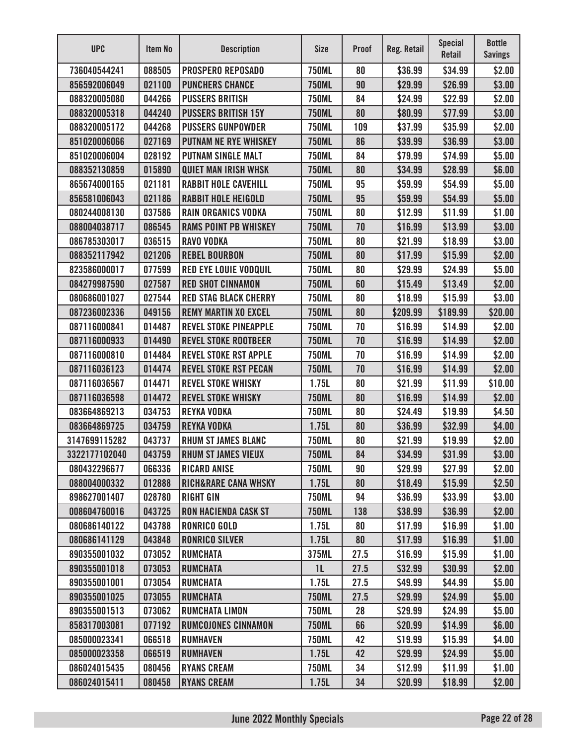| UPC | Item No | Description | Size | Proof | Reg. Retail | Special Retail | Bottle Savings |
|---|---|---|---|---|---|---|---|
| 736040544241 | 088505 | PROSPERO REPOSADO | 750ML | 80 | $36.99 | $34.99 | $2.00 |
| 856592006049 | 021100 | PUNCHERS CHANCE | 750ML | 90 | $29.99 | $26.99 | $3.00 |
| 088320005080 | 044266 | PUSSERS BRITISH | 750ML | 84 | $24.99 | $22.99 | $2.00 |
| 088320005318 | 044240 | PUSSERS BRITISH 15Y | 750ML | 80 | $80.99 | $77.99 | $3.00 |
| 088320005172 | 044268 | PUSSERS GUNPOWDER | 750ML | 109 | $37.99 | $35.99 | $2.00 |
| 851020006066 | 027169 | PUTNAM NE RYE WHISKEY | 750ML | 86 | $39.99 | $36.99 | $3.00 |
| 851020006004 | 028192 | PUTNAM SINGLE MALT | 750ML | 84 | $79.99 | $74.99 | $5.00 |
| 088352130859 | 015890 | QUIET MAN IRISH WHSK | 750ML | 80 | $34.99 | $28.99 | $6.00 |
| 865674000165 | 021181 | RABBIT HOLE CAVEHILL | 750ML | 95 | $59.99 | $54.99 | $5.00 |
| 856581006043 | 021186 | RABBIT HOLE HEIGOLD | 750ML | 95 | $59.99 | $54.99 | $5.00 |
| 080244008130 | 037586 | RAIN ORGANICS VODKA | 750ML | 80 | $12.99 | $11.99 | $1.00 |
| 088004038717 | 086545 | RAMS POINT PB WHISKEY | 750ML | 70 | $16.99 | $13.99 | $3.00 |
| 086785303017 | 036515 | RAVO VODKA | 750ML | 80 | $21.99 | $18.99 | $3.00 |
| 088352117942 | 021206 | REBEL BOURBON | 750ML | 80 | $17.99 | $15.99 | $2.00 |
| 823586000017 | 077599 | RED EYE LOUIE VODQUIL | 750ML | 80 | $29.99 | $24.99 | $5.00 |
| 084279987590 | 027587 | RED SHOT CINNAMON | 750ML | 60 | $15.49 | $13.49 | $2.00 |
| 080686001027 | 027544 | RED STAG BLACK CHERRY | 750ML | 80 | $18.99 | $15.99 | $3.00 |
| 087236002336 | 049156 | REMY MARTIN XO EXCEL | 750ML | 80 | $209.99 | $189.99 | $20.00 |
| 087116000841 | 014487 | REVEL STOKE PINEAPPLE | 750ML | 70 | $16.99 | $14.99 | $2.00 |
| 087116000933 | 014490 | REVEL STOKE ROOTBEER | 750ML | 70 | $16.99 | $14.99 | $2.00 |
| 087116000810 | 014484 | REVEL STOKE RST APPLE | 750ML | 70 | $16.99 | $14.99 | $2.00 |
| 087116036123 | 014474 | REVEL STOKE RST PECAN | 750ML | 70 | $16.99 | $14.99 | $2.00 |
| 087116036567 | 014471 | REVEL STOKE WHISKY | 1.75L | 80 | $21.99 | $11.99 | $10.00 |
| 087116036598 | 014472 | REVEL STOKE WHISKY | 750ML | 80 | $16.99 | $14.99 | $2.00 |
| 083664869213 | 034753 | REYKA VODKA | 750ML | 80 | $24.49 | $19.99 | $4.50 |
| 083664869725 | 034759 | REYKA VODKA | 1.75L | 80 | $36.99 | $32.99 | $4.00 |
| 3147699115282 | 043737 | RHUM ST JAMES BLANC | 750ML | 80 | $21.99 | $19.99 | $2.00 |
| 3322177102040 | 043759 | RHUM ST JAMES VIEUX | 750ML | 84 | $34.99 | $31.99 | $3.00 |
| 080432296677 | 066336 | RICARD ANISE | 750ML | 90 | $29.99 | $27.99 | $2.00 |
| 088004000332 | 012888 | RICH&RARE CANA WHSKY | 1.75L | 80 | $18.49 | $15.99 | $2.50 |
| 898627001407 | 028780 | RIGHT GIN | 750ML | 94 | $36.99 | $33.99 | $3.00 |
| 008604760016 | 043725 | RON HACIENDA CASK ST | 750ML | 138 | $38.99 | $36.99 | $2.00 |
| 080686140122 | 043788 | RONRICO GOLD | 1.75L | 80 | $17.99 | $16.99 | $1.00 |
| 080686141129 | 043848 | RONRICO SILVER | 1.75L | 80 | $17.99 | $16.99 | $1.00 |
| 890355001032 | 073052 | RUMCHATA | 375ML | 27.5 | $16.99 | $15.99 | $1.00 |
| 890355001018 | 073053 | RUMCHATA | 1L | 27.5 | $32.99 | $30.99 | $2.00 |
| 890355001001 | 073054 | RUMCHATA | 1.75L | 27.5 | $49.99 | $44.99 | $5.00 |
| 890355001025 | 073055 | RUMCHATA | 750ML | 27.5 | $29.99 | $24.99 | $5.00 |
| 890355001513 | 073062 | RUMCHATA LIMON | 750ML | 28 | $29.99 | $24.99 | $5.00 |
| 858317003081 | 077192 | RUMCOJONES CINNAMON | 750ML | 66 | $20.99 | $14.99 | $6.00 |
| 085000023341 | 066518 | RUMHAVEN | 750ML | 42 | $19.99 | $15.99 | $4.00 |
| 085000023358 | 066519 | RUMHAVEN | 1.75L | 42 | $29.99 | $24.99 | $5.00 |
| 086024015435 | 080456 | RYANS CREAM | 750ML | 34 | $12.99 | $11.99 | $1.00 |
| 086024015411 | 080458 | RYANS CREAM | 1.75L | 34 | $20.99 | $18.99 | $2.00 |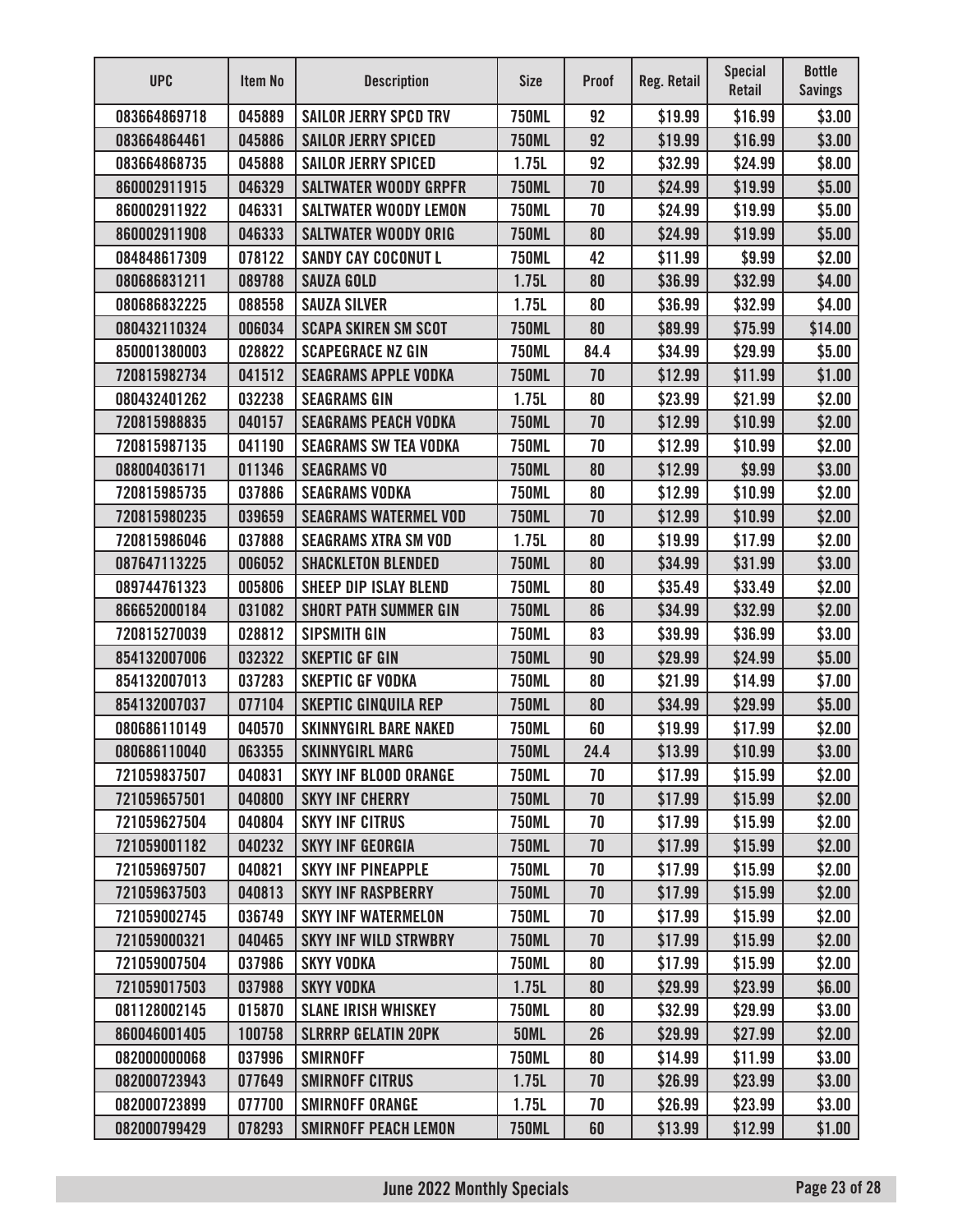| UPC | Item No | Description | Size | Proof | Reg. Retail | Special Retail | Bottle Savings |
|---|---|---|---|---|---|---|---|
| 083664869718 | 045889 | SAILOR JERRY SPCD TRV | 750ML | 92 | $19.99 | $16.99 | $3.00 |
| 083664864461 | 045886 | SAILOR JERRY SPICED | 750ML | 92 | $19.99 | $16.99 | $3.00 |
| 083664868735 | 045888 | SAILOR JERRY SPICED | 1.75L | 92 | $32.99 | $24.99 | $8.00 |
| 860002911915 | 046329 | SALTWATER WOODY GRPFR | 750ML | 70 | $24.99 | $19.99 | $5.00 |
| 860002911922 | 046331 | SALTWATER WOODY LEMON | 750ML | 70 | $24.99 | $19.99 | $5.00 |
| 860002911908 | 046333 | SALTWATER WOODY ORIG | 750ML | 80 | $24.99 | $19.99 | $5.00 |
| 084848617309 | 078122 | SANDY CAY COCONUT L | 750ML | 42 | $11.99 | $9.99 | $2.00 |
| 080686831211 | 089788 | SAUZA GOLD | 1.75L | 80 | $36.99 | $32.99 | $4.00 |
| 080686832225 | 088558 | SAUZA SILVER | 1.75L | 80 | $36.99 | $32.99 | $4.00 |
| 080432110324 | 006034 | SCAPA SKIREN SM SCOT | 750ML | 80 | $89.99 | $75.99 | $14.00 |
| 850001380003 | 028822 | SCAPEGRACE NZ GIN | 750ML | 84.4 | $34.99 | $29.99 | $5.00 |
| 720815982734 | 041512 | SEAGRAMS APPLE VODKA | 750ML | 70 | $12.99 | $11.99 | $1.00 |
| 080432401262 | 032238 | SEAGRAMS GIN | 1.75L | 80 | $23.99 | $21.99 | $2.00 |
| 720815988835 | 040157 | SEAGRAMS PEACH VODKA | 750ML | 70 | $12.99 | $10.99 | $2.00 |
| 720815987135 | 041190 | SEAGRAMS SW TEA VODKA | 750ML | 70 | $12.99 | $10.99 | $2.00 |
| 088004036171 | 011346 | SEAGRAMS VO | 750ML | 80 | $12.99 | $9.99 | $3.00 |
| 720815985735 | 037886 | SEAGRAMS VODKA | 750ML | 80 | $12.99 | $10.99 | $2.00 |
| 720815980235 | 039659 | SEAGRAMS WATERMEL VOD | 750ML | 70 | $12.99 | $10.99 | $2.00 |
| 720815986046 | 037888 | SEAGRAMS XTRA SM VOD | 1.75L | 80 | $19.99 | $17.99 | $2.00 |
| 087647113225 | 006052 | SHACKLETON BLENDED | 750ML | 80 | $34.99 | $31.99 | $3.00 |
| 089744761323 | 005806 | SHEEP DIP ISLAY BLEND | 750ML | 80 | $35.49 | $33.49 | $2.00 |
| 866652000184 | 031082 | SHORT PATH SUMMER GIN | 750ML | 86 | $34.99 | $32.99 | $2.00 |
| 720815270039 | 028812 | SIPSMITH GIN | 750ML | 83 | $39.99 | $36.99 | $3.00 |
| 854132007006 | 032322 | SKEPTIC GF GIN | 750ML | 90 | $29.99 | $24.99 | $5.00 |
| 854132007013 | 037283 | SKEPTIC GF VODKA | 750ML | 80 | $21.99 | $14.99 | $7.00 |
| 854132007037 | 077104 | SKEPTIC GINQUILA REP | 750ML | 80 | $34.99 | $29.99 | $5.00 |
| 080686110149 | 040570 | SKINNYGIRL BARE NAKED | 750ML | 60 | $19.99 | $17.99 | $2.00 |
| 080686110040 | 063355 | SKINNYGIRL MARG | 750ML | 24.4 | $13.99 | $10.99 | $3.00 |
| 721059837507 | 040831 | SKYY INF BLOOD ORANGE | 750ML | 70 | $17.99 | $15.99 | $2.00 |
| 721059657501 | 040800 | SKYY INF CHERRY | 750ML | 70 | $17.99 | $15.99 | $2.00 |
| 721059627504 | 040804 | SKYY INF CITRUS | 750ML | 70 | $17.99 | $15.99 | $2.00 |
| 721059001182 | 040232 | SKYY INF GEORGIA | 750ML | 70 | $17.99 | $15.99 | $2.00 |
| 721059697507 | 040821 | SKYY INF PINEAPPLE | 750ML | 70 | $17.99 | $15.99 | $2.00 |
| 721059637503 | 040813 | SKYY INF RASPBERRY | 750ML | 70 | $17.99 | $15.99 | $2.00 |
| 721059002745 | 036749 | SKYY INF WATERMELON | 750ML | 70 | $17.99 | $15.99 | $2.00 |
| 721059000321 | 040465 | SKYY INF WILD STRWBRY | 750ML | 70 | $17.99 | $15.99 | $2.00 |
| 721059007504 | 037986 | SKYY VODKA | 750ML | 80 | $17.99 | $15.99 | $2.00 |
| 721059017503 | 037988 | SKYY VODKA | 1.75L | 80 | $29.99 | $23.99 | $6.00 |
| 081128002145 | 015870 | SLANE IRISH WHISKEY | 750ML | 80 | $32.99 | $29.99 | $3.00 |
| 860046001405 | 100758 | SLRRRP GELATIN 20PK | 50ML | 26 | $29.99 | $27.99 | $2.00 |
| 082000000068 | 037996 | SMIRNOFF | 750ML | 80 | $14.99 | $11.99 | $3.00 |
| 082000723943 | 077649 | SMIRNOFF CITRUS | 1.75L | 70 | $26.99 | $23.99 | $3.00 |
| 082000723899 | 077700 | SMIRNOFF ORANGE | 1.75L | 70 | $26.99 | $23.99 | $3.00 |
| 082000799429 | 078293 | SMIRNOFF PEACH LEMON | 750ML | 60 | $13.99 | $12.99 | $1.00 |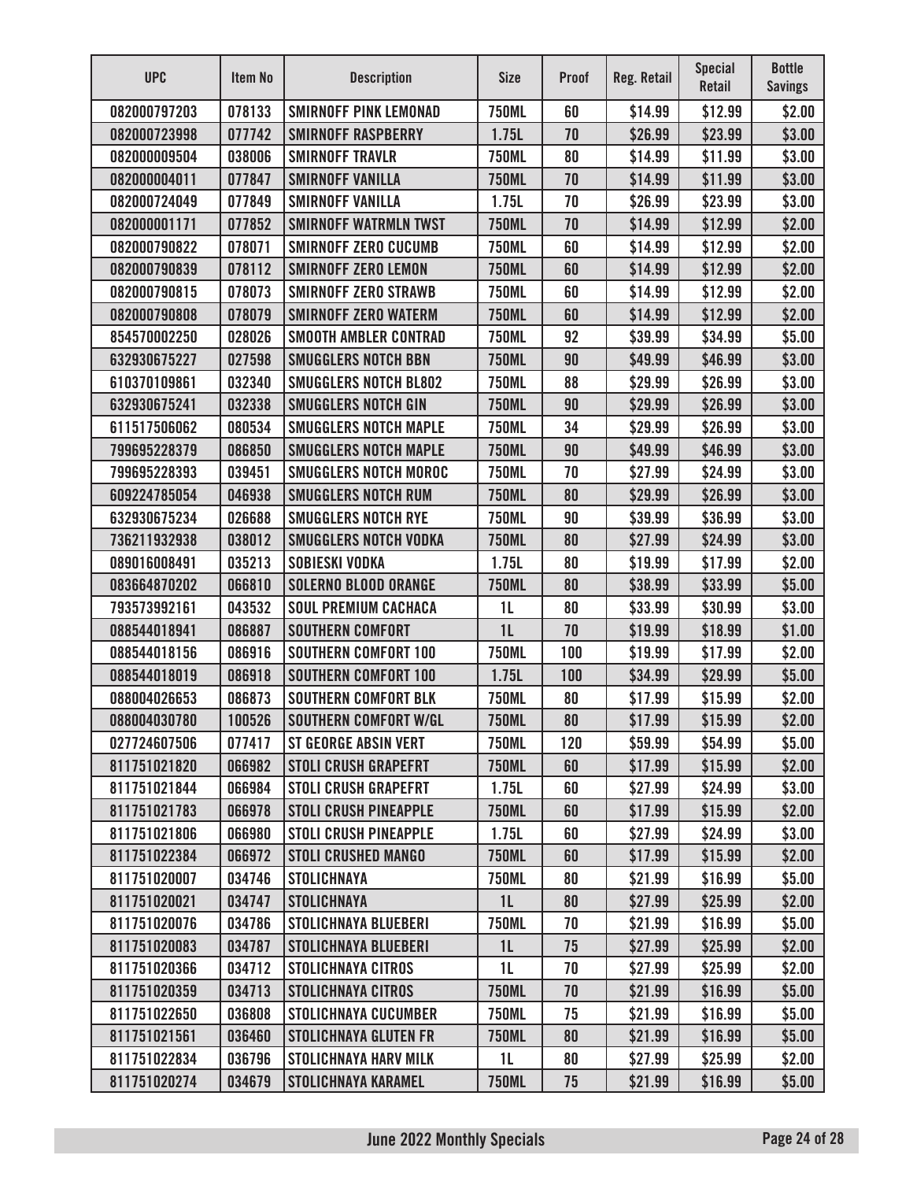| UPC | Item No | Description | Size | Proof | Reg. Retail | Special Retail | Bottle Savings |
|---|---|---|---|---|---|---|---|
| 082000797203 | 078133 | SMIRNOFF PINK LEMONAD | 750ML | 60 | $14.99 | $12.99 | $2.00 |
| 082000723998 | 077742 | SMIRNOFF RASPBERRY | 1.75L | 70 | $26.99 | $23.99 | $3.00 |
| 082000009504 | 038006 | SMIRNOFF TRAVLR | 750ML | 80 | $14.99 | $11.99 | $3.00 |
| 082000004011 | 077847 | SMIRNOFF VANILLA | 750ML | 70 | $14.99 | $11.99 | $3.00 |
| 082000724049 | 077849 | SMIRNOFF VANILLA | 1.75L | 70 | $26.99 | $23.99 | $3.00 |
| 082000001171 | 077852 | SMIRNOFF WATRMLN TWST | 750ML | 70 | $14.99 | $12.99 | $2.00 |
| 082000790822 | 078071 | SMIRNOFF ZERO CUCUMB | 750ML | 60 | $14.99 | $12.99 | $2.00 |
| 082000790839 | 078112 | SMIRNOFF ZERO LEMON | 750ML | 60 | $14.99 | $12.99 | $2.00 |
| 082000790815 | 078073 | SMIRNOFF ZERO STRAWB | 750ML | 60 | $14.99 | $12.99 | $2.00 |
| 082000790808 | 078079 | SMIRNOFF ZERO WATERM | 750ML | 60 | $14.99 | $12.99 | $2.00 |
| 854570002250 | 028026 | SMOOTH AMBLER CONTRAD | 750ML | 92 | $39.99 | $34.99 | $5.00 |
| 632930675227 | 027598 | SMUGGLERS NOTCH BBN | 750ML | 90 | $49.99 | $46.99 | $3.00 |
| 610370109861 | 032340 | SMUGGLERS NOTCH BL802 | 750ML | 88 | $29.99 | $26.99 | $3.00 |
| 632930675241 | 032338 | SMUGGLERS NOTCH GIN | 750ML | 90 | $29.99 | $26.99 | $3.00 |
| 611517506062 | 080534 | SMUGGLERS NOTCH MAPLE | 750ML | 34 | $29.99 | $26.99 | $3.00 |
| 799695228379 | 086850 | SMUGGLERS NOTCH MAPLE | 750ML | 90 | $49.99 | $46.99 | $3.00 |
| 799695228393 | 039451 | SMUGGLERS NOTCH MOROC | 750ML | 70 | $27.99 | $24.99 | $3.00 |
| 609224785054 | 046938 | SMUGGLERS NOTCH RUM | 750ML | 80 | $29.99 | $26.99 | $3.00 |
| 632930675234 | 026688 | SMUGGLERS NOTCH RYE | 750ML | 90 | $39.99 | $36.99 | $3.00 |
| 736211932938 | 038012 | SMUGGLERS NOTCH VODKA | 750ML | 80 | $27.99 | $24.99 | $3.00 |
| 089016008491 | 035213 | SOBIESKI VODKA | 1.75L | 80 | $19.99 | $17.99 | $2.00 |
| 083664870202 | 066810 | SOLERNO BLOOD ORANGE | 750ML | 80 | $38.99 | $33.99 | $5.00 |
| 793573992161 | 043532 | SOUL PREMIUM CACHACA | 1L | 80 | $33.99 | $30.99 | $3.00 |
| 088544018941 | 086887 | SOUTHERN COMFORT | 1L | 70 | $19.99 | $18.99 | $1.00 |
| 088544018156 | 086916 | SOUTHERN COMFORT 100 | 750ML | 100 | $19.99 | $17.99 | $2.00 |
| 088544018019 | 086918 | SOUTHERN COMFORT 100 | 1.75L | 100 | $34.99 | $29.99 | $5.00 |
| 088004026653 | 086873 | SOUTHERN COMFORT BLK | 750ML | 80 | $17.99 | $15.99 | $2.00 |
| 088004030780 | 100526 | SOUTHERN COMFORT W/GL | 750ML | 80 | $17.99 | $15.99 | $2.00 |
| 027724607506 | 077417 | ST GEORGE ABSIN VERT | 750ML | 120 | $59.99 | $54.99 | $5.00 |
| 811751021820 | 066982 | STOLI CRUSH GRAPEFRT | 750ML | 60 | $17.99 | $15.99 | $2.00 |
| 811751021844 | 066984 | STOLI CRUSH GRAPEFRT | 1.75L | 60 | $27.99 | $24.99 | $3.00 |
| 811751021783 | 066978 | STOLI CRUSH PINEAPPLE | 750ML | 60 | $17.99 | $15.99 | $2.00 |
| 811751021806 | 066980 | STOLI CRUSH PINEAPPLE | 1.75L | 60 | $27.99 | $24.99 | $3.00 |
| 811751022384 | 066972 | STOLI CRUSHED MANGO | 750ML | 60 | $17.99 | $15.99 | $2.00 |
| 811751020007 | 034746 | STOLICHNAYA | 750ML | 80 | $21.99 | $16.99 | $5.00 |
| 811751020021 | 034747 | STOLICHNAYA | 1L | 80 | $27.99 | $25.99 | $2.00 |
| 811751020076 | 034786 | STOLICHNAYA BLUEBERI | 750ML | 70 | $21.99 | $16.99 | $5.00 |
| 811751020083 | 034787 | STOLICHNAYA BLUEBERI | 1L | 75 | $27.99 | $25.99 | $2.00 |
| 811751020366 | 034712 | STOLICHNAYA CITROS | 1L | 70 | $27.99 | $25.99 | $2.00 |
| 811751020359 | 034713 | STOLICHNAYA CITROS | 750ML | 70 | $21.99 | $16.99 | $5.00 |
| 811751022650 | 036808 | STOLICHNAYA CUCUMBER | 750ML | 75 | $21.99 | $16.99 | $5.00 |
| 811751021561 | 036460 | STOLICHNAYA GLUTEN FR | 750ML | 80 | $21.99 | $16.99 | $5.00 |
| 811751022834 | 036796 | STOLICHNAYA HARV MILK | 1L | 80 | $27.99 | $25.99 | $2.00 |
| 811751020274 | 034679 | STOLICHNAYA KARAMEL | 750ML | 75 | $21.99 | $16.99 | $5.00 |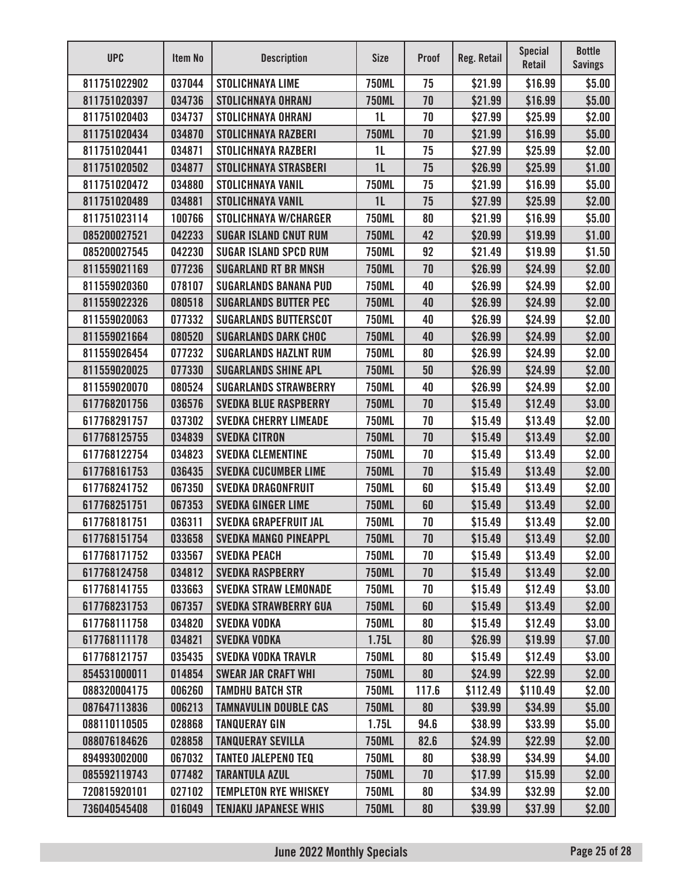| UPC | Item No | Description | Size | Proof | Reg. Retail | Special Retail | Bottle Savings |
|---|---|---|---|---|---|---|---|
| 811751022902 | 037044 | STOLICHNAYA LIME | 750ML | 75 | $21.99 | $16.99 | $5.00 |
| 811751020397 | 034736 | STOLICHNAYA OHRANJ | 750ML | 70 | $21.99 | $16.99 | $5.00 |
| 811751020403 | 034737 | STOLICHNAYA OHRANJ | 1L | 70 | $27.99 | $25.99 | $2.00 |
| 811751020434 | 034870 | STOLICHNAYA RAZBERI | 750ML | 70 | $21.99 | $16.99 | $5.00 |
| 811751020441 | 034871 | STOLICHNAYA RAZBERI | 1L | 75 | $27.99 | $25.99 | $2.00 |
| 811751020502 | 034877 | STOLICHNAYA STRASBERI | 1L | 75 | $26.99 | $25.99 | $1.00 |
| 811751020472 | 034880 | STOLICHNAYA VANIL | 750ML | 75 | $21.99 | $16.99 | $5.00 |
| 811751020489 | 034881 | STOLICHNAYA VANIL | 1L | 75 | $27.99 | $25.99 | $2.00 |
| 811751023114 | 100766 | STOLICHNAYA W/CHARGER | 750ML | 80 | $21.99 | $16.99 | $5.00 |
| 085200027521 | 042233 | SUGAR ISLAND CNUT RUM | 750ML | 42 | $20.99 | $19.99 | $1.00 |
| 085200027545 | 042230 | SUGAR ISLAND SPCD RUM | 750ML | 92 | $21.49 | $19.99 | $1.50 |
| 811559021169 | 077236 | SUGARLAND RT BR MNSH | 750ML | 70 | $26.99 | $24.99 | $2.00 |
| 811559020360 | 078107 | SUGARLANDS BANANA PUD | 750ML | 40 | $26.99 | $24.99 | $2.00 |
| 811559022326 | 080518 | SUGARLANDS BUTTER PEC | 750ML | 40 | $26.99 | $24.99 | $2.00 |
| 811559020063 | 077332 | SUGARLANDS BUTTERSCOT | 750ML | 40 | $26.99 | $24.99 | $2.00 |
| 811559021664 | 080520 | SUGARLANDS DARK CHOC | 750ML | 40 | $26.99 | $24.99 | $2.00 |
| 811559026454 | 077232 | SUGARLANDS HAZLNT RUM | 750ML | 80 | $26.99 | $24.99 | $2.00 |
| 811559020025 | 077330 | SUGARLANDS SHINE APL | 750ML | 50 | $26.99 | $24.99 | $2.00 |
| 811559020070 | 080524 | SUGARLANDS STRAWBERRY | 750ML | 40 | $26.99 | $24.99 | $2.00 |
| 617768201756 | 036576 | SVEDKA BLUE RASPBERRY | 750ML | 70 | $15.49 | $12.49 | $3.00 |
| 617768291757 | 037302 | SVEDKA CHERRY LIMEADE | 750ML | 70 | $15.49 | $13.49 | $2.00 |
| 617768125755 | 034839 | SVEDKA CITRON | 750ML | 70 | $15.49 | $13.49 | $2.00 |
| 617768122754 | 034823 | SVEDKA CLEMENTINE | 750ML | 70 | $15.49 | $13.49 | $2.00 |
| 617768161753 | 036435 | SVEDKA CUCUMBER LIME | 750ML | 70 | $15.49 | $13.49 | $2.00 |
| 617768241752 | 067350 | SVEDKA DRAGONFRUIT | 750ML | 60 | $15.49 | $13.49 | $2.00 |
| 617768251751 | 067353 | SVEDKA GINGER LIME | 750ML | 60 | $15.49 | $13.49 | $2.00 |
| 617768181751 | 036311 | SVEDKA GRAPEFRUIT JAL | 750ML | 70 | $15.49 | $13.49 | $2.00 |
| 617768151754 | 033658 | SVEDKA MANGO PINEAPPL | 750ML | 70 | $15.49 | $13.49 | $2.00 |
| 617768171752 | 033567 | SVEDKA PEACH | 750ML | 70 | $15.49 | $13.49 | $2.00 |
| 617768124758 | 034812 | SVEDKA RASPBERRY | 750ML | 70 | $15.49 | $13.49 | $2.00 |
| 617768141755 | 033663 | SVEDKA STRAW LEMONADE | 750ML | 70 | $15.49 | $12.49 | $3.00 |
| 617768231753 | 067357 | SVEDKA STRAWBERRY GUA | 750ML | 60 | $15.49 | $13.49 | $2.00 |
| 617768111758 | 034820 | SVEDKA VODKA | 750ML | 80 | $15.49 | $12.49 | $3.00 |
| 617768111178 | 034821 | SVEDKA VODKA | 1.75L | 80 | $26.99 | $19.99 | $7.00 |
| 617768121757 | 035435 | SVEDKA VODKA TRAVLR | 750ML | 80 | $15.49 | $12.49 | $3.00 |
| 854531000011 | 014854 | SWEAR JAR CRAFT WHI | 750ML | 80 | $24.99 | $22.99 | $2.00 |
| 088320004175 | 006260 | TAMDHU BATCH STR | 750ML | 117.6 | $112.49 | $110.49 | $2.00 |
| 087647113836 | 006213 | TAMNAVULIN DOUBLE CAS | 750ML | 80 | $39.99 | $34.99 | $5.00 |
| 088110110505 | 028868 | TANQUERAY GIN | 1.75L | 94.6 | $38.99 | $33.99 | $5.00 |
| 088076184626 | 028858 | TANQUERAY SEVILLA | 750ML | 82.6 | $24.99 | $22.99 | $2.00 |
| 894993002000 | 067032 | TANTEO JALEPENO TEQ | 750ML | 80 | $38.99 | $34.99 | $4.00 |
| 085592119743 | 077482 | TARANTULA AZUL | 750ML | 70 | $17.99 | $15.99 | $2.00 |
| 720815920101 | 027102 | TEMPLETON RYE WHISKEY | 750ML | 80 | $34.99 | $32.99 | $2.00 |
| 736040545408 | 016049 | TENJAKU JAPANESE WHIS | 750ML | 80 | $39.99 | $37.99 | $2.00 |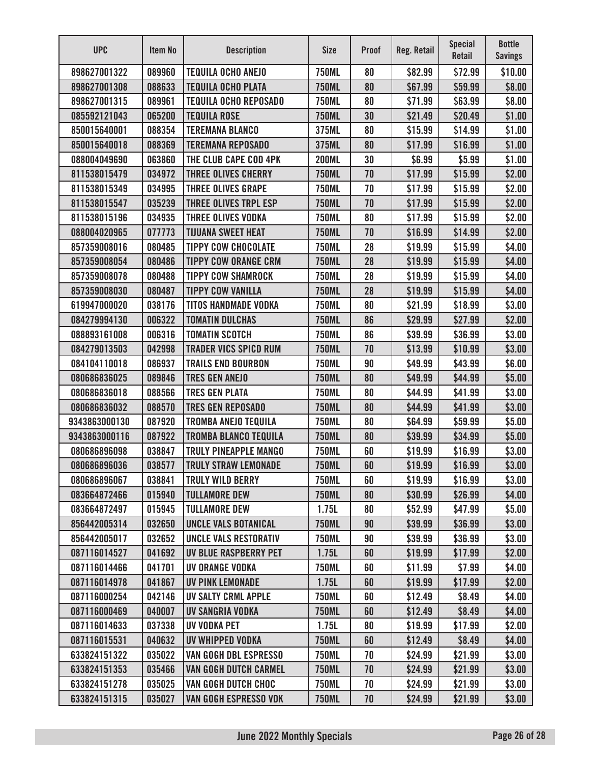| UPC | Item No | Description | Size | Proof | Reg. Retail | Special Retail | Bottle Savings |
|---|---|---|---|---|---|---|---|
| 898627001322 | 089960 | TEQUILA OCHO ANEJO | 750ML | 80 | $82.99 | $72.99 | $10.00 |
| 898627001308 | 088633 | TEQUILA OCHO PLATA | 750ML | 80 | $67.99 | $59.99 | $8.00 |
| 898627001315 | 089961 | TEQUILA OCHO REPOSADO | 750ML | 80 | $71.99 | $63.99 | $8.00 |
| 085592121043 | 065200 | TEQUILA ROSE | 750ML | 30 | $21.49 | $20.49 | $1.00 |
| 850015640001 | 088354 | TEREMANA BLANCO | 375ML | 80 | $15.99 | $14.99 | $1.00 |
| 850015640018 | 088369 | TEREMANA REPOSADO | 375ML | 80 | $17.99 | $16.99 | $1.00 |
| 088004049690 | 063860 | THE CLUB CAPE COD 4PK | 200ML | 30 | $6.99 | $5.99 | $1.00 |
| 811538015479 | 034972 | THREE OLIVES CHERRY | 750ML | 70 | $17.99 | $15.99 | $2.00 |
| 811538015349 | 034995 | THREE OLIVES GRAPE | 750ML | 70 | $17.99 | $15.99 | $2.00 |
| 811538015547 | 035239 | THREE OLIVES TRPL ESP | 750ML | 70 | $17.99 | $15.99 | $2.00 |
| 811538015196 | 034935 | THREE OLIVES VODKA | 750ML | 80 | $17.99 | $15.99 | $2.00 |
| 088004020965 | 077773 | TIJUANA SWEET HEAT | 750ML | 70 | $16.99 | $14.99 | $2.00 |
| 857359008016 | 080485 | TIPPY COW CHOCOLATE | 750ML | 28 | $19.99 | $15.99 | $4.00 |
| 857359008054 | 080486 | TIPPY COW ORANGE CRM | 750ML | 28 | $19.99 | $15.99 | $4.00 |
| 857359008078 | 080488 | TIPPY COW SHAMROCK | 750ML | 28 | $19.99 | $15.99 | $4.00 |
| 857359008030 | 080487 | TIPPY COW VANILLA | 750ML | 28 | $19.99 | $15.99 | $4.00 |
| 619947000020 | 038176 | TITOS HANDMADE VODKA | 750ML | 80 | $21.99 | $18.99 | $3.00 |
| 084279994130 | 006322 | TOMATIN DULCHAS | 750ML | 86 | $29.99 | $27.99 | $2.00 |
| 088893161008 | 006316 | TOMATIN SCOTCH | 750ML | 86 | $39.99 | $36.99 | $3.00 |
| 084279013503 | 042998 | TRADER VICS SPICD RUM | 750ML | 70 | $13.99 | $10.99 | $3.00 |
| 084104110018 | 086937 | TRAILS END BOURBON | 750ML | 90 | $49.99 | $43.99 | $6.00 |
| 080686836025 | 089846 | TRES GEN ANEJO | 750ML | 80 | $49.99 | $44.99 | $5.00 |
| 080686836018 | 088566 | TRES GEN PLATA | 750ML | 80 | $44.99 | $41.99 | $3.00 |
| 080686836032 | 088570 | TRES GEN REPOSADO | 750ML | 80 | $44.99 | $41.99 | $3.00 |
| 9343863000130 | 087920 | TROMBA ANEJO TEQUILA | 750ML | 80 | $64.99 | $59.99 | $5.00 |
| 9343863000116 | 087922 | TROMBA BLANCO TEQUILA | 750ML | 80 | $39.99 | $34.99 | $5.00 |
| 080686896098 | 038847 | TRULY PINEAPPLE MANGO | 750ML | 60 | $19.99 | $16.99 | $3.00 |
| 080686896036 | 038577 | TRULY STRAW LEMONADE | 750ML | 60 | $19.99 | $16.99 | $3.00 |
| 080686896067 | 038841 | TRULY WILD BERRY | 750ML | 60 | $19.99 | $16.99 | $3.00 |
| 083664872466 | 015940 | TULLAMORE DEW | 750ML | 80 | $30.99 | $26.99 | $4.00 |
| 083664872497 | 015945 | TULLAMORE DEW | 1.75L | 80 | $52.99 | $47.99 | $5.00 |
| 856442005314 | 032650 | UNCLE VALS BOTANICAL | 750ML | 90 | $39.99 | $36.99 | $3.00 |
| 856442005017 | 032652 | UNCLE VALS RESTORATIV | 750ML | 90 | $39.99 | $36.99 | $3.00 |
| 087116014527 | 041692 | UV BLUE RASPBERRY PET | 1.75L | 60 | $19.99 | $17.99 | $2.00 |
| 087116014466 | 041701 | UV ORANGE VODKA | 750ML | 60 | $11.99 | $7.99 | $4.00 |
| 087116014978 | 041867 | UV PINK LEMONADE | 1.75L | 60 | $19.99 | $17.99 | $2.00 |
| 087116000254 | 042146 | UV SALTY CRML APPLE | 750ML | 60 | $12.49 | $8.49 | $4.00 |
| 087116000469 | 040007 | UV SANGRIA VODKA | 750ML | 60 | $12.49 | $8.49 | $4.00 |
| 087116014633 | 037338 | UV VODKA PET | 1.75L | 80 | $19.99 | $17.99 | $2.00 |
| 087116015531 | 040632 | UV WHIPPED VODKA | 750ML | 60 | $12.49 | $8.49 | $4.00 |
| 633824151322 | 035022 | VAN GOGH DBL ESPRESSO | 750ML | 70 | $24.99 | $21.99 | $3.00 |
| 633824151353 | 035466 | VAN GOGH DUTCH CARMEL | 750ML | 70 | $24.99 | $21.99 | $3.00 |
| 633824151278 | 035025 | VAN GOGH DUTCH CHOC | 750ML | 70 | $24.99 | $21.99 | $3.00 |
| 633824151315 | 035027 | VAN GOGH ESPRESSO VDK | 750ML | 70 | $24.99 | $21.99 | $3.00 |

June 2022 Monthly Specials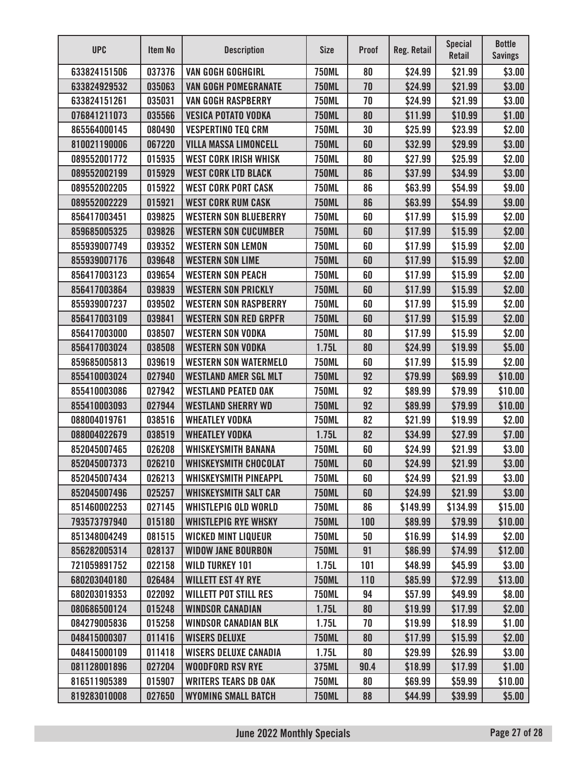| UPC | Item No | Description | Size | Proof | Reg. Retail | Special Retail | Bottle Savings |
|---|---|---|---|---|---|---|---|
| 633824151506 | 037376 | VAN GOGH GOGHGIRL | 750ML | 80 | $24.99 | $21.99 | $3.00 |
| 633824929532 | 035063 | VAN GOGH POMEGRANATE | 750ML | 70 | $24.99 | $21.99 | $3.00 |
| 633824151261 | 035031 | VAN GOGH RASPBERRY | 750ML | 70 | $24.99 | $21.99 | $3.00 |
| 076841211073 | 035566 | VESICA POTATO VODKA | 750ML | 80 | $11.99 | $10.99 | $1.00 |
| 865564000145 | 080490 | VESPERTINO TEQ CRM | 750ML | 30 | $25.99 | $23.99 | $2.00 |
| 810021190006 | 067220 | VILLA MASSA LIMONCELL | 750ML | 60 | $32.99 | $29.99 | $3.00 |
| 089552001772 | 015935 | WEST CORK IRISH WHISK | 750ML | 80 | $27.99 | $25.99 | $2.00 |
| 089552002199 | 015929 | WEST CORK LTD BLACK | 750ML | 86 | $37.99 | $34.99 | $3.00 |
| 089552002205 | 015922 | WEST CORK PORT CASK | 750ML | 86 | $63.99 | $54.99 | $9.00 |
| 089552002229 | 015921 | WEST CORK RUM CASK | 750ML | 86 | $63.99 | $54.99 | $9.00 |
| 856417003451 | 039825 | WESTERN SON BLUEBERRY | 750ML | 60 | $17.99 | $15.99 | $2.00 |
| 859685005325 | 039826 | WESTERN SON CUCUMBER | 750ML | 60 | $17.99 | $15.99 | $2.00 |
| 855939007749 | 039352 | WESTERN SON LEMON | 750ML | 60 | $17.99 | $15.99 | $2.00 |
| 855939007176 | 039648 | WESTERN SON LIME | 750ML | 60 | $17.99 | $15.99 | $2.00 |
| 856417003123 | 039654 | WESTERN SON PEACH | 750ML | 60 | $17.99 | $15.99 | $2.00 |
| 856417003864 | 039839 | WESTERN SON PRICKLY | 750ML | 60 | $17.99 | $15.99 | $2.00 |
| 855939007237 | 039502 | WESTERN SON RASPBERRY | 750ML | 60 | $17.99 | $15.99 | $2.00 |
| 856417003109 | 039841 | WESTERN SON RED GRPFR | 750ML | 60 | $17.99 | $15.99 | $2.00 |
| 856417003000 | 038507 | WESTERN SON VODKA | 750ML | 80 | $17.99 | $15.99 | $2.00 |
| 856417003024 | 038508 | WESTERN SON VODKA | 1.75L | 80 | $24.99 | $19.99 | $5.00 |
| 859685005813 | 039619 | WESTERN SON WATERMELO | 750ML | 60 | $17.99 | $15.99 | $2.00 |
| 855410003024 | 027940 | WESTLAND AMER SGL MLT | 750ML | 92 | $79.99 | $69.99 | $10.00 |
| 855410003086 | 027942 | WESTLAND PEATED OAK | 750ML | 92 | $89.99 | $79.99 | $10.00 |
| 855410003093 | 027944 | WESTLAND SHERRY WD | 750ML | 92 | $89.99 | $79.99 | $10.00 |
| 088004019761 | 038516 | WHEATLEY VODKA | 750ML | 82 | $21.99 | $19.99 | $2.00 |
| 088004022679 | 038519 | WHEATLEY VODKA | 1.75L | 82 | $34.99 | $27.99 | $7.00 |
| 852045007465 | 026208 | WHISKEYSMITH BANANA | 750ML | 60 | $24.99 | $21.99 | $3.00 |
| 852045007373 | 026210 | WHISKEYSMITH CHOCOLAT | 750ML | 60 | $24.99 | $21.99 | $3.00 |
| 852045007434 | 026213 | WHISKEYSMITH PINEAPPL | 750ML | 60 | $24.99 | $21.99 | $3.00 |
| 852045007496 | 025257 | WHISKEYSMITH SALT CAR | 750ML | 60 | $24.99 | $21.99 | $3.00 |
| 851460002253 | 027145 | WHISTLEPIG OLD WORLD | 750ML | 86 | $149.99 | $134.99 | $15.00 |
| 793573797940 | 015180 | WHISTLEPIG RYE WHSKY | 750ML | 100 | $89.99 | $79.99 | $10.00 |
| 851348004249 | 081515 | WICKED MINT LIQUEUR | 750ML | 50 | $16.99 | $14.99 | $2.00 |
| 856282005314 | 028137 | WIDOW JANE BOURBON | 750ML | 91 | $86.99 | $74.99 | $12.00 |
| 721059891752 | 022158 | WILD TURKEY 101 | 1.75L | 101 | $48.99 | $45.99 | $3.00 |
| 680203040180 | 026484 | WILLETT EST 4Y RYE | 750ML | 110 | $85.99 | $72.99 | $13.00 |
| 680203019353 | 022092 | WILLETT POT STILL RES | 750ML | 94 | $57.99 | $49.99 | $8.00 |
| 080686500124 | 015248 | WINDSOR CANADIAN | 1.75L | 80 | $19.99 | $17.99 | $2.00 |
| 084279005836 | 015258 | WINDSOR CANADIAN BLK | 1.75L | 70 | $19.99 | $18.99 | $1.00 |
| 048415000307 | 011416 | WISERS DELUXE | 750ML | 80 | $17.99 | $15.99 | $2.00 |
| 048415000109 | 011418 | WISERS DELUXE CANADIA | 1.75L | 80 | $29.99 | $26.99 | $3.00 |
| 081128001896 | 027204 | WOODFORD RSV RYE | 375ML | 90.4 | $18.99 | $17.99 | $1.00 |
| 816511905389 | 015907 | WRITERS TEARS DB OAK | 750ML | 80 | $69.99 | $59.99 | $10.00 |
| 819283010008 | 027650 | WYOMING SMALL BATCH | 750ML | 88 | $44.99 | $39.99 | $5.00 |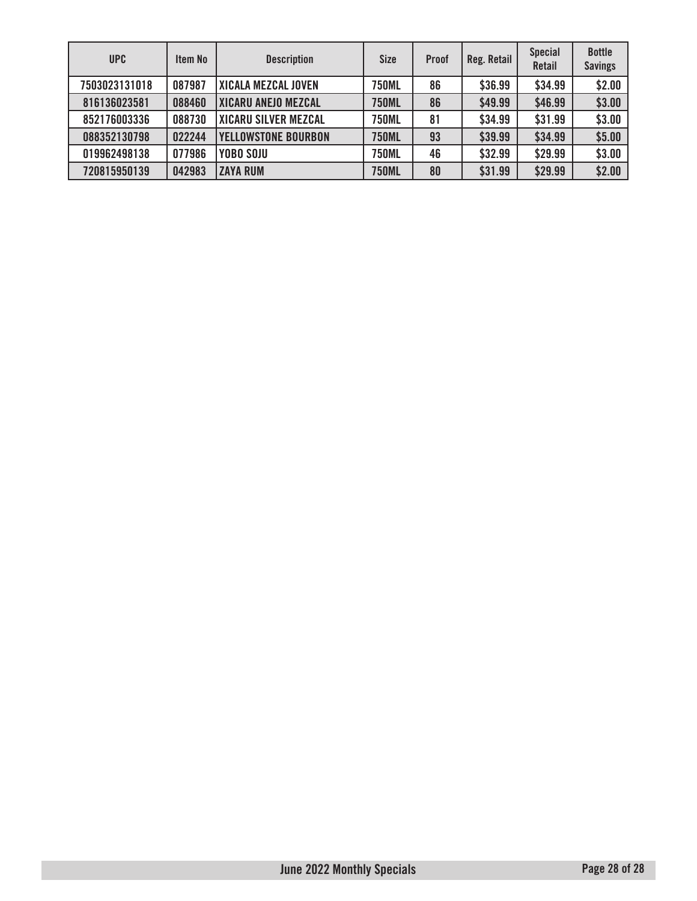| UPC | Item No | Description | Size | Proof | Reg. Retail | Special Retail | Bottle Savings |
|---|---|---|---|---|---|---|---|
| 7503023131018 | 087987 | XICALA MEZCAL JOVEN | 750ML | 86 | $36.99 | $34.99 | $2.00 |
| 816136023581 | 088460 | XICARU ANEJO MEZCAL | 750ML | 86 | $49.99 | $46.99 | $3.00 |
| 852176003336 | 088730 | XICARU SILVER MEZCAL | 750ML | 81 | $34.99 | $31.99 | $3.00 |
| 088352130798 | 022244 | YELLOWSTONE BOURBON | 750ML | 93 | $39.99 | $34.99 | $5.00 |
| 019962498138 | 077986 | YOBO SOJU | 750ML | 46 | $32.99 | $29.99 | $3.00 |
| 720815950139 | 042983 | ZAYA RUM | 750ML | 80 | $31.99 | $29.99 | $2.00 |